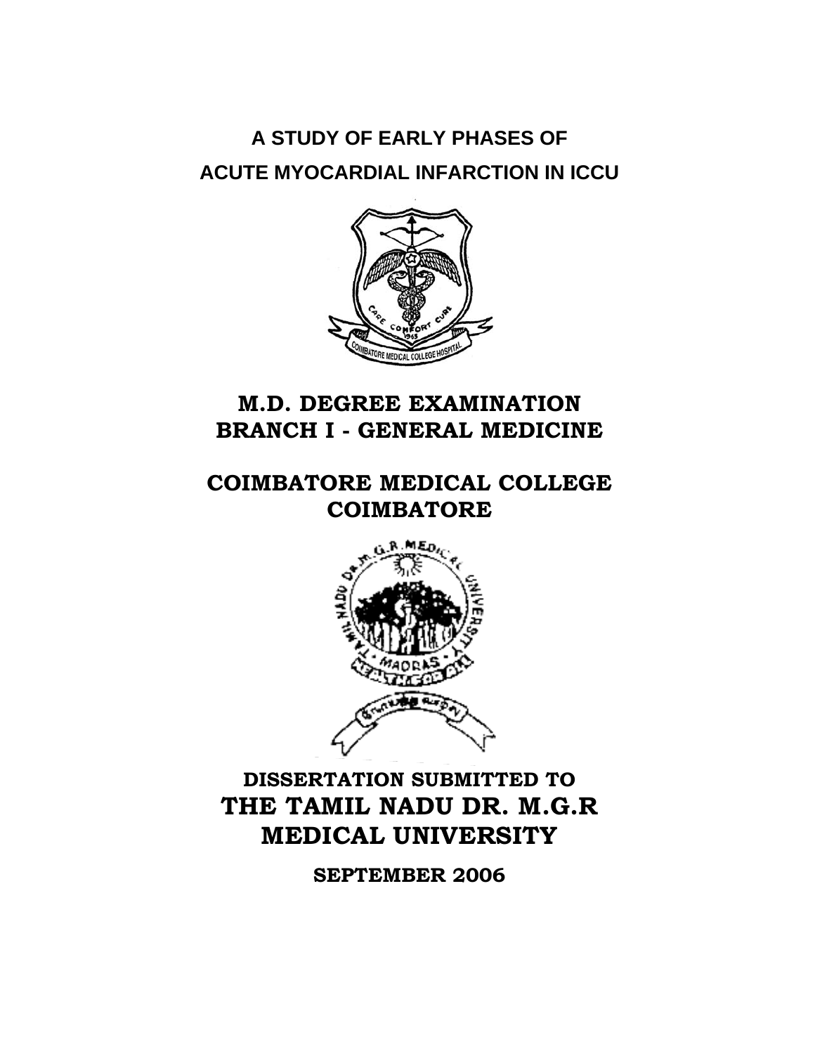# A STUDY OF EARLY PHASES OF ACUTE MYOCARDIAL INFARCTION IN ICCU

## M.D. DEGREE EXAMINATION
## BRANCH I - GENERAL MEDICINE

## COIMBATORE MEDICAL COLLEGE
## COIMBATORE

**DISSERTATION SUBMITTED TO**

## THE TAMIL NADU DR. M.G.R MEDICAL UNIVERSITY

**SEPTEMBER 2006**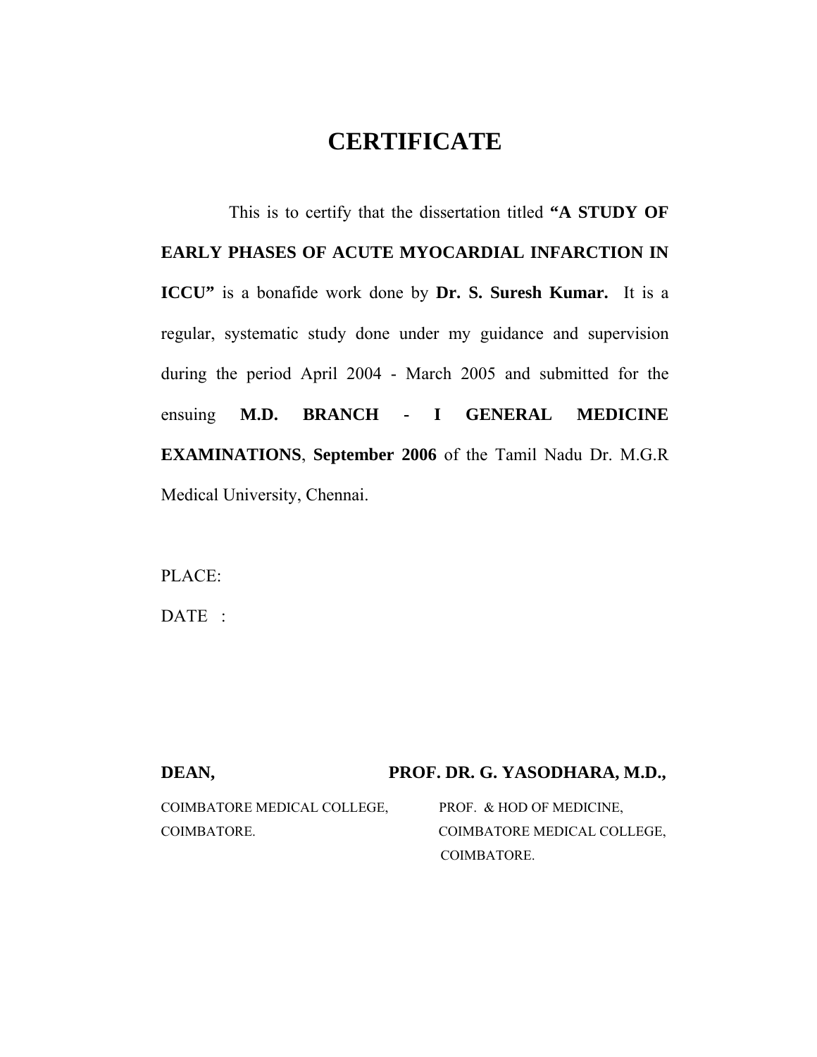# CERTIFICATE

This is to certify that the dissertation titled **"A STUDY OF EARLY PHASES OF ACUTE MYOCARDIAL INFARCTION IN ICCU"** is a bonafide work done by **Dr. S. Suresh Kumar.** It is a regular, systematic study done under my guidance and supervision during the period April 2004 - March 2005 and submitted for the ensuing **M.D. BRANCH - I GENERAL MEDICINE EXAMINATIONS**, **September 2006** of the Tamil Nadu Dr. M.G.R Medical University, Chennai.

PLACE:

DATE :

**DEAN,**
COIMBATORE MEDICAL COLLEGE,
COIMBATORE.

**PROF. DR. G. YASODHARA, M.D.,**
PROF. & HOD OF MEDICINE,
COIMBATORE MEDICAL COLLEGE,
COIMBATORE.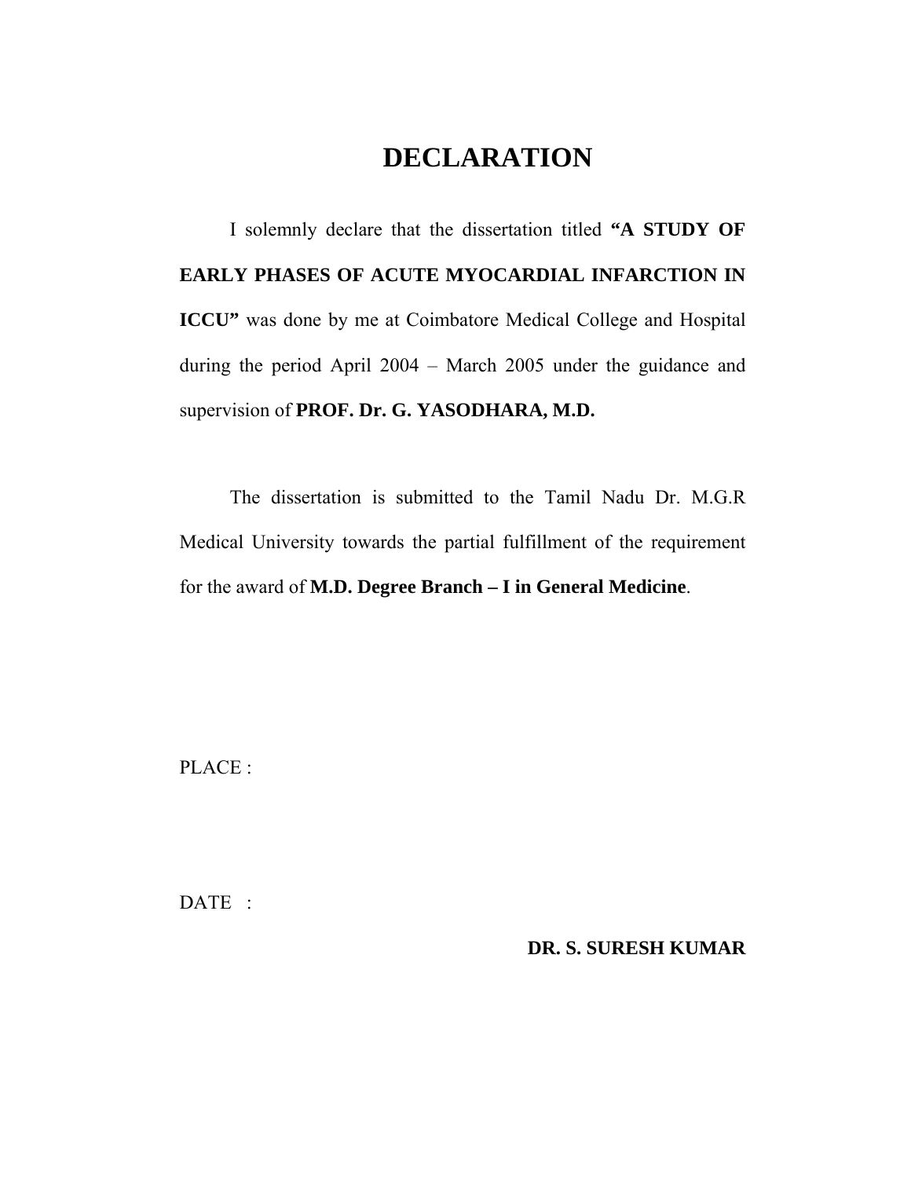# DECLARATION

I solemnly declare that the dissertation titled **"A STUDY OF EARLY PHASES OF ACUTE MYOCARDIAL INFARCTION IN ICCU"** was done by me at Coimbatore Medical College and Hospital during the period April 2004 – March 2005 under the guidance and supervision of **PROF. Dr. G. YASODHARA, M.D.**

The dissertation is submitted to the Tamil Nadu Dr. M.G.R Medical University towards the partial fulfillment of the requirement for the award of **M.D. Degree Branch – I in General Medicine**.

PLACE :

DATE :

**DR. S. SURESH KUMAR**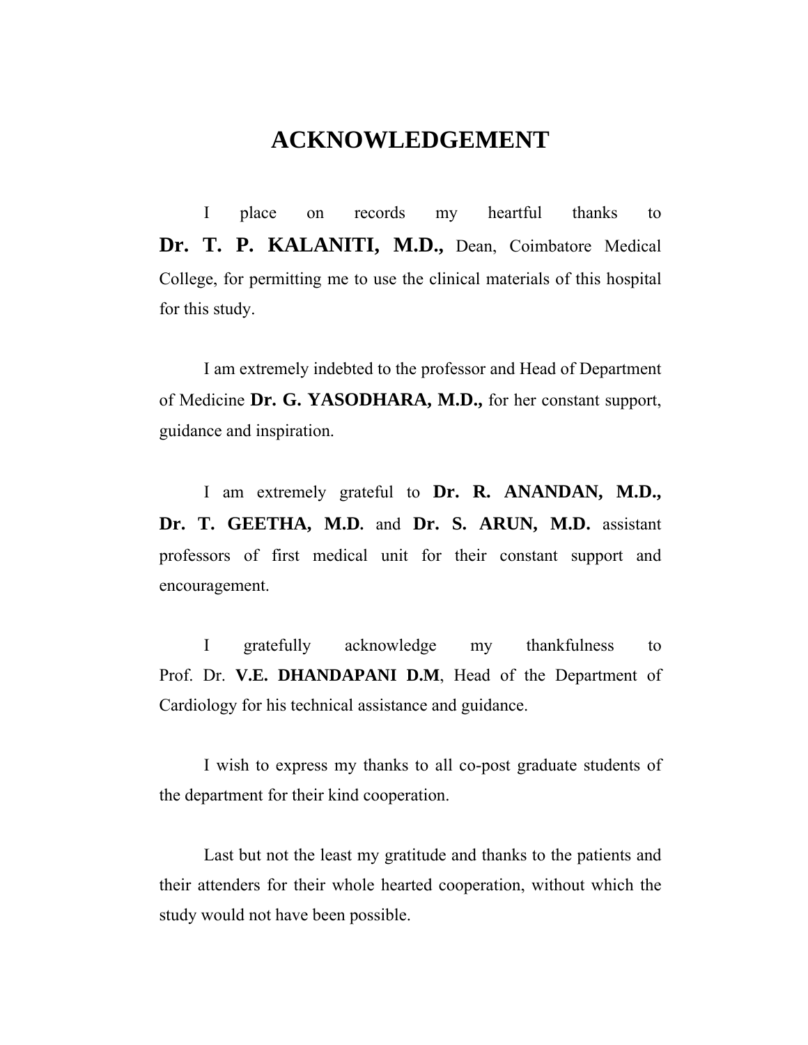# ACKNOWLEDGEMENT

I place on records my heartful thanks to **Dr. T. P. KALANITI, M.D.,** Dean, Coimbatore Medical College, for permitting me to use the clinical materials of this hospital for this study.

I am extremely indebted to the professor and Head of Department of Medicine **Dr. G. YASODHARA, M.D.,** for her constant support, guidance and inspiration.

I am extremely grateful to **Dr. R. ANANDAN, M.D., Dr. T. GEETHA, M.D.** and **Dr. S. ARUN, M.D.** assistant professors of first medical unit for their constant support and encouragement.

I gratefully acknowledge my thankfulness to Prof. Dr. **V.E. DHANDAPANI D.M**, Head of the Department of Cardiology for his technical assistance and guidance.

I wish to express my thanks to all co-post graduate students of the department for their kind cooperation.

Last but not the least my gratitude and thanks to the patients and their attenders for their whole hearted cooperation, without which the study would not have been possible.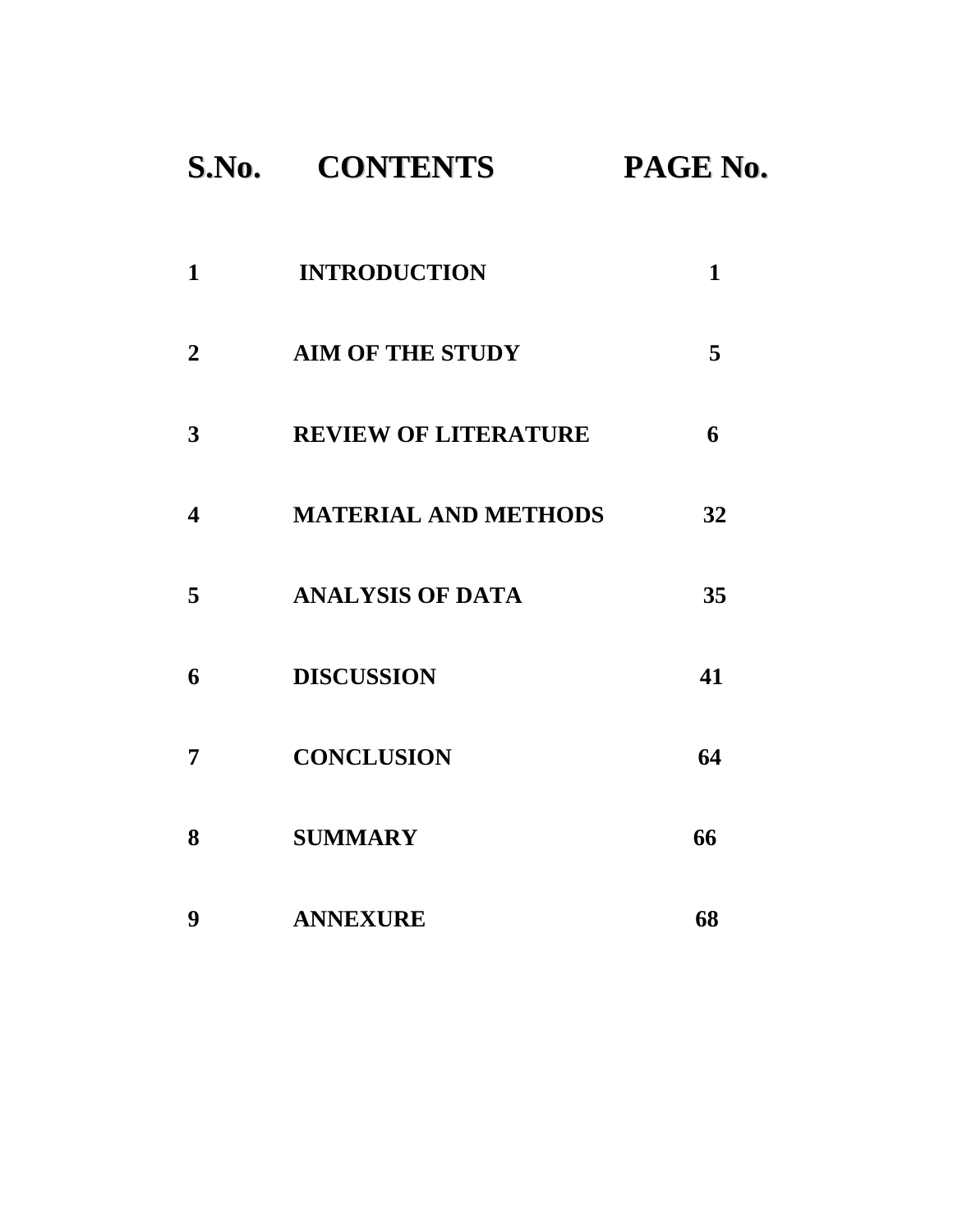| S.No. | CONTENTS | PAGE No. |
|---|---|---|
| 1 | INTRODUCTION | 1 |
| 2 | AIM OF THE STUDY | 5 |
| 3 | REVIEW OF LITERATURE | 6 |
| 4 | MATERIAL AND METHODS | 32 |
| 5 | ANALYSIS OF DATA | 35 |
| 6 | DISCUSSION | 41 |
| 7 | CONCLUSION | 64 |
| 8 | SUMMARY | 66 |
| 9 | ANNEXURE | 68 |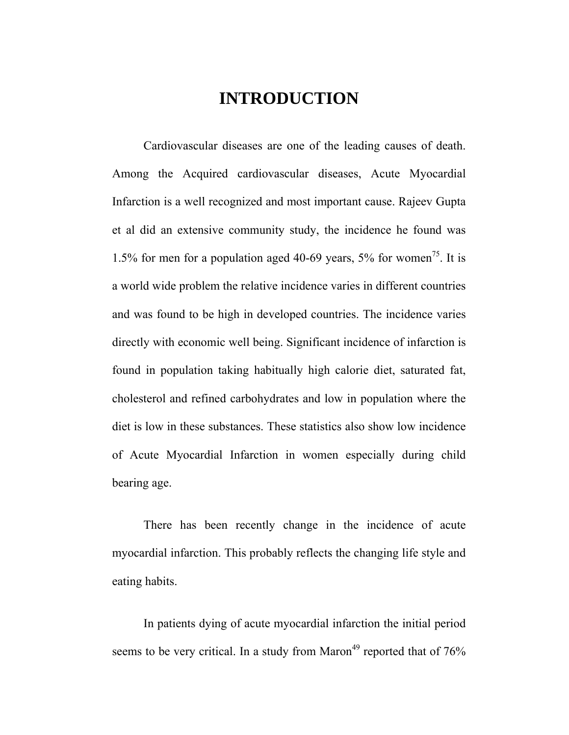# INTRODUCTION

Cardiovascular diseases are one of the leading causes of death. Among the Acquired cardiovascular diseases, Acute Myocardial Infarction is a well recognized and most important cause. Rajeev Gupta et al did an extensive community study, the incidence he found was 1.5% for men for a population aged 40-69 years, 5% for women[75]. It is a world wide problem the relative incidence varies in different countries and was found to be high in developed countries. The incidence varies directly with economic well being. Significant incidence of infarction is found in population taking habitually high calorie diet, saturated fat, cholesterol and refined carbohydrates and low in population where the diet is low in these substances. These statistics also show low incidence of Acute Myocardial Infarction in women especially during child bearing age.

There has been recently change in the incidence of acute myocardial infarction. This probably reflects the changing life style and eating habits.

In patients dying of acute myocardial infarction the initial period seems to be very critical. In a study from Maron[49] reported that of 76%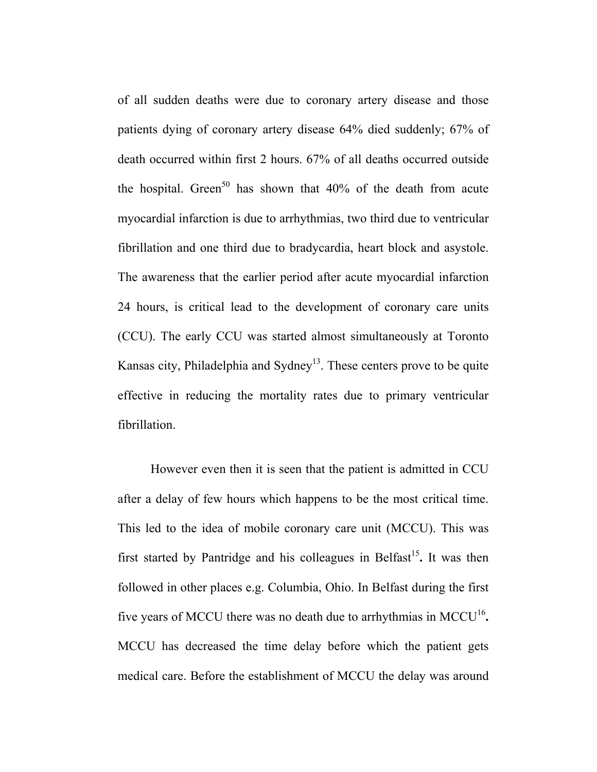of all sudden deaths were due to coronary artery disease and those patients dying of coronary artery disease 64% died suddenly; 67% of death occurred within first 2 hours. 67% of all deaths occurred outside the hospital. Green[50] has shown that 40% of the death from acute myocardial infarction is due to arrhythmias, two third due to ventricular fibrillation and one third due to bradycardia, heart block and asystole. The awareness that the earlier period after acute myocardial infarction 24 hours, is critical lead to the development of coronary care units (CCU). The early CCU was started almost simultaneously at Toronto Kansas city, Philadelphia and Sydney[13]. These centers prove to be quite effective in reducing the mortality rates due to primary ventricular fibrillation.

However even then it is seen that the patient is admitted in CCU after a delay of few hours which happens to be the most critical time. This led to the idea of mobile coronary care unit (MCCU). This was first started by Pantridge and his colleagues in Belfast[15]**.** It was then followed in other places e.g. Columbia, Ohio. In Belfast during the first five years of MCCU there was no death due to arrhythmias in MCCU[16]**.** MCCU has decreased the time delay before which the patient gets medical care. Before the establishment of MCCU the delay was around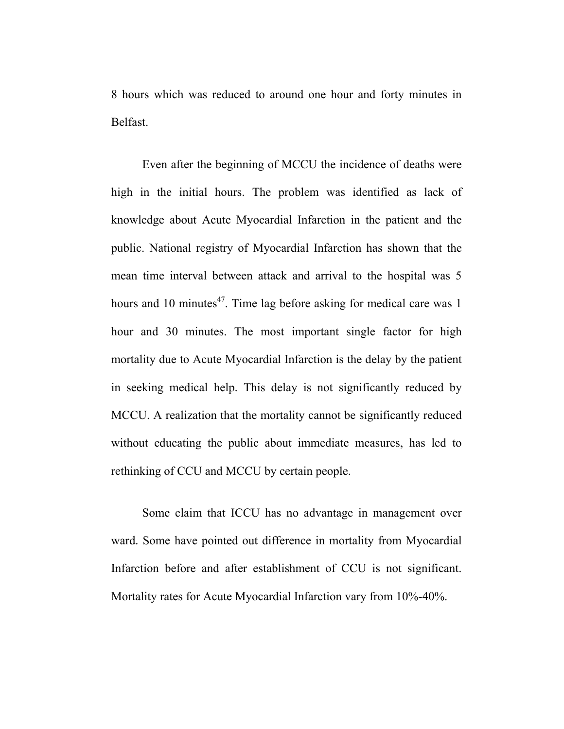8 hours which was reduced to around one hour and forty minutes in Belfast.

Even after the beginning of MCCU the incidence of deaths were high in the initial hours. The problem was identified as lack of knowledge about Acute Myocardial Infarction in the patient and the public. National registry of Myocardial Infarction has shown that the mean time interval between attack and arrival to the hospital was 5 hours and 10 minutes[47]. Time lag before asking for medical care was 1 hour and 30 minutes. The most important single factor for high mortality due to Acute Myocardial Infarction is the delay by the patient in seeking medical help. This delay is not significantly reduced by MCCU. A realization that the mortality cannot be significantly reduced without educating the public about immediate measures, has led to rethinking of CCU and MCCU by certain people.

Some claim that ICCU has no advantage in management over ward. Some have pointed out difference in mortality from Myocardial Infarction before and after establishment of CCU is not significant. Mortality rates for Acute Myocardial Infarction vary from 10%-40%.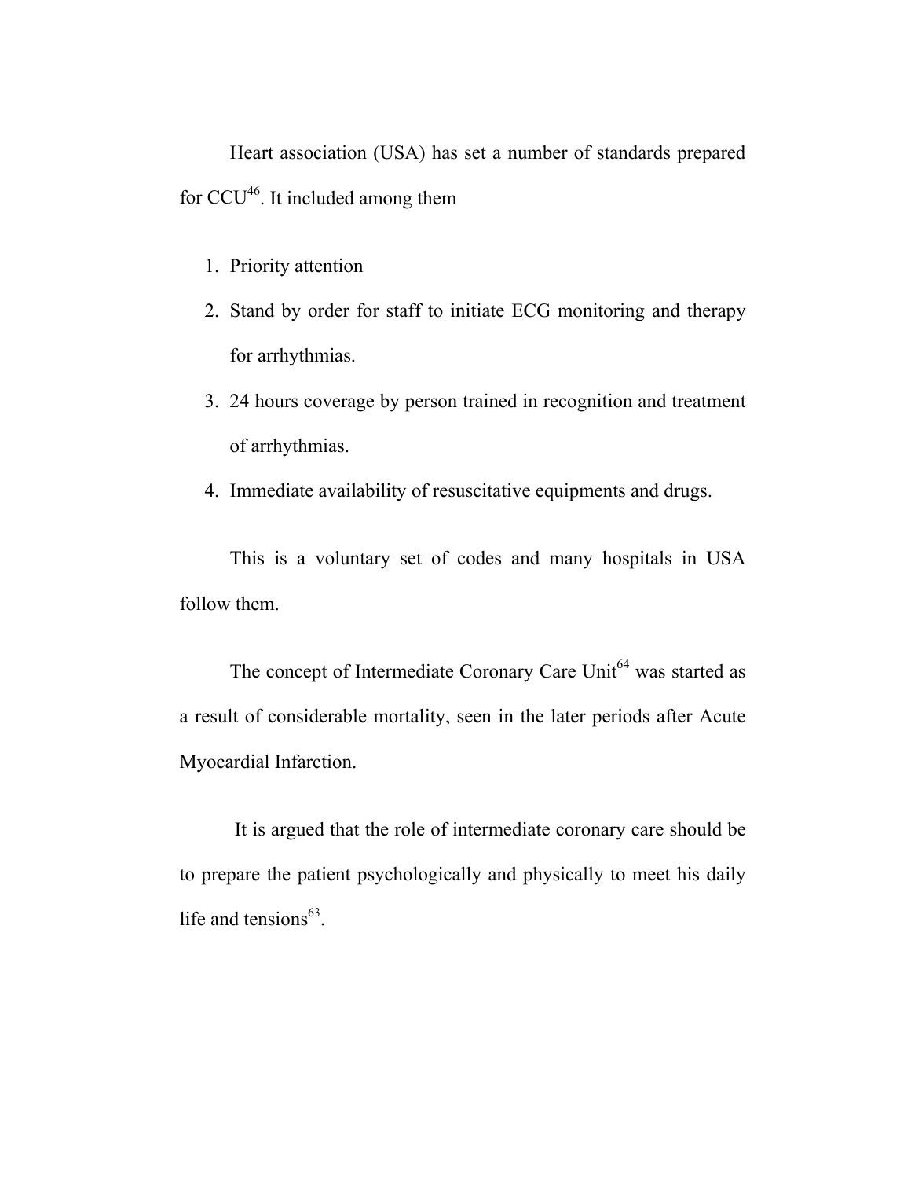Heart association (USA) has set a number of standards prepared for CCU[46]. It included among them

1. Priority attention
2. Stand by order for staff to initiate ECG monitoring and therapy for arrhythmias.
3. 24 hours coverage by person trained in recognition and treatment of arrhythmias.
4. Immediate availability of resuscitative equipments and drugs.

This is a voluntary set of codes and many hospitals in USA follow them.

The concept of Intermediate Coronary Care Unit[64] was started as a result of considerable mortality, seen in the later periods after Acute Myocardial Infarction.

It is argued that the role of intermediate coronary care should be to prepare the patient psychologically and physically to meet his daily life and tensions[63].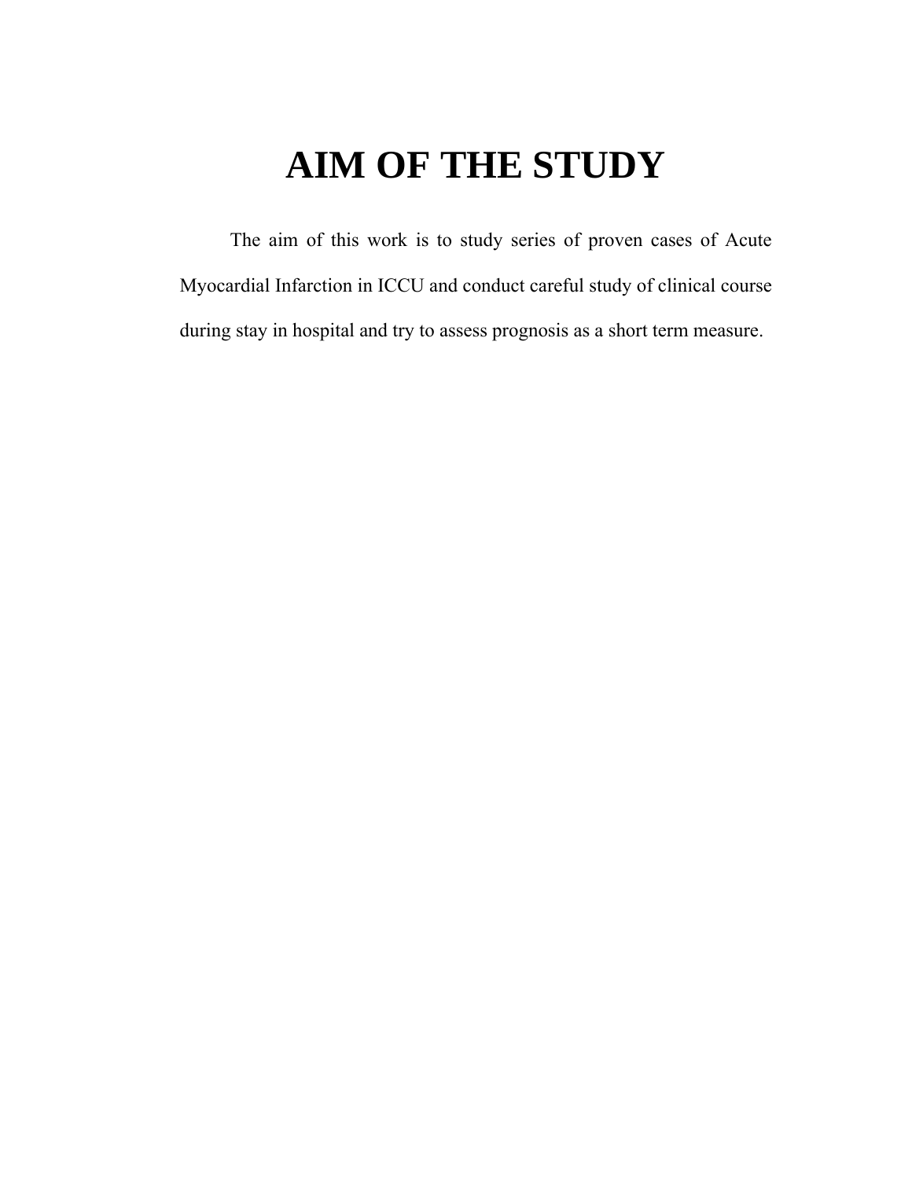# AIM OF THE STUDY

The aim of this work is to study series of proven cases of Acute Myocardial Infarction in ICCU and conduct careful study of clinical course during stay in hospital and try to assess prognosis as a short term measure.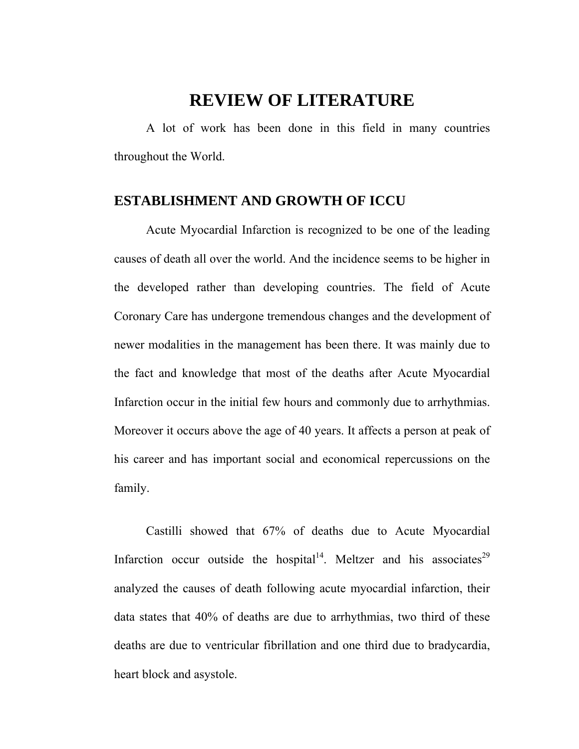# REVIEW OF LITERATURE

A lot of work has been done in this field in many countries throughout the World.

## ESTABLISHMENT AND GROWTH OF ICCU

Acute Myocardial Infarction is recognized to be one of the leading causes of death all over the world. And the incidence seems to be higher in the developed rather than developing countries. The field of Acute Coronary Care has undergone tremendous changes and the development of newer modalities in the management has been there. It was mainly due to the fact and knowledge that most of the deaths after Acute Myocardial Infarction occur in the initial few hours and commonly due to arrhythmias. Moreover it occurs above the age of 40 years. It affects a person at peak of his career and has important social and economical repercussions on the family.

Castilli showed that 67% of deaths due to Acute Myocardial Infarction occur outside the hospital[14]. Meltzer and his associates[29] analyzed the causes of death following acute myocardial infarction, their data states that 40% of deaths are due to arrhythmias, two third of these deaths are due to ventricular fibrillation and one third due to bradycardia, heart block and asystole.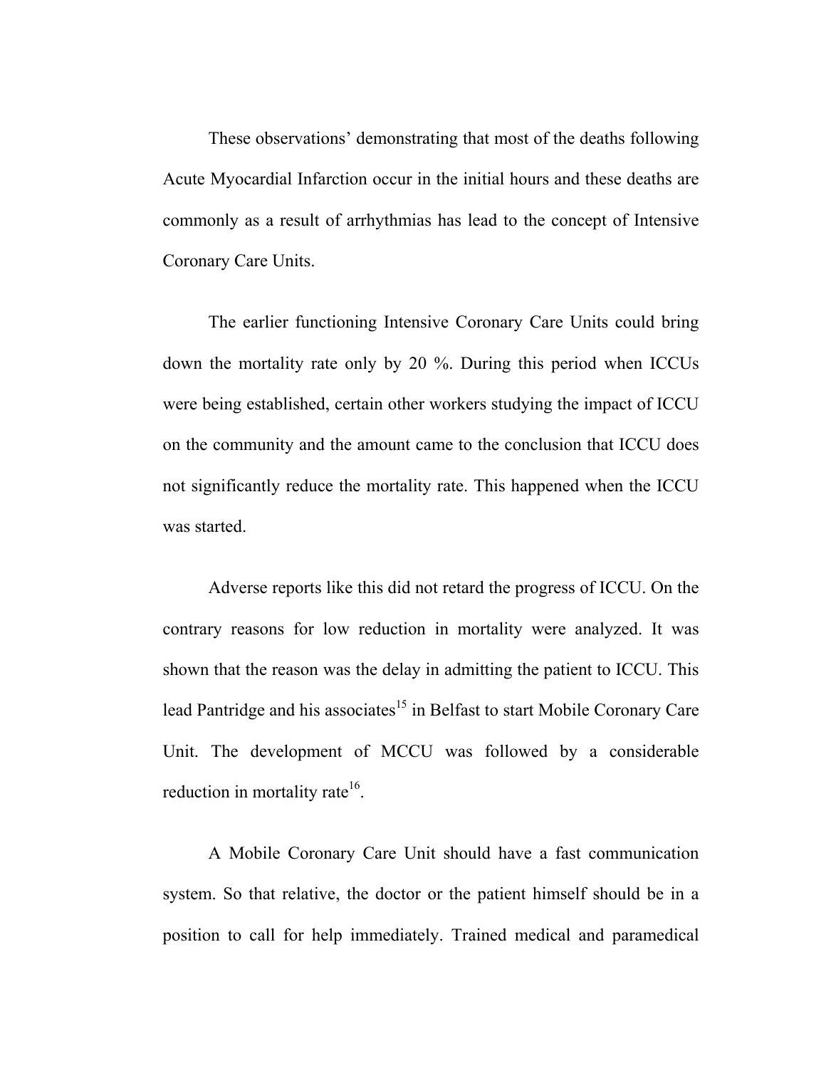These observations' demonstrating that most of the deaths following Acute Myocardial Infarction occur in the initial hours and these deaths are commonly as a result of arrhythmias has lead to the concept of Intensive Coronary Care Units.

The earlier functioning Intensive Coronary Care Units could bring down the mortality rate only by 20 %. During this period when ICCUs were being established, certain other workers studying the impact of ICCU on the community and the amount came to the conclusion that ICCU does not significantly reduce the mortality rate. This happened when the ICCU was started.

Adverse reports like this did not retard the progress of ICCU. On the contrary reasons for low reduction in mortality were analyzed. It was shown that the reason was the delay in admitting the patient to ICCU. This lead Pantridge and his associates[15] in Belfast to start Mobile Coronary Care Unit. The development of MCCU was followed by a considerable reduction in mortality rate[16].

A Mobile Coronary Care Unit should have a fast communication system. So that relative, the doctor or the patient himself should be in a position to call for help immediately. Trained medical and paramedical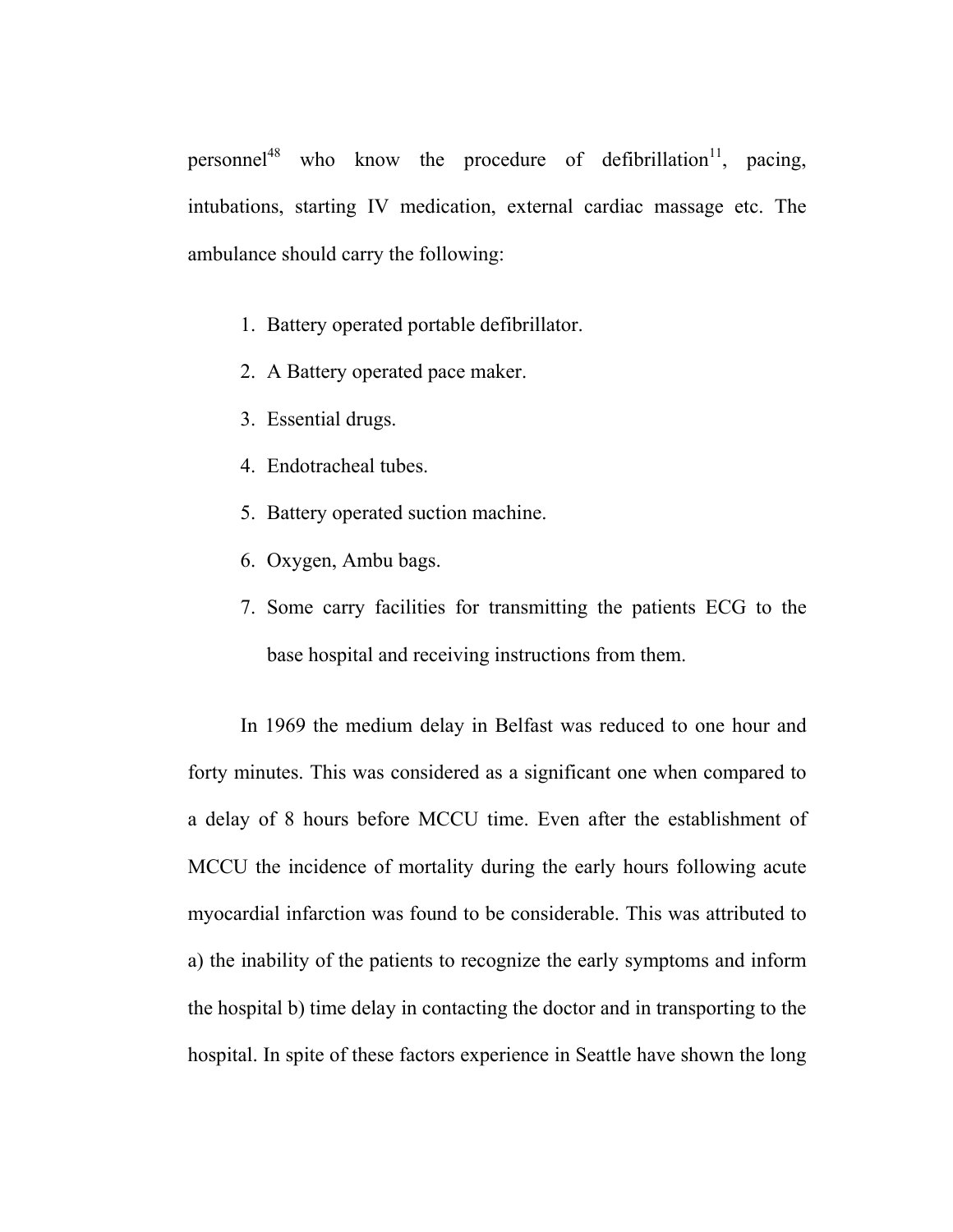personnel[48] who know the procedure of defibrillation[11], pacing, intubations, starting IV medication, external cardiac massage etc. The ambulance should carry the following:

1. Battery operated portable defibrillator.
2. A Battery operated pace maker.
3. Essential drugs.
4. Endotracheal tubes.
5. Battery operated suction machine.
6. Oxygen, Ambu bags.
7. Some carry facilities for transmitting the patients ECG to the base hospital and receiving instructions from them.

In 1969 the medium delay in Belfast was reduced to one hour and forty minutes. This was considered as a significant one when compared to a delay of 8 hours before MCCU time. Even after the establishment of MCCU the incidence of mortality during the early hours following acute myocardial infarction was found to be considerable. This was attributed to a) the inability of the patients to recognize the early symptoms and inform the hospital b) time delay in contacting the doctor and in transporting to the hospital. In spite of these factors experience in Seattle have shown the long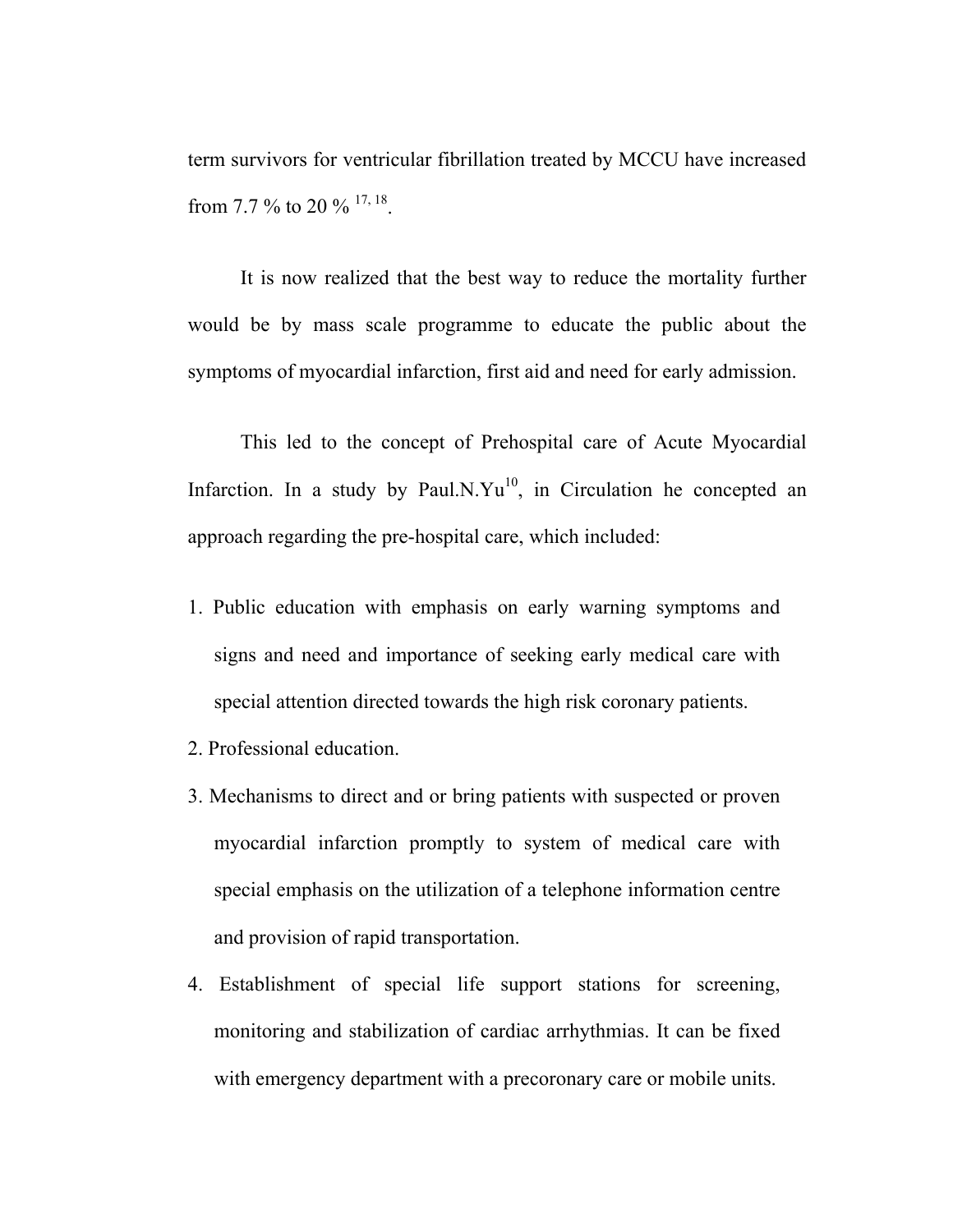term survivors for ventricular fibrillation treated by MCCU have increased from 7.7 % to 20 % [17, 18].

It is now realized that the best way to reduce the mortality further would be by mass scale programme to educate the public about the symptoms of myocardial infarction, first aid and need for early admission.

This led to the concept of Prehospital care of Acute Myocardial Infarction. In a study by Paul.N.Yu[10], in Circulation he concepted an approach regarding the pre-hospital care, which included:

1. Public education with emphasis on early warning symptoms and signs and need and importance of seeking early medical care with special attention directed towards the high risk coronary patients.
2. Professional education.
3. Mechanisms to direct and or bring patients with suspected or proven myocardial infarction promptly to system of medical care with special emphasis on the utilization of a telephone information centre and provision of rapid transportation.
4. Establishment of special life support stations for screening, monitoring and stabilization of cardiac arrhythmias. It can be fixed with emergency department with a precoronary care or mobile units.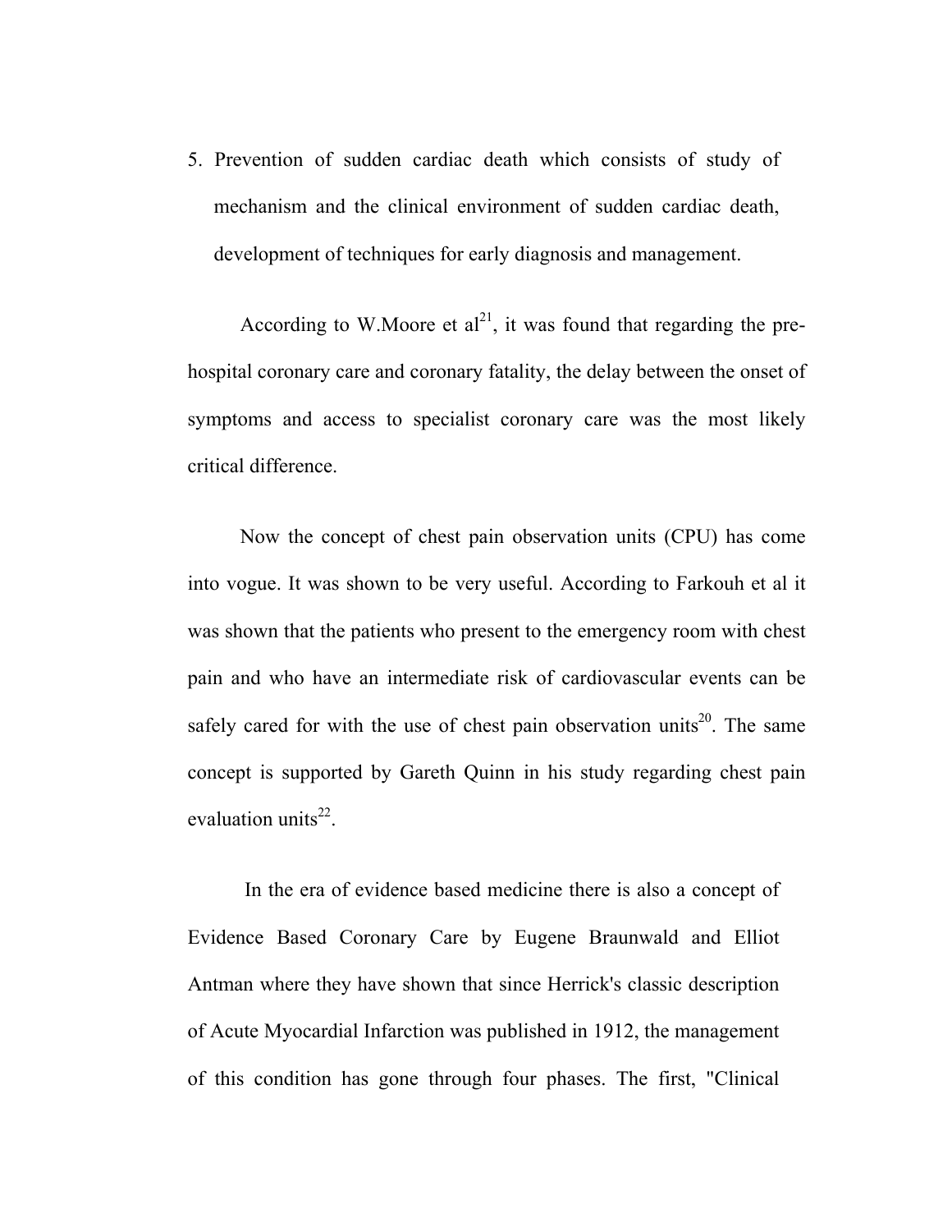5. Prevention of sudden cardiac death which consists of study of mechanism and the clinical environment of sudden cardiac death, development of techniques for early diagnosis and management.

According to W.Moore et al[21], it was found that regarding the pre-hospital coronary care and coronary fatality, the delay between the onset of symptoms and access to specialist coronary care was the most likely critical difference.

Now the concept of chest pain observation units (CPU) has come into vogue. It was shown to be very useful. According to Farkouh et al it was shown that the patients who present to the emergency room with chest pain and who have an intermediate risk of cardiovascular events can be safely cared for with the use of chest pain observation units[20]. The same concept is supported by Gareth Quinn in his study regarding chest pain evaluation units[22].

In the era of evidence based medicine there is also a concept of Evidence Based Coronary Care by Eugene Braunwald and Elliot Antman where they have shown that since Herrick's classic description of Acute Myocardial Infarction was published in 1912, the management of this condition has gone through four phases. The first, "Clinical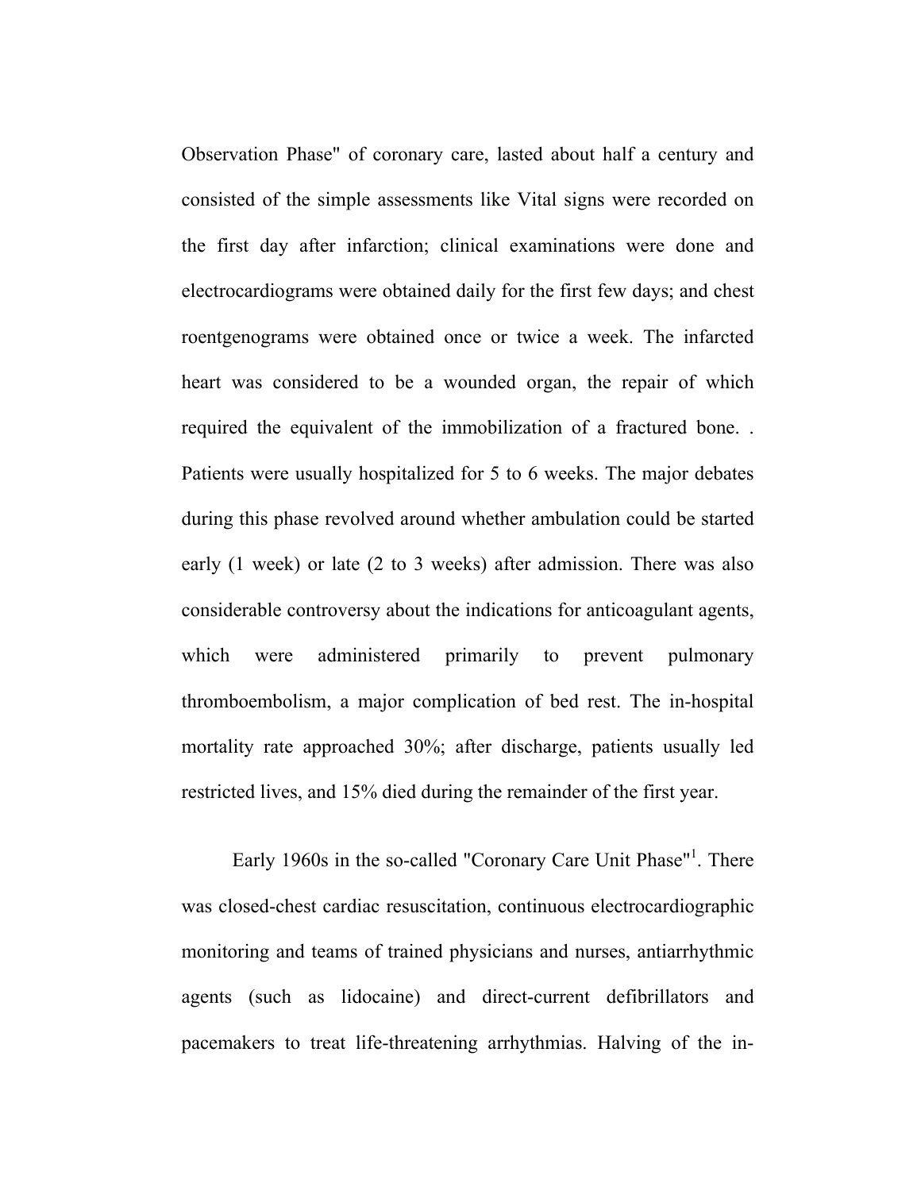Observation Phase" of coronary care, lasted about half a century and consisted of the simple assessments like Vital signs were recorded on the first day after infarction; clinical examinations were done and electrocardiograms were obtained daily for the first few days; and chest roentgenograms were obtained once or twice a week. The infarcted heart was considered to be a wounded organ, the repair of which required the equivalent of the immobilization of a fractured bone. . Patients were usually hospitalized for 5 to 6 weeks. The major debates during this phase revolved around whether ambulation could be started early (1 week) or late (2 to 3 weeks) after admission. There was also considerable controversy about the indications for anticoagulant agents, which were administered primarily to prevent pulmonary thromboembolism, a major complication of bed rest. The in-hospital mortality rate approached 30%; after discharge, patients usually led restricted lives, and 15% died during the remainder of the first year.

Early 1960s in the so-called "Coronary Care Unit Phase"[1]. There was closed-chest cardiac resuscitation, continuous electrocardiographic monitoring and teams of trained physicians and nurses, antiarrhythmic agents (such as lidocaine) and direct-current defibrillators and pacemakers to treat life-threatening arrhythmias. Halving of the in-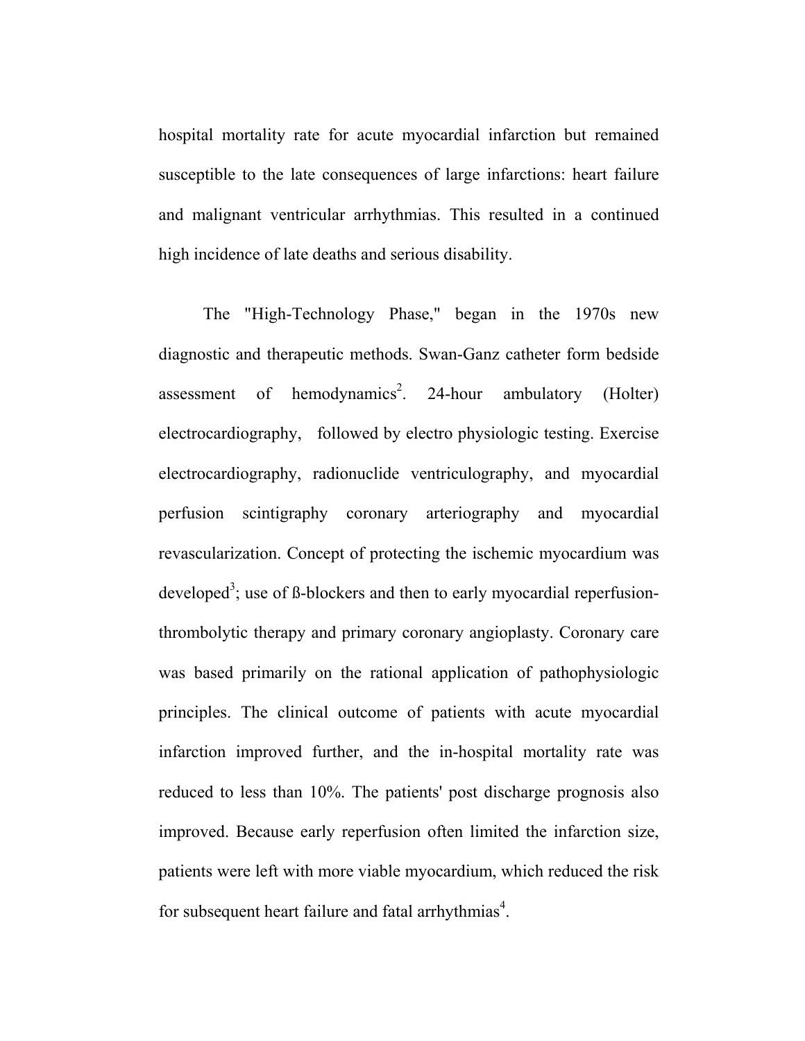hospital mortality rate for acute myocardial infarction but remained susceptible to the late consequences of large infarctions: heart failure and malignant ventricular arrhythmias. This resulted in a continued high incidence of late deaths and serious disability.

The "High-Technology Phase," began in the 1970s new diagnostic and therapeutic methods. Swan-Ganz catheter form bedside assessment of hemodynamics[2]. 24-hour ambulatory (Holter) electrocardiography, followed by electro physiologic testing. Exercise electrocardiography, radionuclide ventriculography, and myocardial perfusion scintigraphy coronary arteriography and myocardial revascularization. Concept of protecting the ischemic myocardium was developed[3]; use of ß-blockers and then to early myocardial reperfusion-thrombolytic therapy and primary coronary angioplasty. Coronary care was based primarily on the rational application of pathophysiologic principles. The clinical outcome of patients with acute myocardial infarction improved further, and the in-hospital mortality rate was reduced to less than 10%. The patients' post discharge prognosis also improved. Because early reperfusion often limited the infarction size, patients were left with more viable myocardium, which reduced the risk for subsequent heart failure and fatal arrhythmias[4].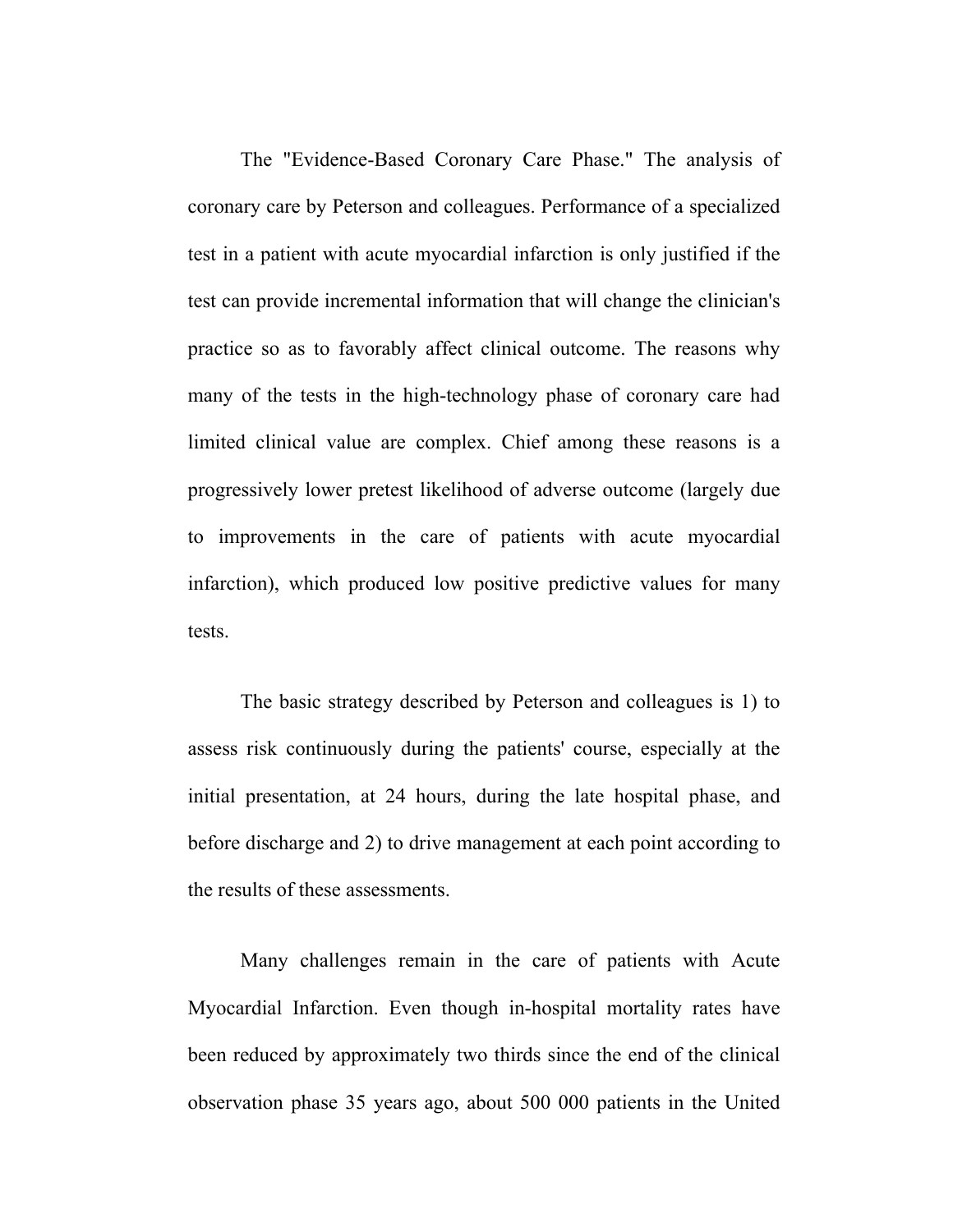The "Evidence-Based Coronary Care Phase." The analysis of coronary care by Peterson and colleagues. Performance of a specialized test in a patient with acute myocardial infarction is only justified if the test can provide incremental information that will change the clinician's practice so as to favorably affect clinical outcome. The reasons why many of the tests in the high-technology phase of coronary care had limited clinical value are complex. Chief among these reasons is a progressively lower pretest likelihood of adverse outcome (largely due to improvements in the care of patients with acute myocardial infarction), which produced low positive predictive values for many tests.

The basic strategy described by Peterson and colleagues is 1) to assess risk continuously during the patients' course, especially at the initial presentation, at 24 hours, during the late hospital phase, and before discharge and 2) to drive management at each point according to the results of these assessments.

Many challenges remain in the care of patients with Acute Myocardial Infarction. Even though in-hospital mortality rates have been reduced by approximately two thirds since the end of the clinical observation phase 35 years ago, about 500 000 patients in the United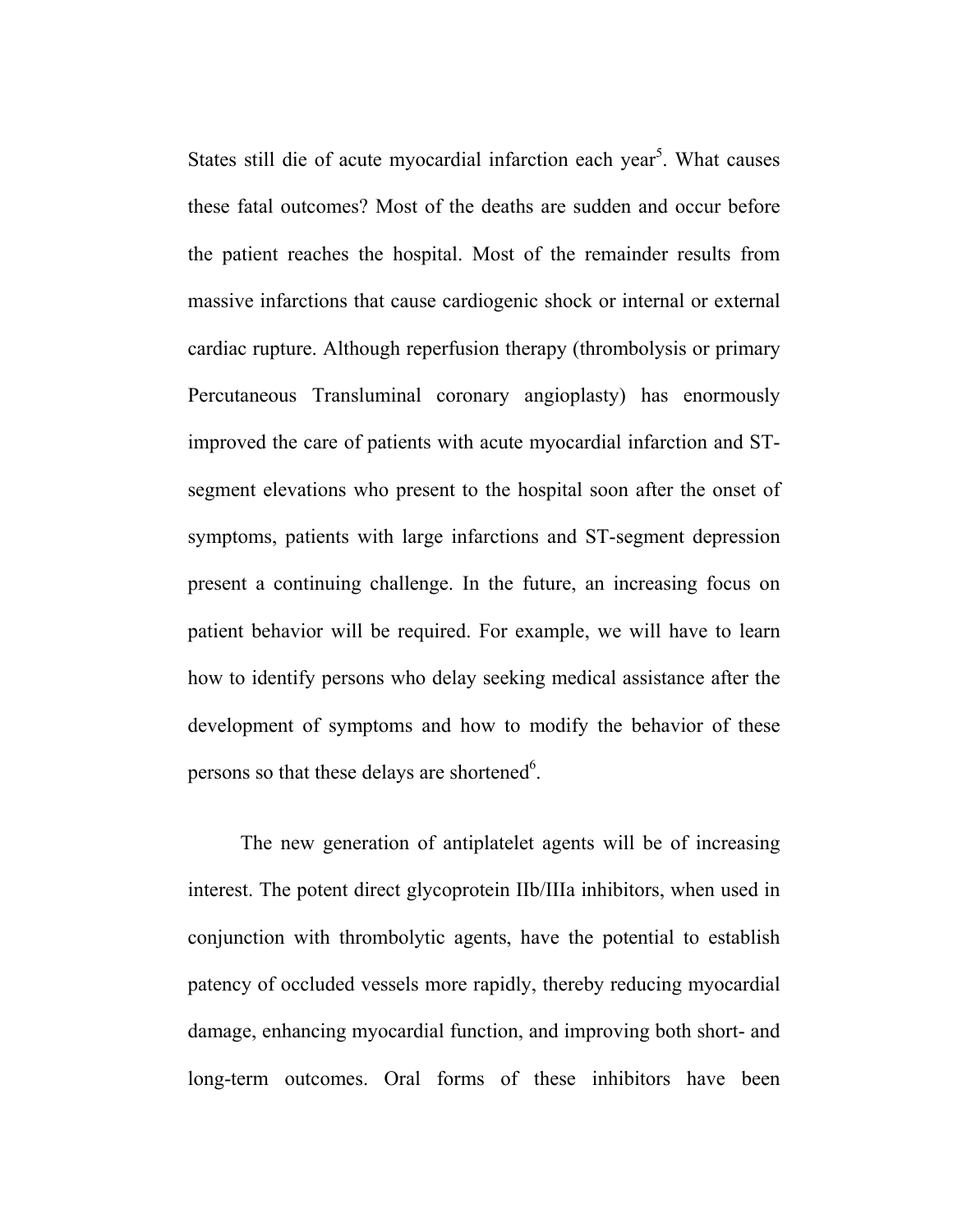States still die of acute myocardial infarction each year[5]. What causes these fatal outcomes? Most of the deaths are sudden and occur before the patient reaches the hospital. Most of the remainder results from massive infarctions that cause cardiogenic shock or internal or external cardiac rupture. Although reperfusion therapy (thrombolysis or primary Percutaneous Transluminal coronary angioplasty) has enormously improved the care of patients with acute myocardial infarction and ST-segment elevations who present to the hospital soon after the onset of symptoms, patients with large infarctions and ST-segment depression present a continuing challenge. In the future, an increasing focus on patient behavior will be required. For example, we will have to learn how to identify persons who delay seeking medical assistance after the development of symptoms and how to modify the behavior of these persons so that these delays are shortened[6].

The new generation of antiplatelet agents will be of increasing interest. The potent direct glycoprotein IIb/IIIa inhibitors, when used in conjunction with thrombolytic agents, have the potential to establish patency of occluded vessels more rapidly, thereby reducing myocardial damage, enhancing myocardial function, and improving both short- and long-term outcomes. Oral forms of these inhibitors have been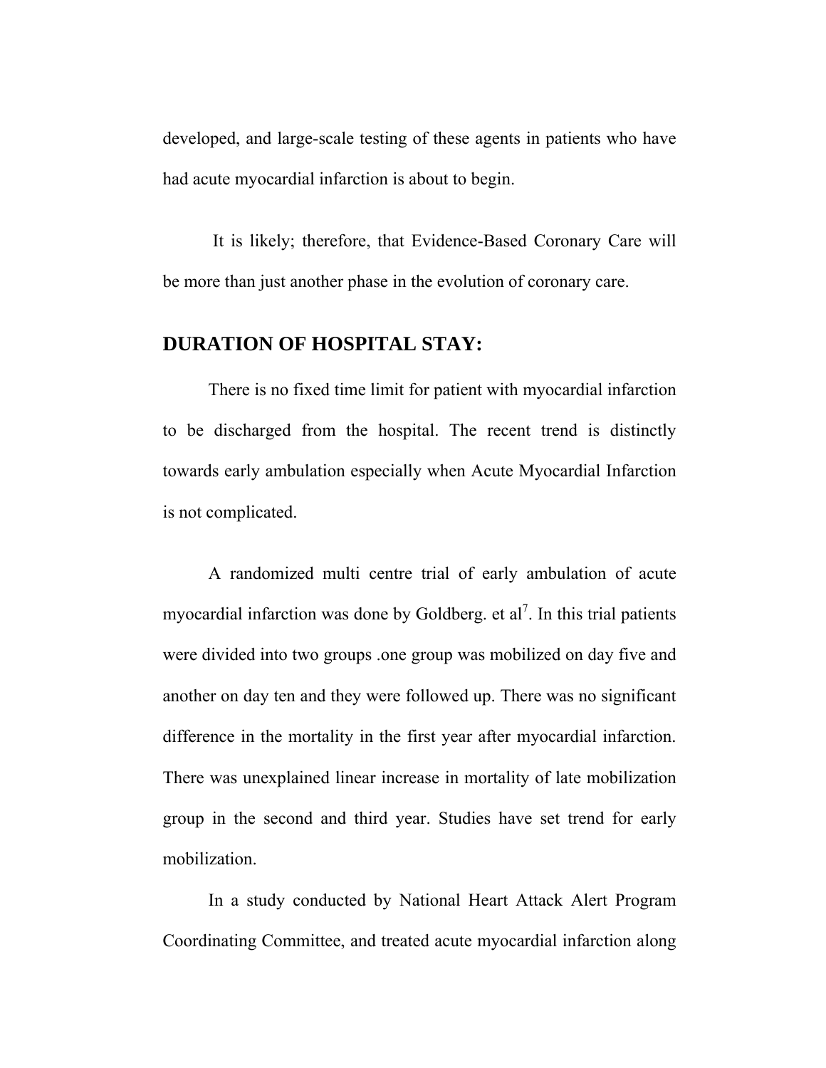developed, and large-scale testing of these agents in patients who have had acute myocardial infarction is about to begin.

It is likely; therefore, that Evidence-Based Coronary Care will be more than just another phase in the evolution of coronary care.

## DURATION OF HOSPITAL STAY:

There is no fixed time limit for patient with myocardial infarction to be discharged from the hospital. The recent trend is distinctly towards early ambulation especially when Acute Myocardial Infarction is not complicated.

A randomized multi centre trial of early ambulation of acute myocardial infarction was done by Goldberg. et al[7]. In this trial patients were divided into two groups .one group was mobilized on day five and another on day ten and they were followed up. There was no significant difference in the mortality in the first year after myocardial infarction. There was unexplained linear increase in mortality of late mobilization group in the second and third year. Studies have set trend for early mobilization.

In a study conducted by National Heart Attack Alert Program Coordinating Committee, and treated acute myocardial infarction along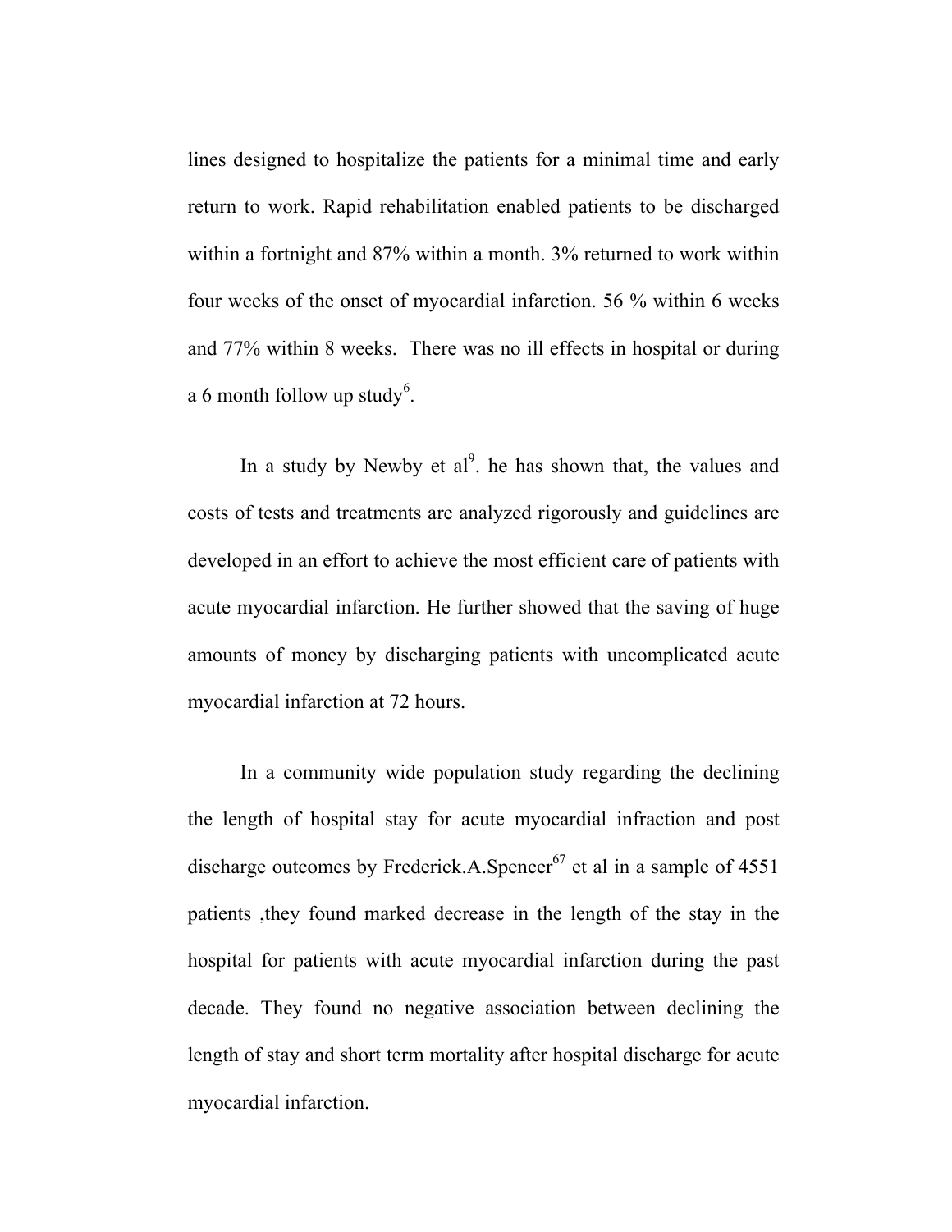lines designed to hospitalize the patients for a minimal time and early return to work. Rapid rehabilitation enabled patients to be discharged within a fortnight and 87% within a month. 3% returned to work within four weeks of the onset of myocardial infarction. 56 % within 6 weeks and 77% within 8 weeks. There was no ill effects in hospital or during a 6 month follow up study[6].

In a study by Newby et al[9]. he has shown that, the values and costs of tests and treatments are analyzed rigorously and guidelines are developed in an effort to achieve the most efficient care of patients with acute myocardial infarction. He further showed that the saving of huge amounts of money by discharging patients with uncomplicated acute myocardial infarction at 72 hours.

In a community wide population study regarding the declining the length of hospital stay for acute myocardial infraction and post discharge outcomes by Frederick.A.Spencer[67] et al in a sample of 4551 patients ,they found marked decrease in the length of the stay in the hospital for patients with acute myocardial infarction during the past decade. They found no negative association between declining the length of stay and short term mortality after hospital discharge for acute myocardial infarction.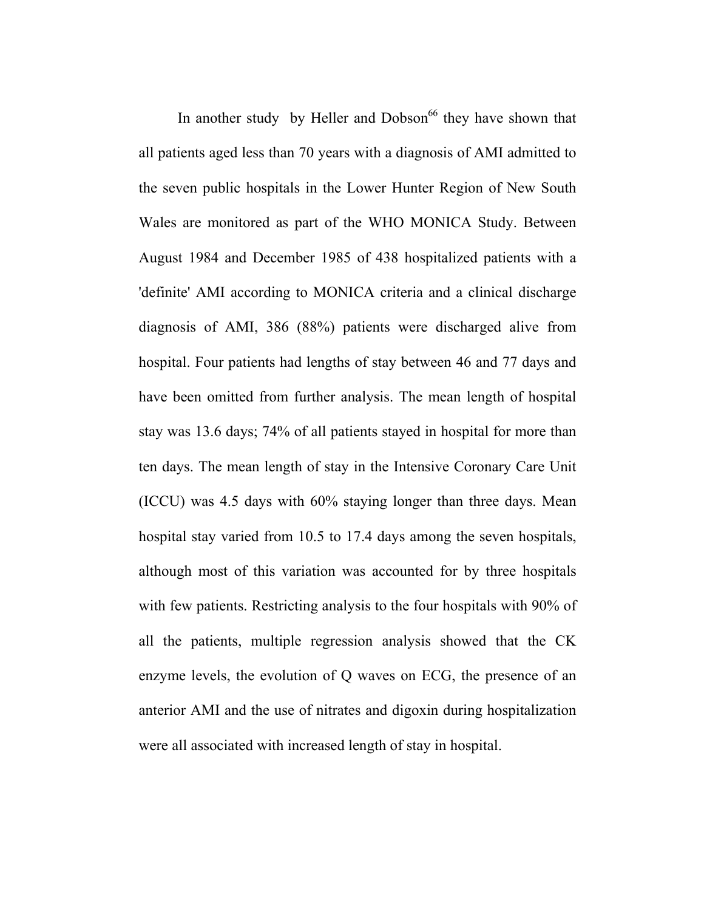In another study  by Heller and Dobson[66] they have shown that all patients aged less than 70 years with a diagnosis of AMI admitted to the seven public hospitals in the Lower Hunter Region of New South Wales are monitored as part of the WHO MONICA Study. Between August 1984 and December 1985 of 438 hospitalized patients with a 'definite' AMI according to MONICA criteria and a clinical discharge diagnosis of AMI, 386 (88%) patients were discharged alive from hospital. Four patients had lengths of stay between 46 and 77 days and have been omitted from further analysis. The mean length of hospital stay was 13.6 days; 74% of all patients stayed in hospital for more than ten days. The mean length of stay in the Intensive Coronary Care Unit (ICCU) was 4.5 days with 60% staying longer than three days. Mean hospital stay varied from 10.5 to 17.4 days among the seven hospitals, although most of this variation was accounted for by three hospitals with few patients. Restricting analysis to the four hospitals with 90% of all the patients, multiple regression analysis showed that the CK enzyme levels, the evolution of Q waves on ECG, the presence of an anterior AMI and the use of nitrates and digoxin during hospitalization were all associated with increased length of stay in hospital.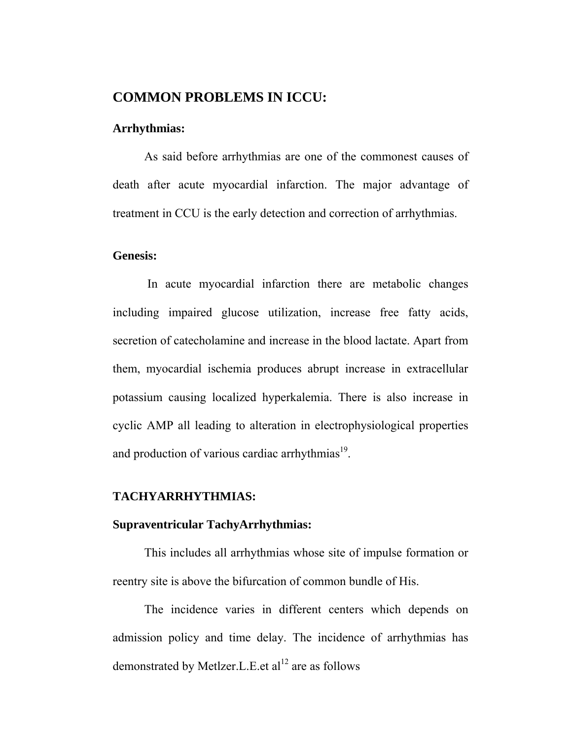## COMMON PROBLEMS IN ICCU:

**Arrhythmias:**

As said before arrhythmias are one of the commonest causes of death after acute myocardial infarction. The major advantage of treatment in CCU is the early detection and correction of arrhythmias.

**Genesis:**

In acute myocardial infarction there are metabolic changes including impaired glucose utilization, increase free fatty acids, secretion of catecholamine and increase in the blood lactate. Apart from them, myocardial ischemia produces abrupt increase in extracellular potassium causing localized hyperkalemia. There is also increase in cyclic AMP all leading to alteration in electrophysiological properties and production of various cardiac arrhythmias[19].

## TACHYARRHYTHMIAS:

**Supraventricular TachyArrhythmias:**

This includes all arrhythmias whose site of impulse formation or reentry site is above the bifurcation of common bundle of His.

The incidence varies in different centers which depends on admission policy and time delay. The incidence of arrhythmias has demonstrated by Metlzer.L.E.et al[12] are as follows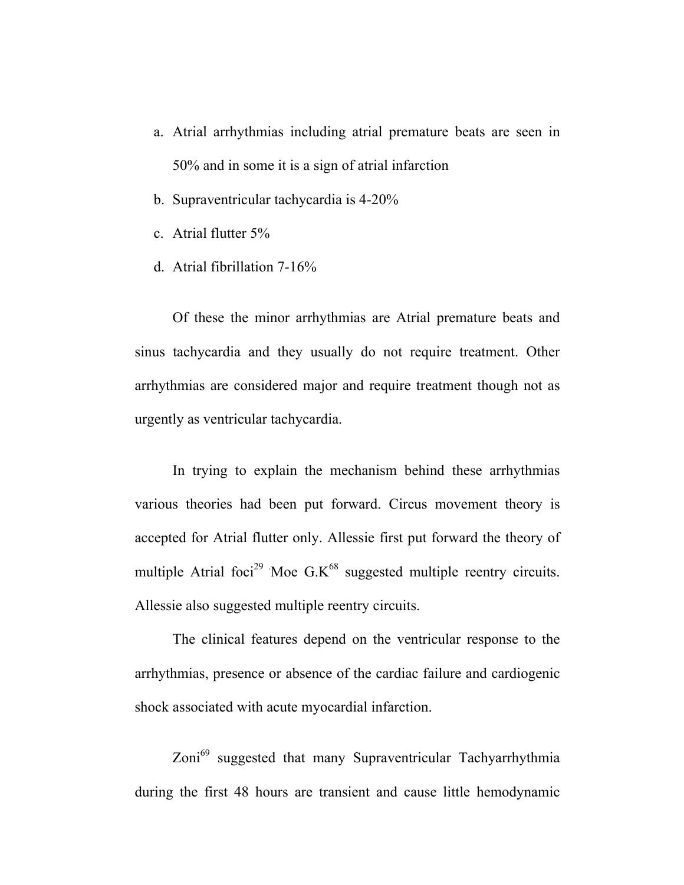a. Atrial arrhythmias including atrial premature beats are seen in 50% and in some it is a sign of atrial infarction
b. Supraventricular tachycardia is 4-20%
c. Atrial flutter 5%
d. Atrial fibrillation 7-16%

Of these the minor arrhythmias are Atrial premature beats and sinus tachycardia and they usually do not require treatment. Other arrhythmias are considered major and require treatment though not as urgently as ventricular tachycardia.

In trying to explain the mechanism behind these arrhythmias various theories had been put forward. Circus movement theory is accepted for Atrial flutter only. Allessie first put forward the theory of multiple Atrial foci[29] . Moe G.K[68] suggested multiple reentry circuits. Allessie also suggested multiple reentry circuits.

The clinical features depend on the ventricular response to the arrhythmias, presence or absence of the cardiac failure and cardiogenic shock associated with acute myocardial infarction.

Zoni[69] suggested that many Supraventricular Tachyarrhythmia during the first 48 hours are transient and cause little hemodynamic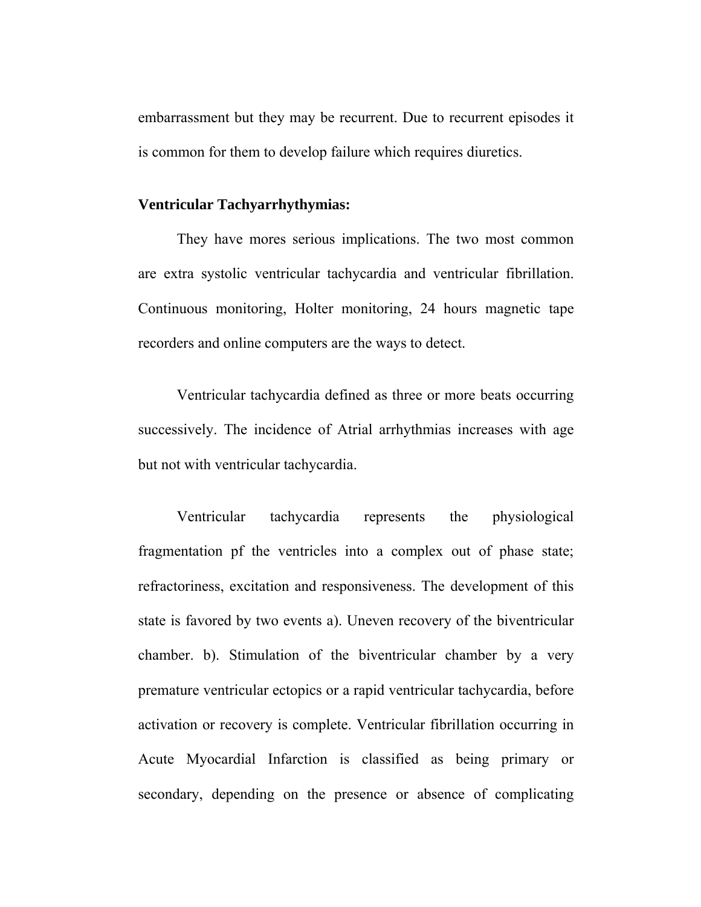embarrassment but they may be recurrent. Due to recurrent episodes it is common for them to develop failure which requires diuretics.

**Ventricular Tachyarrhythymias:**

They have mores serious implications. The two most common are extra systolic ventricular tachycardia and ventricular fibrillation. Continuous monitoring, Holter monitoring, 24 hours magnetic tape recorders and online computers are the ways to detect.

Ventricular tachycardia defined as three or more beats occurring successively. The incidence of Atrial arrhythmias increases with age but not with ventricular tachycardia.

Ventricular tachycardia represents the physiological fragmentation pf the ventricles into a complex out of phase state; refractoriness, excitation and responsiveness. The development of this state is favored by two events a). Uneven recovery of the biventricular chamber. b). Stimulation of the biventricular chamber by a very premature ventricular ectopics or a rapid ventricular tachycardia, before activation or recovery is complete. Ventricular fibrillation occurring in Acute Myocardial Infarction is classified as being primary or secondary, depending on the presence or absence of complicating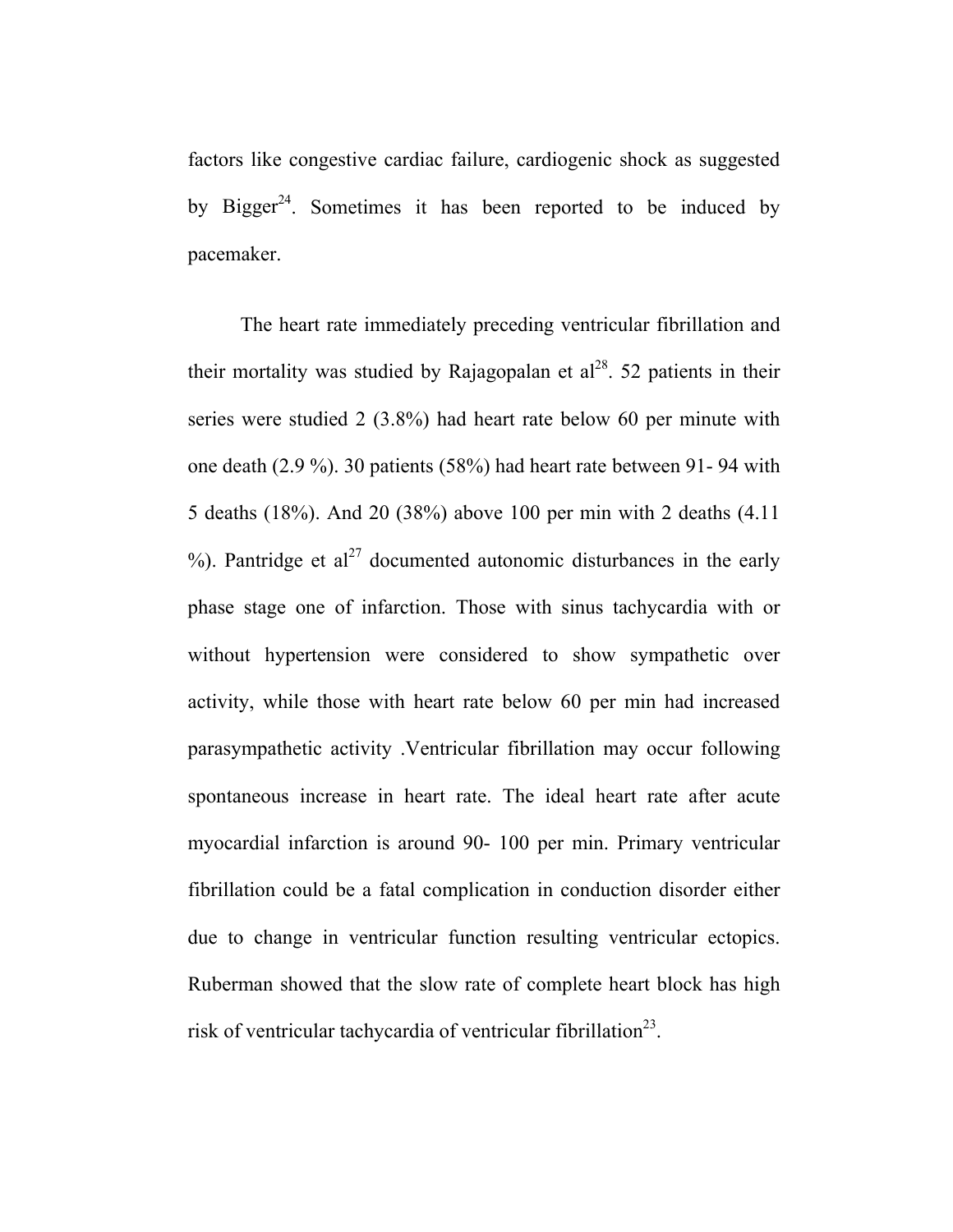factors like congestive cardiac failure, cardiogenic shock as suggested by Bigger[24]. Sometimes it has been reported to be induced by pacemaker.

The heart rate immediately preceding ventricular fibrillation and their mortality was studied by Rajagopalan et al[28]. 52 patients in their series were studied 2 (3.8%) had heart rate below 60 per minute with one death (2.9 %). 30 patients (58%) had heart rate between 91- 94 with 5 deaths (18%). And 20 (38%) above 100 per min with 2 deaths (4.11 %). Pantridge et al[27] documented autonomic disturbances in the early phase stage one of infarction. Those with sinus tachycardia with or without hypertension were considered to show sympathetic over activity, while those with heart rate below 60 per min had increased parasympathetic activity .Ventricular fibrillation may occur following spontaneous increase in heart rate. The ideal heart rate after acute myocardial infarction is around 90- 100 per min. Primary ventricular fibrillation could be a fatal complication in conduction disorder either due to change in ventricular function resulting ventricular ectopics. Ruberman showed that the slow rate of complete heart block has high risk of ventricular tachycardia of ventricular fibrillation[23].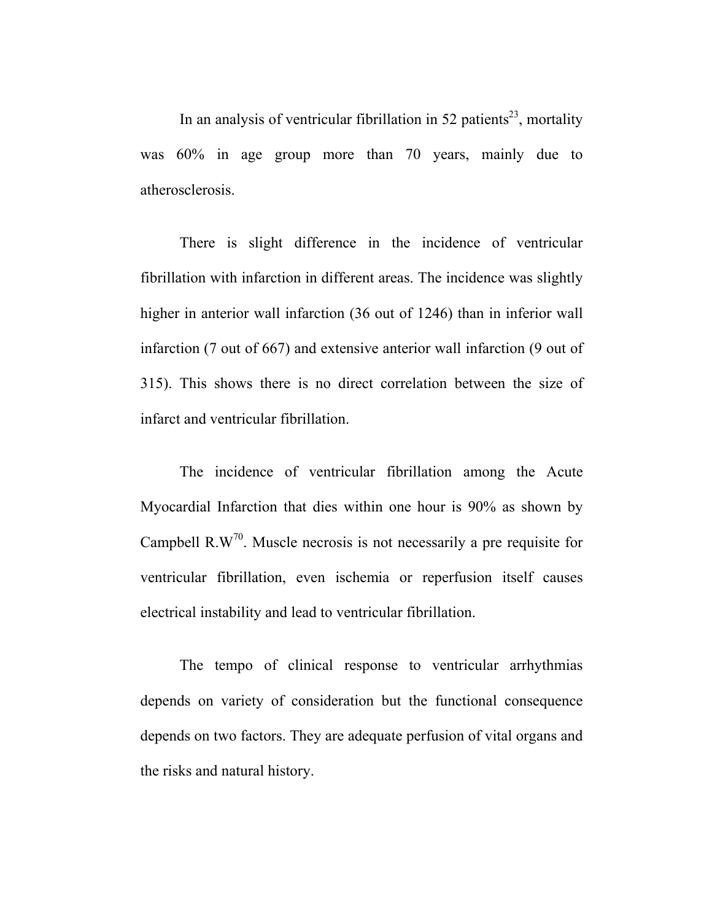In an analysis of ventricular fibrillation in 52 patients[23], mortality was 60% in age group more than 70 years, mainly due to atherosclerosis.

There is slight difference in the incidence of ventricular fibrillation with infarction in different areas. The incidence was slightly higher in anterior wall infarction (36 out of 1246) than in inferior wall infarction (7 out of 667) and extensive anterior wall infarction (9 out of 315). This shows there is no direct correlation between the size of infarct and ventricular fibrillation.

The incidence of ventricular fibrillation among the Acute Myocardial Infarction that dies within one hour is 90% as shown by Campbell R.W[70]. Muscle necrosis is not necessarily a pre requisite for ventricular fibrillation, even ischemia or reperfusion itself causes electrical instability and lead to ventricular fibrillation.

The tempo of clinical response to ventricular arrhythmias depends on variety of consideration but the functional consequence depends on two factors. They are adequate perfusion of vital organs and the risks and natural history.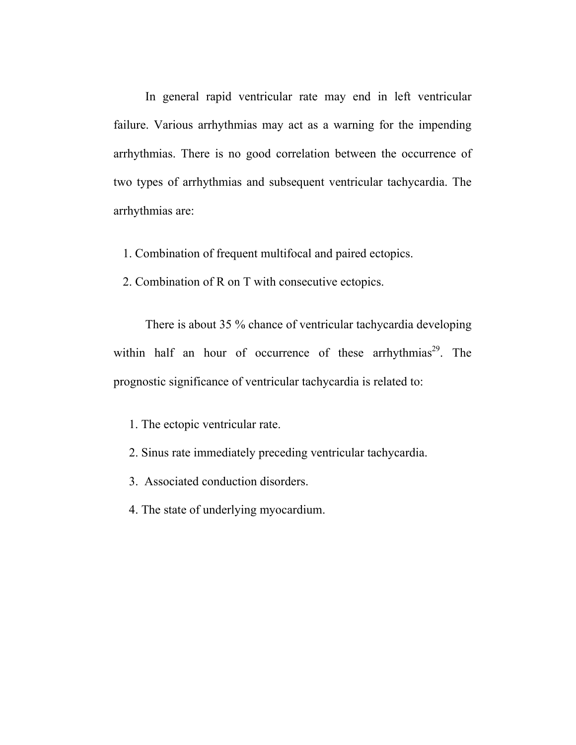In general rapid ventricular rate may end in left ventricular failure. Various arrhythmias may act as a warning for the impending arrhythmias. There is no good correlation between the occurrence of two types of arrhythmias and subsequent ventricular tachycardia. The arrhythmias are:

1. Combination of frequent multifocal and paired ectopics.
2. Combination of R on T with consecutive ectopics.

There is about 35 % chance of ventricular tachycardia developing within half an hour of occurrence of these arrhythmias[29]. The prognostic significance of ventricular tachycardia is related to:

1. The ectopic ventricular rate.
2. Sinus rate immediately preceding ventricular tachycardia.
3. Associated conduction disorders.
4. The state of underlying myocardium.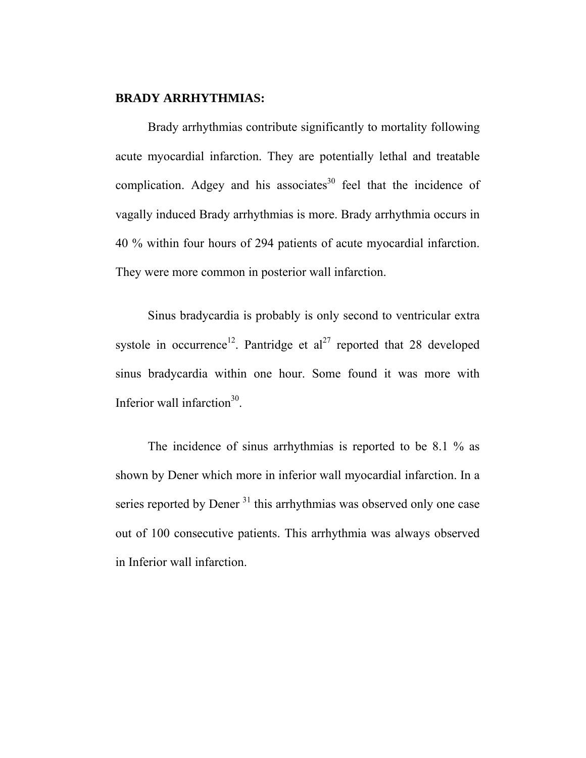**BRADY ARRHYTHMIAS:**

Brady arrhythmias contribute significantly to mortality following acute myocardial infarction. They are potentially lethal and treatable complication. Adgey and his associates[30] feel that the incidence of vagally induced Brady arrhythmias is more. Brady arrhythmia occurs in 40 % within four hours of 294 patients of acute myocardial infarction. They were more common in posterior wall infarction.

Sinus bradycardia is probably is only second to ventricular extra systole in occurrence[12]. Pantridge et al[27] reported that 28 developed sinus bradycardia within one hour. Some found it was more with Inferior wall infarction[30].

The incidence of sinus arrhythmias is reported to be 8.1 % as shown by Dener which more in inferior wall myocardial infarction. In a series reported by Dener [31] this arrhythmias was observed only one case out of 100 consecutive patients. This arrhythmia was always observed in Inferior wall infarction.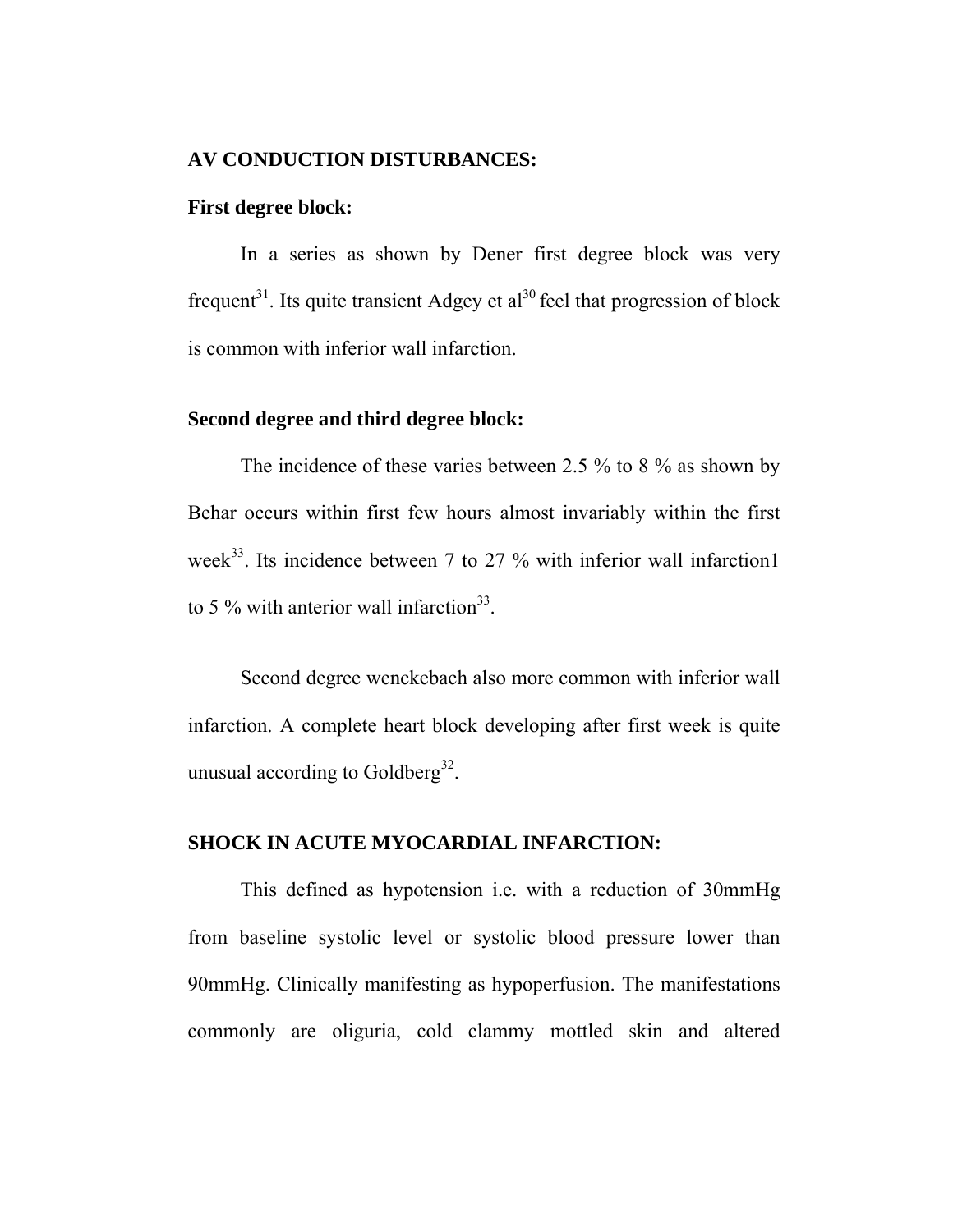## AV CONDUCTION DISTURBANCES:

### First degree block:

In a series as shown by Dener first degree block was very frequent[31]. Its quite transient Adgey et al[30] feel that progression of block is common with inferior wall infarction.

### Second degree and third degree block:

The incidence of these varies between 2.5 % to 8 % as shown by Behar occurs within first few hours almost invariably within the first week[33]. Its incidence between 7 to 27 % with inferior wall infarction1 to 5 % with anterior wall infarction[33].

Second degree wenckebach also more common with inferior wall infarction. A complete heart block developing after first week is quite unusual according to Goldberg[32].

## SHOCK IN ACUTE MYOCARDIAL INFARCTION:

This defined as hypotension i.e. with a reduction of 30mmHg from baseline systolic level or systolic blood pressure lower than 90mmHg. Clinically manifesting as hypoperfusion. The manifestations commonly are oliguria, cold clammy mottled skin and altered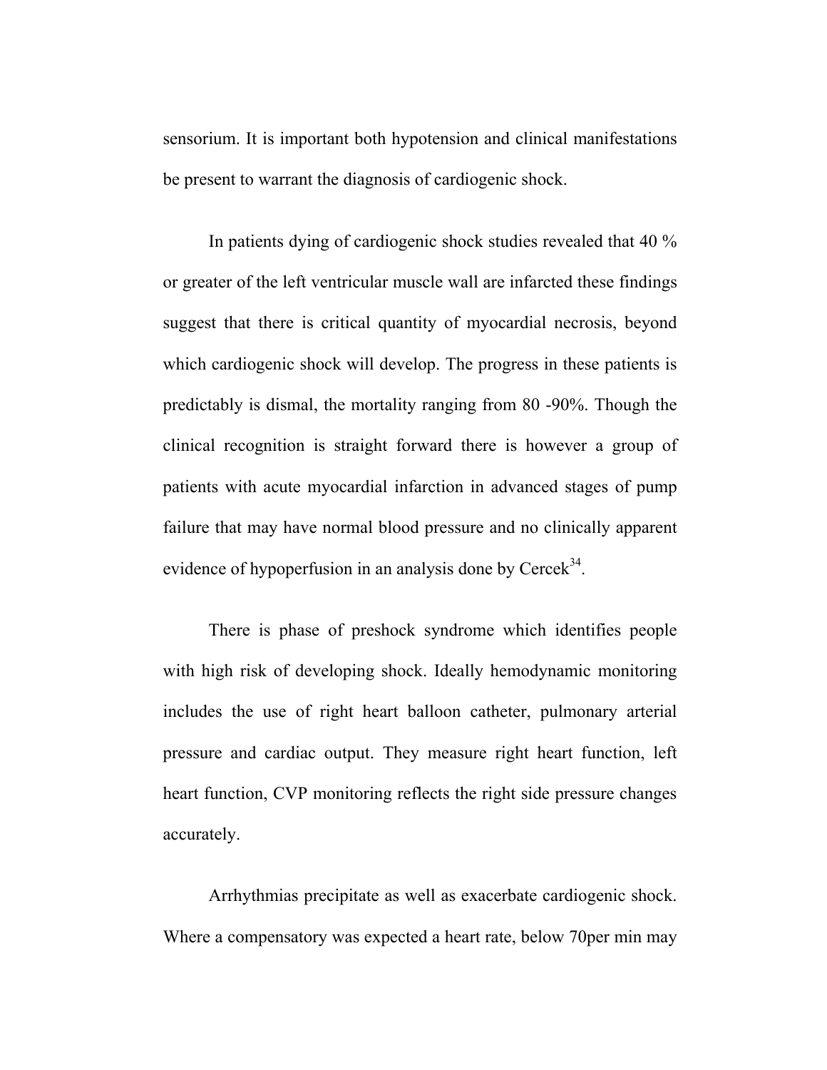sensorium. It is important both hypotension and clinical manifestations be present to warrant the diagnosis of cardiogenic shock.

In patients dying of cardiogenic shock studies revealed that 40 % or greater of the left ventricular muscle wall are infarcted these findings suggest that there is critical quantity of myocardial necrosis, beyond which cardiogenic shock will develop. The progress in these patients is predictably is dismal, the mortality ranging from 80 -90%. Though the clinical recognition is straight forward there is however a group of patients with acute myocardial infarction in advanced stages of pump failure that may have normal blood pressure and no clinically apparent evidence of hypoperfusion in an analysis done by Cercek[34].

There is phase of preshock syndrome which identifies people with high risk of developing shock. Ideally hemodynamic monitoring includes the use of right heart balloon catheter, pulmonary arterial pressure and cardiac output. They measure right heart function, left heart function, CVP monitoring reflects the right side pressure changes accurately.

Arrhythmias precipitate as well as exacerbate cardiogenic shock. Where a compensatory was expected a heart rate, below 70per min may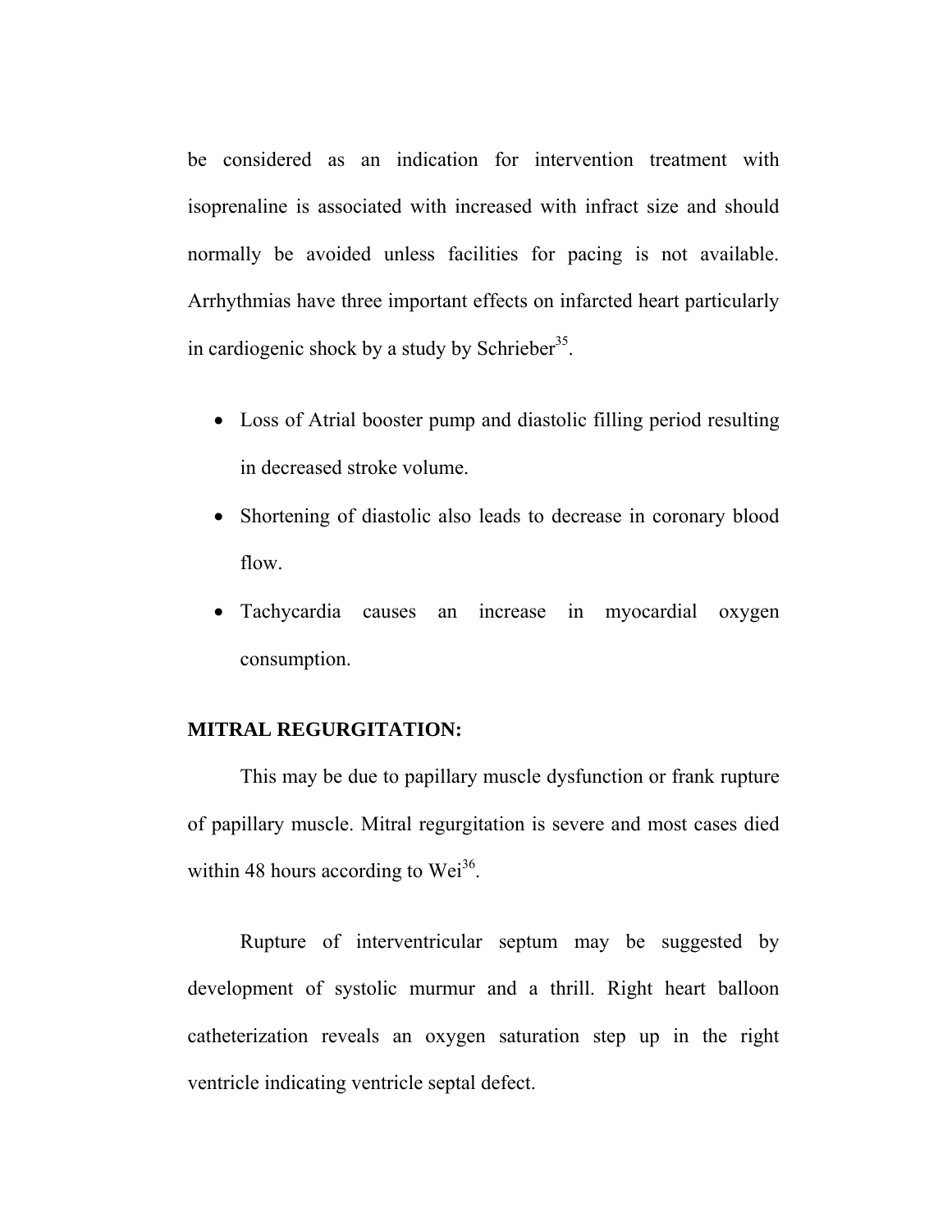be considered as an indication for intervention treatment with isoprenaline is associated with increased with infract size and should normally be avoided unless facilities for pacing is not available. Arrhythmias have three important effects on infarcted heart particularly in cardiogenic shock by a study by Schrieber[35].

- Loss of Atrial booster pump and diastolic filling period resulting in decreased stroke volume.
- Shortening of diastolic also leads to decrease in coronary blood flow.
- Tachycardia causes an increase in myocardial oxygen consumption.

**MITRAL REGURGITATION:**

This may be due to papillary muscle dysfunction or frank rupture of papillary muscle. Mitral regurgitation is severe and most cases died within 48 hours according to Wei[36].

Rupture of interventricular septum may be suggested by development of systolic murmur and a thrill. Right heart balloon catheterization reveals an oxygen saturation step up in the right ventricle indicating ventricle septal defect.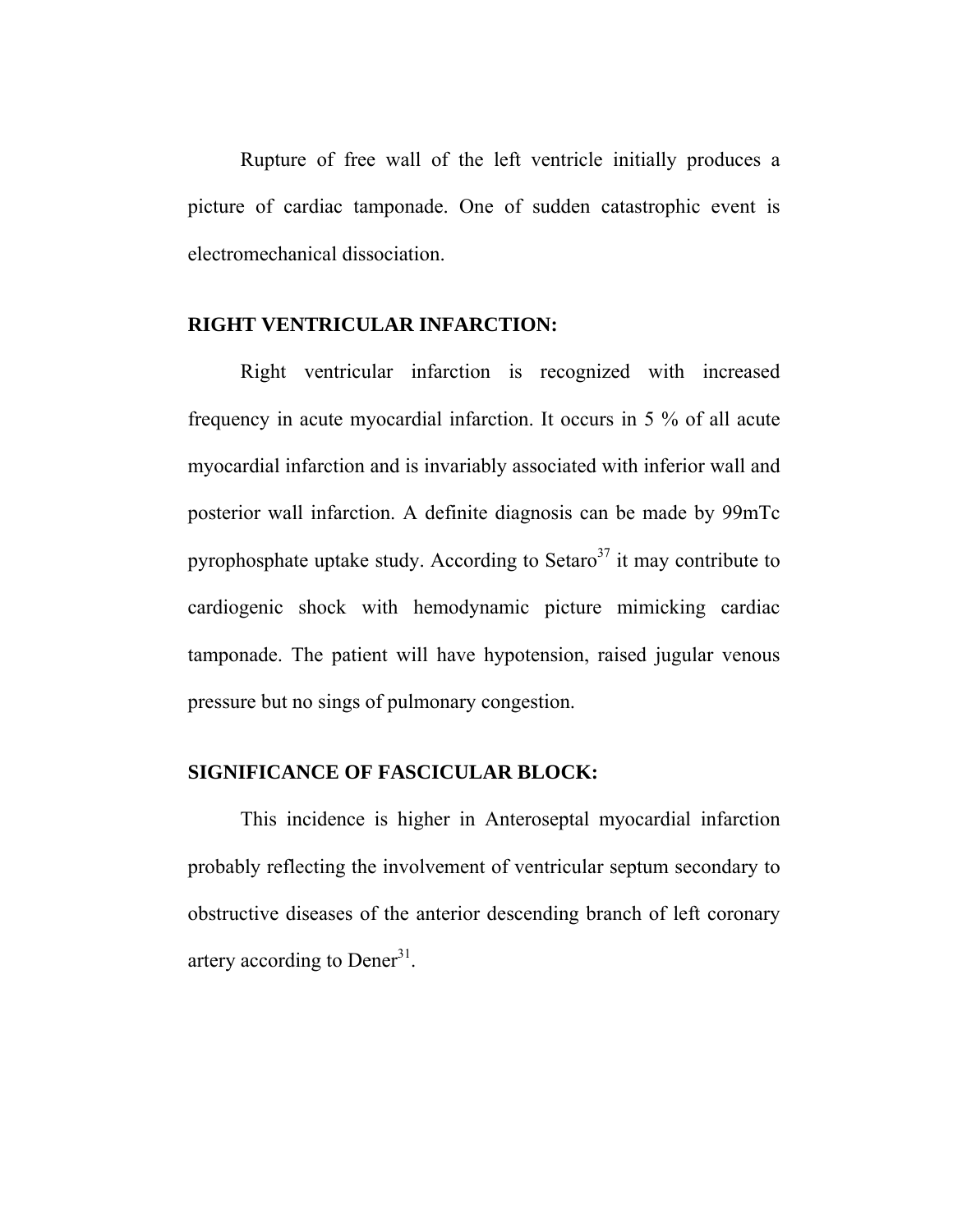Rupture of free wall of the left ventricle initially produces a picture of cardiac tamponade. One of sudden catastrophic event is electromechanical dissociation.

**RIGHT VENTRICULAR INFARCTION:**

Right ventricular infarction is recognized with increased frequency in acute myocardial infarction. It occurs in 5 % of all acute myocardial infarction and is invariably associated with inferior wall and posterior wall infarction. A definite diagnosis can be made by 99mTc pyrophosphate uptake study. According to Setaro[37] it may contribute to cardiogenic shock with hemodynamic picture mimicking cardiac tamponade. The patient will have hypotension, raised jugular venous pressure but no sings of pulmonary congestion.

**SIGNIFICANCE OF FASCICULAR BLOCK:**

This incidence is higher in Anteroseptal myocardial infarction probably reflecting the involvement of ventricular septum secondary to obstructive diseases of the anterior descending branch of left coronary artery according to Dener[31].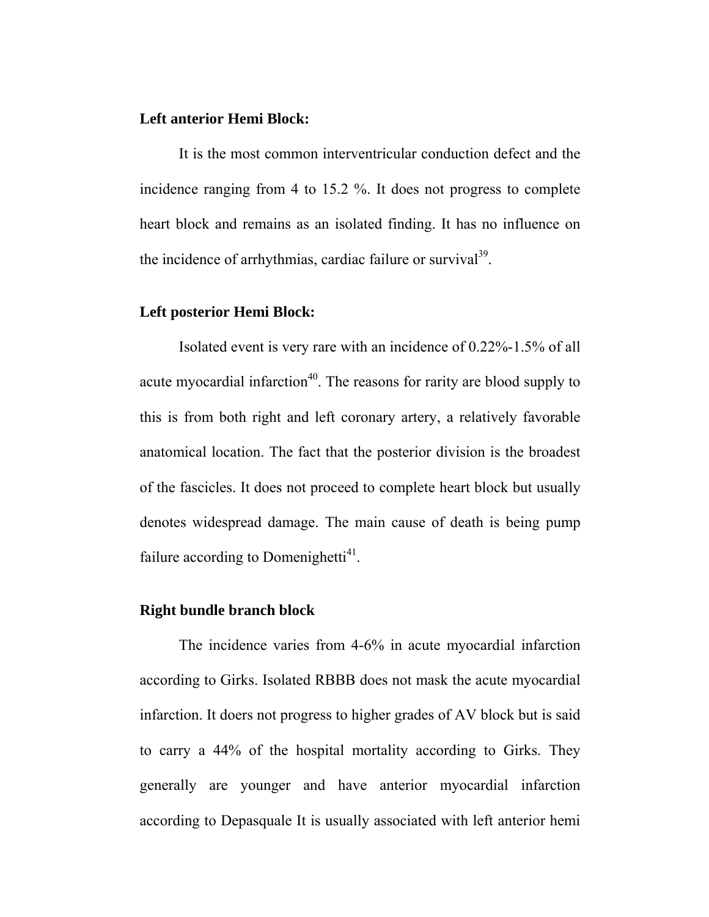**Left anterior Hemi Block:**

It is the most common interventricular conduction defect and the incidence ranging from 4 to 15.2 %. It does not progress to complete heart block and remains as an isolated finding. It has no influence on the incidence of arrhythmias, cardiac failure or survival[39].

**Left posterior Hemi Block:**

Isolated event is very rare with an incidence of 0.22%-1.5% of all acute myocardial infarction[40]. The reasons for rarity are blood supply to this is from both right and left coronary artery, a relatively favorable anatomical location. The fact that the posterior division is the broadest of the fascicles. It does not proceed to complete heart block but usually denotes widespread damage. The main cause of death is being pump failure according to Domenighetti[41].

**Right bundle branch block**

The incidence varies from 4-6% in acute myocardial infarction according to Girks. Isolated RBBB does not mask the acute myocardial infarction. It doers not progress to higher grades of AV block but is said to carry a 44% of the hospital mortality according to Girks. They generally are younger and have anterior myocardial infarction according to Depasquale It is usually associated with left anterior hemi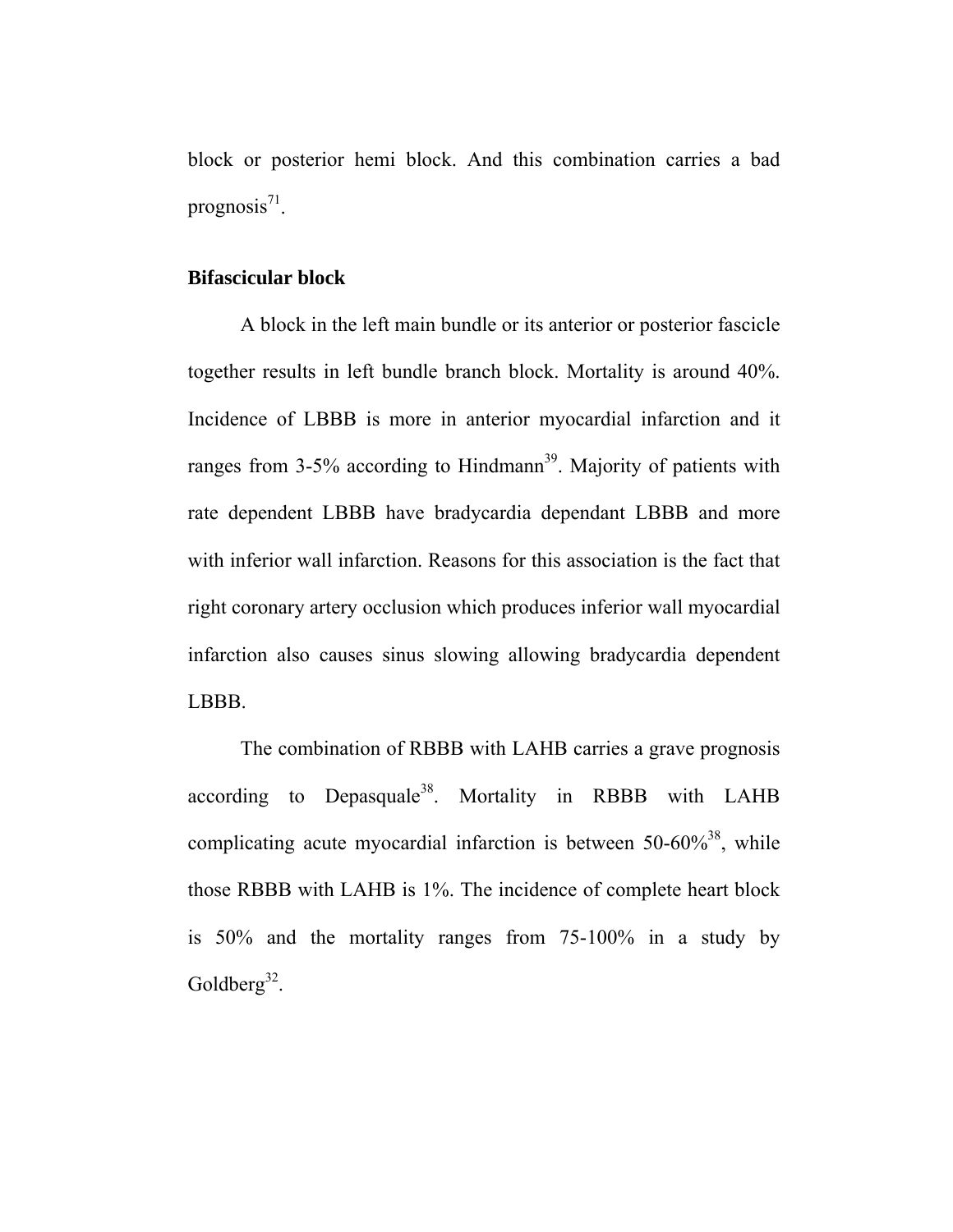block or posterior hemi block. And this combination carries a bad prognosis[71].

**Bifascicular block**

A block in the left main bundle or its anterior or posterior fascicle together results in left bundle branch block. Mortality is around 40%. Incidence of LBBB is more in anterior myocardial infarction and it ranges from 3-5% according to Hindmann[39]. Majority of patients with rate dependent LBBB have bradycardia dependant LBBB and more with inferior wall infarction. Reasons for this association is the fact that right coronary artery occlusion which produces inferior wall myocardial infarction also causes sinus slowing allowing bradycardia dependent LBBB.

The combination of RBBB with LAHB carries a grave prognosis according to Depasquale[38]. Mortality in RBBB with LAHB complicating acute myocardial infarction is between 50-60%[38], while those RBBB with LAHB is 1%. The incidence of complete heart block is 50% and the mortality ranges from 75-100% in a study by Goldberg[32].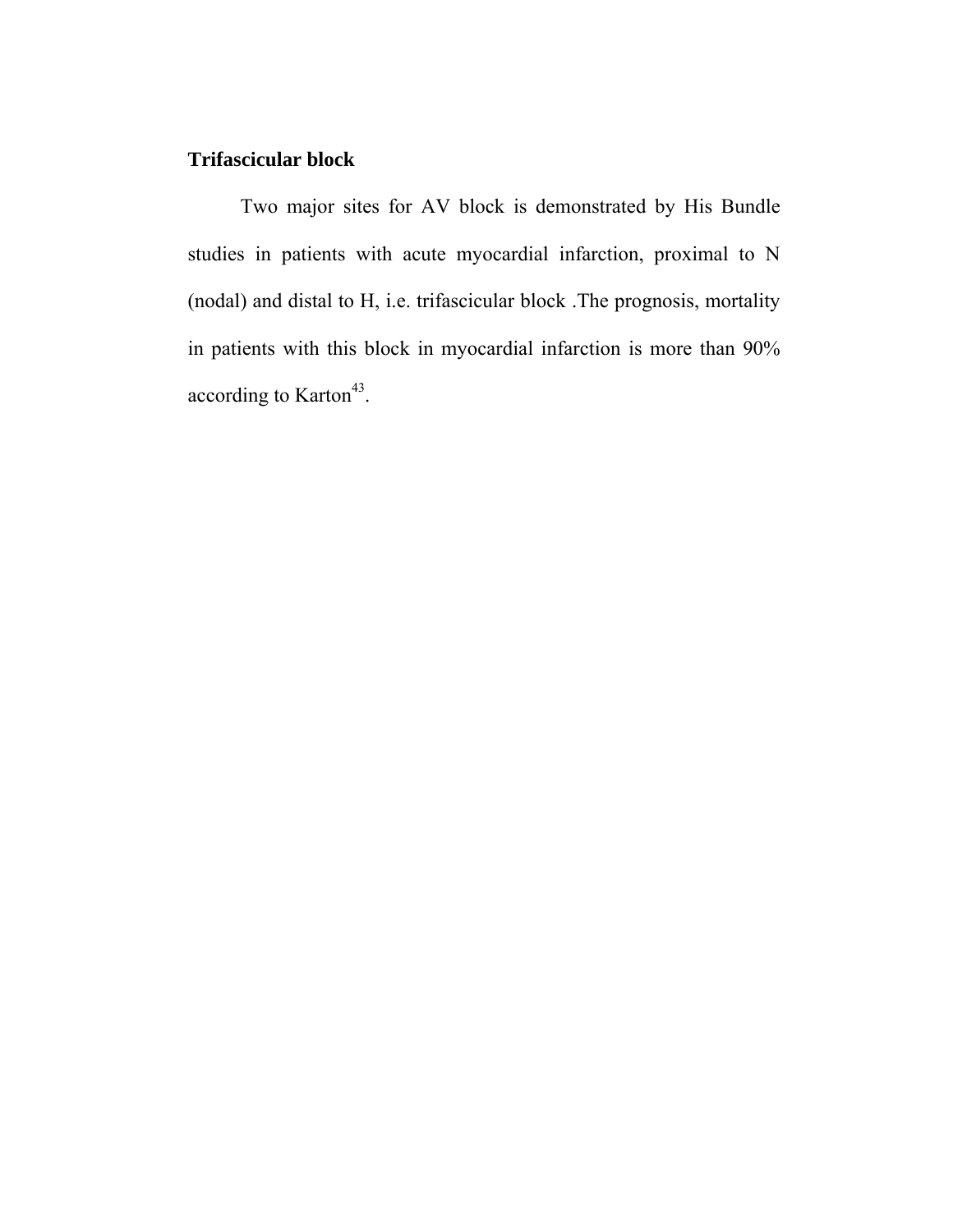**Trifascicular block**

Two major sites for AV block is demonstrated by His Bundle studies in patients with acute myocardial infarction, proximal to N (nodal) and distal to H, i.e. trifascicular block .The prognosis, mortality in patients with this block in myocardial infarction is more than 90% according to Karton[43].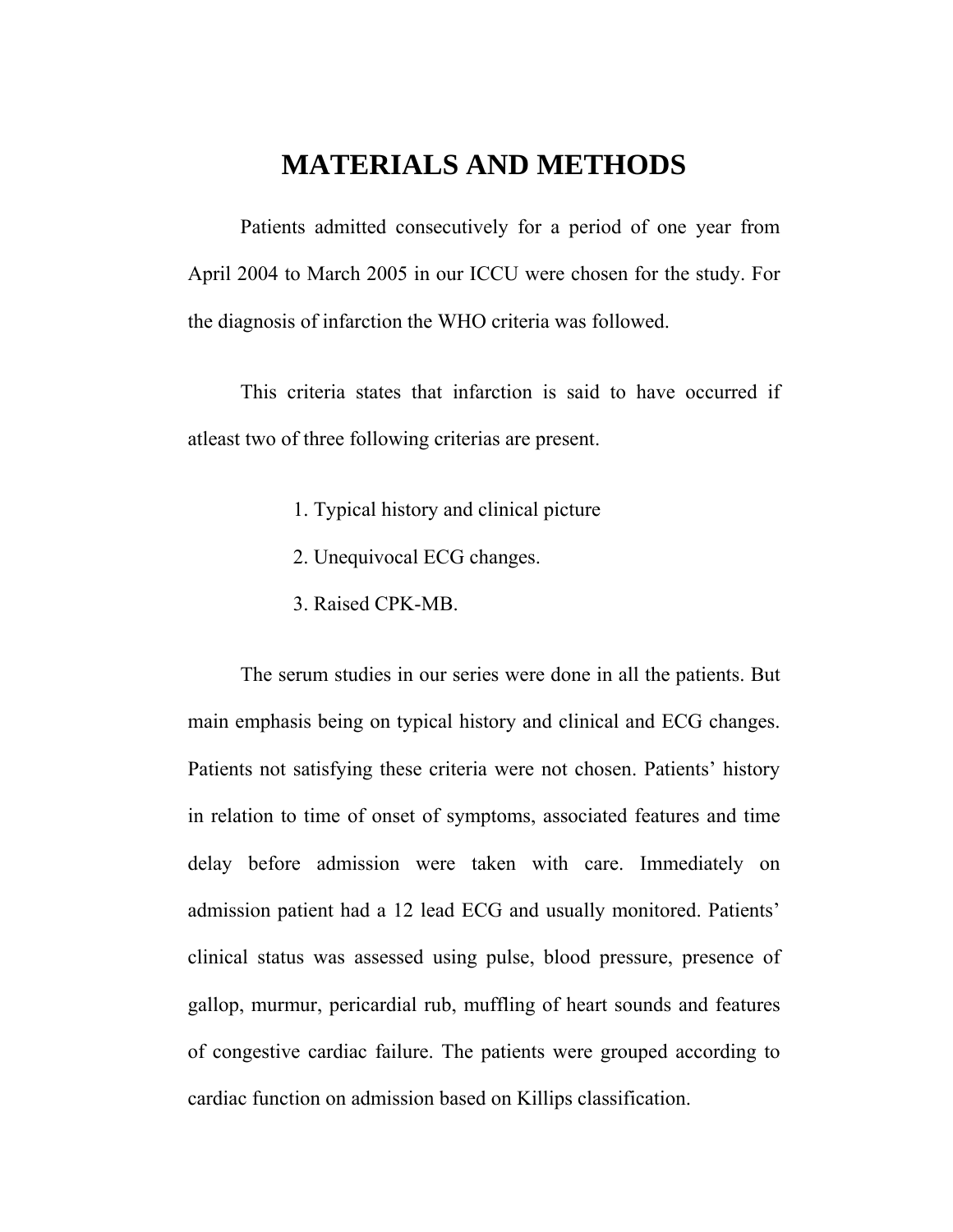# MATERIALS AND METHODS

Patients admitted consecutively for a period of one year from April 2004 to March 2005 in our ICCU were chosen for the study. For the diagnosis of infarction the WHO criteria was followed.

This criteria states that infarction is said to have occurred if atleast two of three following criterias are present.

1. Typical history and clinical picture
2. Unequivocal ECG changes.
3. Raised CPK-MB.

The serum studies in our series were done in all the patients. But main emphasis being on typical history and clinical and ECG changes. Patients not satisfying these criteria were not chosen. Patients' history in relation to time of onset of symptoms, associated features and time delay before admission were taken with care. Immediately on admission patient had a 12 lead ECG and usually monitored. Patients' clinical status was assessed using pulse, blood pressure, presence of gallop, murmur, pericardial rub, muffling of heart sounds and features of congestive cardiac failure. The patients were grouped according to cardiac function on admission based on Killips classification.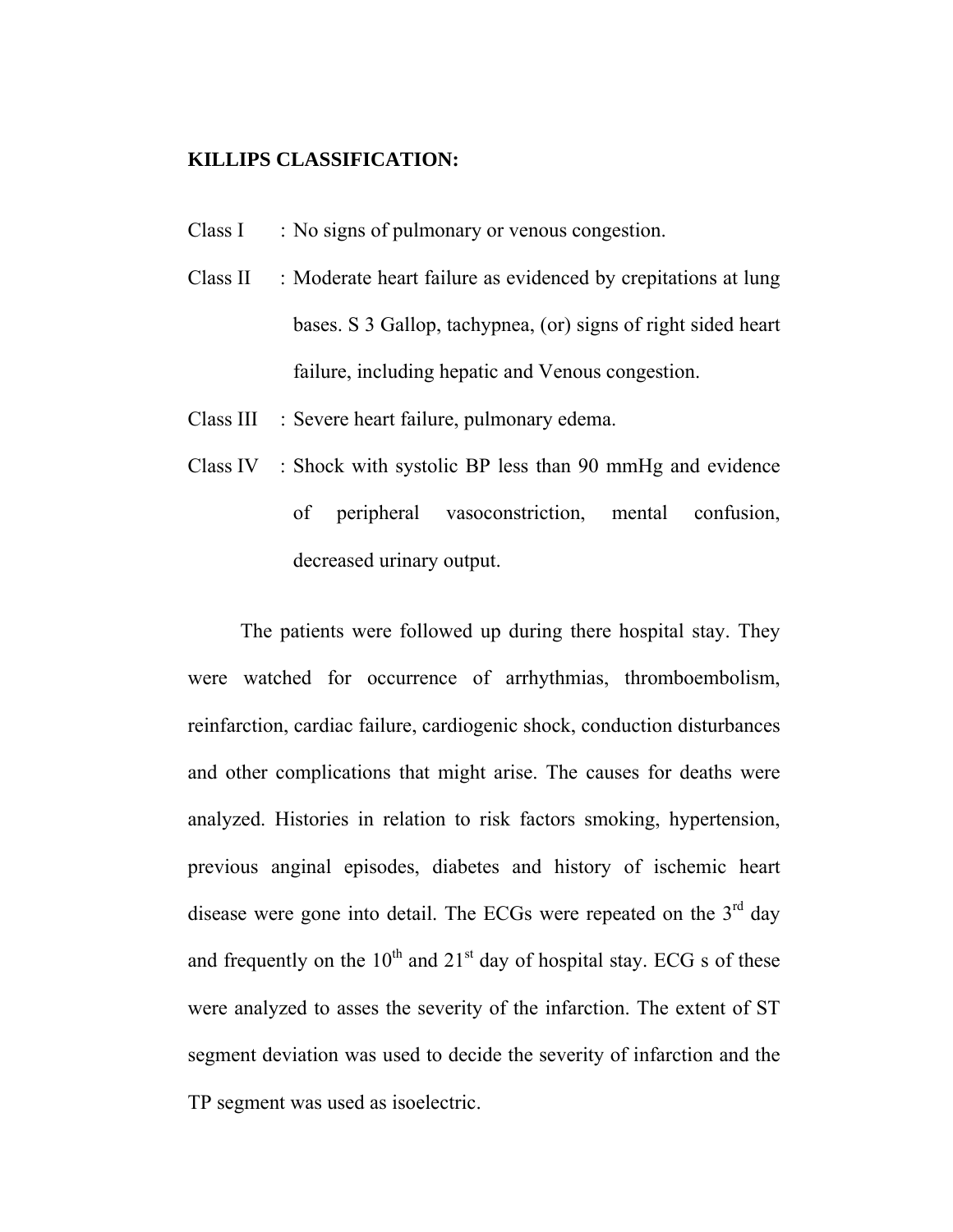**KILLIPS CLASSIFICATION:**

Class I : No signs of pulmonary or venous congestion.

Class II : Moderate heart failure as evidenced by crepitations at lung bases. S 3 Gallop, tachypnea, (or) signs of right sided heart failure, including hepatic and Venous congestion.

Class III : Severe heart failure, pulmonary edema.

Class IV : Shock with systolic BP less than 90 mmHg and evidence of peripheral vasoconstriction, mental confusion, decreased urinary output.

The patients were followed up during there hospital stay. They were watched for occurrence of arrhythmias, thromboembolism, reinfarction, cardiac failure, cardiogenic shock, conduction disturbances and other complications that might arise. The causes for deaths were analyzed. Histories in relation to risk factors smoking, hypertension, previous anginal episodes, diabetes and history of ischemic heart disease were gone into detail. The ECGs were repeated on the 3rd day and frequently on the 10th and 21st day of hospital stay. ECG s of these were analyzed to asses the severity of the infarction. The extent of ST segment deviation was used to decide the severity of infarction and the TP segment was used as isoelectric.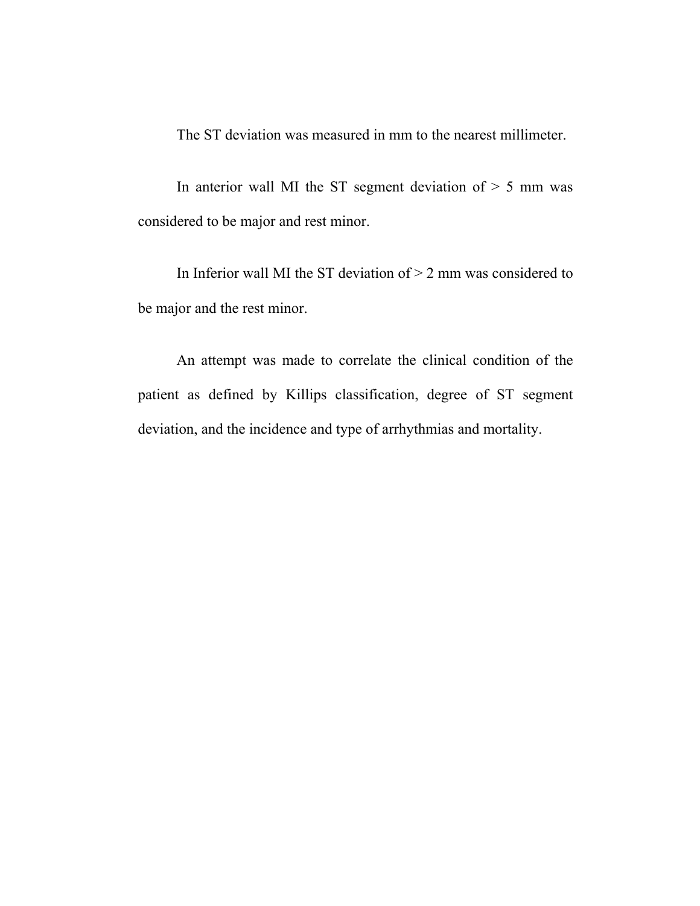The ST deviation was measured in mm to the nearest millimeter.

In anterior wall MI the ST segment deviation of > 5 mm was considered to be major and rest minor.

In Inferior wall MI the ST deviation of > 2 mm was considered to be major and the rest minor.

An attempt was made to correlate the clinical condition of the patient as defined by Killips classification, degree of ST segment deviation, and the incidence and type of arrhythmias and mortality.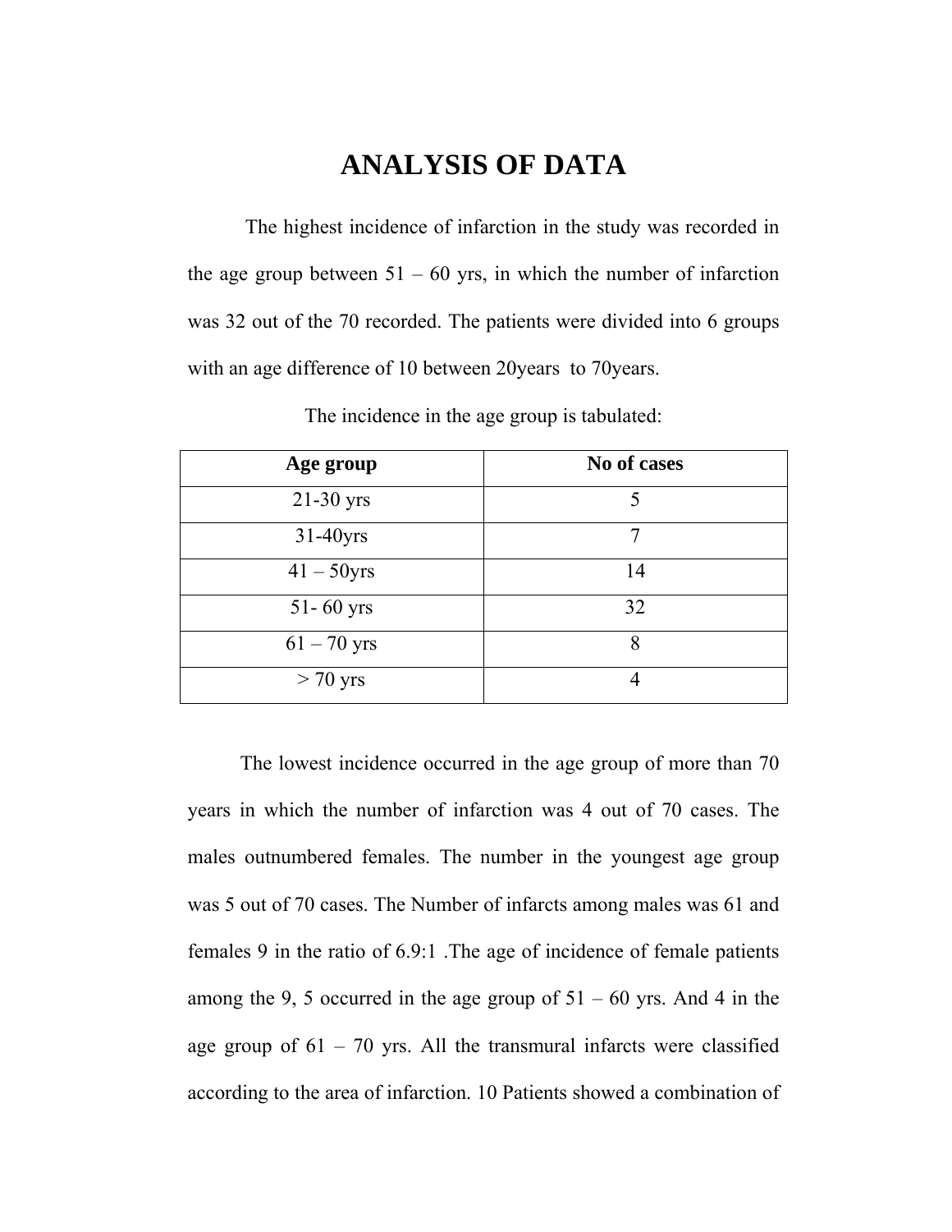# ANALYSIS OF DATA

The highest incidence of infarction in the study was recorded in the age group between 51 – 60 yrs, in which the number of infarction was 32 out of the 70 recorded. The patients were divided into 6 groups with an age difference of 10 between 20years to 70years.

The incidence in the age group is tabulated:

| Age group | No of cases |
| --- | --- |
| 21-30 yrs | 5 |
| 31-40yrs | 7 |
| 41 – 50yrs | 14 |
| 51- 60 yrs | 32 |
| 61 – 70 yrs | 8 |
| > 70 yrs | 4 |

The lowest incidence occurred in the age group of more than 70 years in which the number of infarction was 4 out of 70 cases. The males outnumbered females. The number in the youngest age group was 5 out of 70 cases. The Number of infarcts among males was 61 and females 9 in the ratio of 6.9:1 .The age of incidence of female patients among the 9, 5 occurred in the age group of 51 – 60 yrs. And 4 in the age group of 61 – 70 yrs. All the transmural infarcts were classified according to the area of infarction. 10 Patients showed a combination of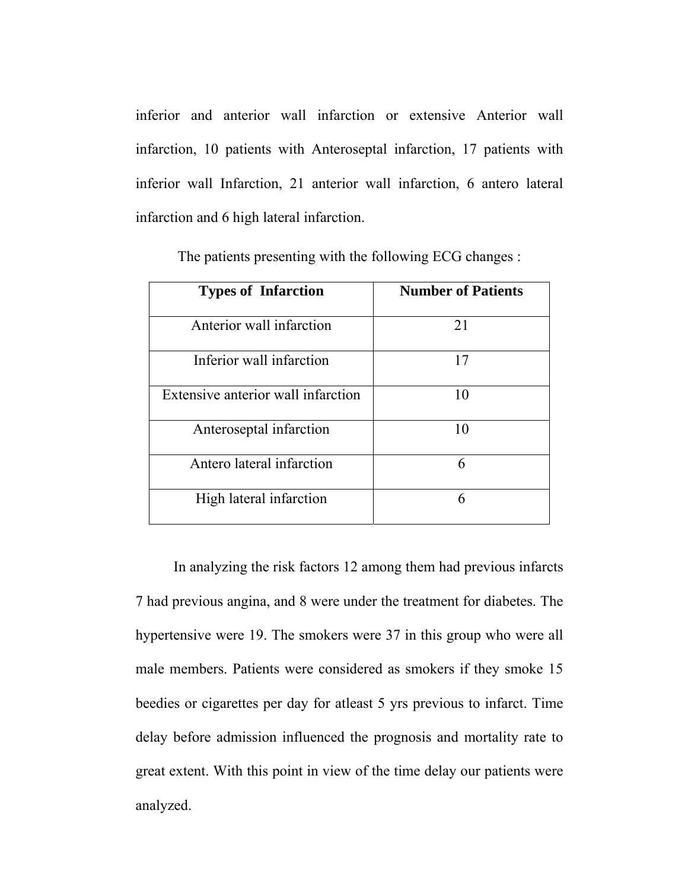inferior and anterior wall infarction or extensive Anterior wall infarction, 10 patients with Anteroseptal infarction, 17 patients with inferior wall Infarction, 21 anterior wall infarction, 6 antero lateral infarction and 6 high lateral infarction.

The patients presenting with the following ECG changes :

| Types of Infarction | Number of Patients |
|---|---|
| Anterior wall infarction | 21 |
| Inferior wall infarction | 17 |
| Extensive anterior wall infarction | 10 |
| Anteroseptal infarction | 10 |
| Antero lateral infarction | 6 |
| High lateral infarction | 6 |

In analyzing the risk factors 12 among them had previous infarcts 7 had previous angina, and 8 were under the treatment for diabetes. The hypertensive were 19. The smokers were 37 in this group who were all male members. Patients were considered as smokers if they smoke 15 beedies or cigarettes per day for atleast 5 yrs previous to infarct. Time delay before admission influenced the prognosis and mortality rate to great extent. With this point in view of the time delay our patients were analyzed.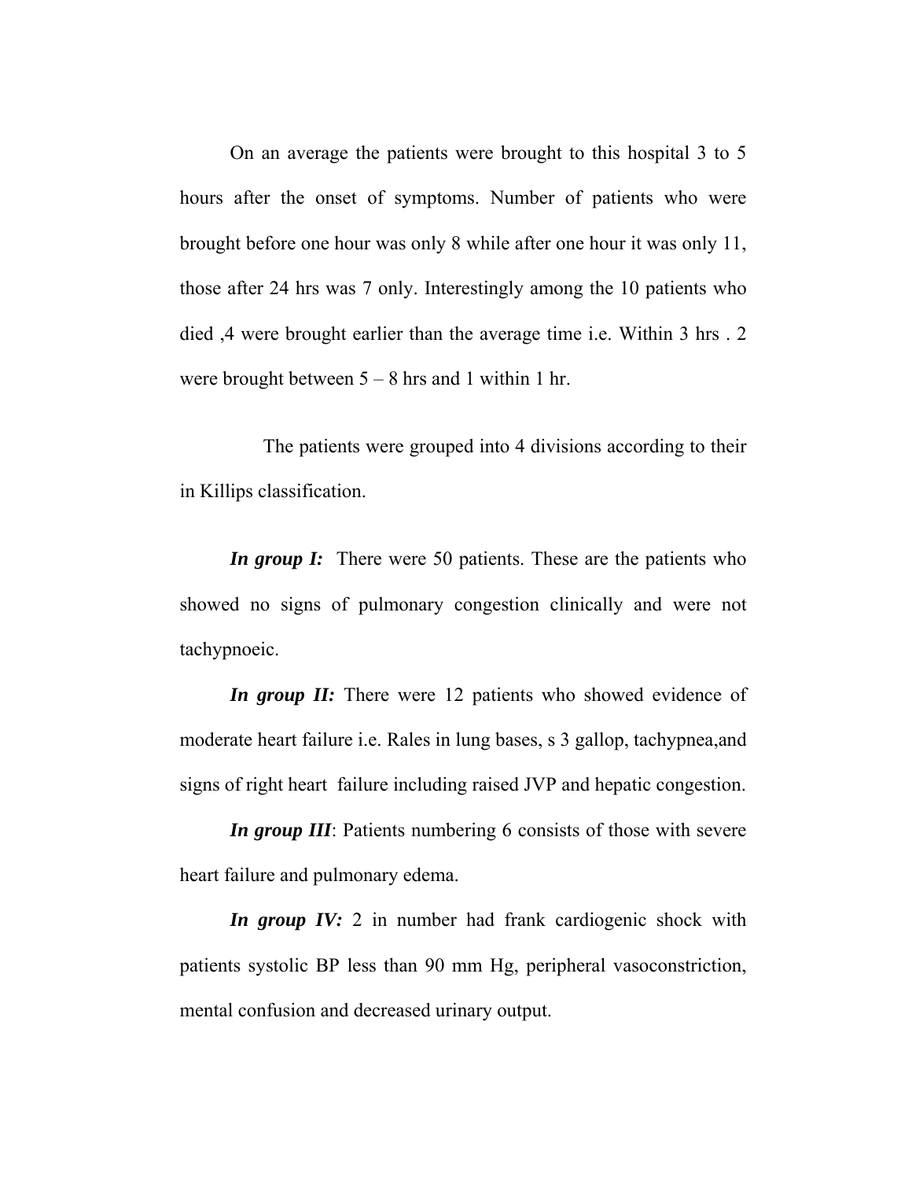On an average the patients were brought to this hospital 3 to 5 hours after the onset of symptoms. Number of patients who were brought before one hour was only 8 while after one hour it was only 11, those after 24 hrs was 7 only. Interestingly among the 10 patients who died ,4 were brought earlier than the average time i.e. Within 3 hrs . 2 were brought between 5 – 8 hrs and 1 within 1 hr.

The patients were grouped into 4 divisions according to their in Killips classification.

***In group I:*** There were 50 patients. These are the patients who showed no signs of pulmonary congestion clinically and were not tachypnoeic.

***In group II:*** There were 12 patients who showed evidence of moderate heart failure i.e. Rales in lung bases, s 3 gallop, tachypnea,and signs of right heart failure including raised JVP and hepatic congestion.

***In group III***: Patients numbering 6 consists of those with severe heart failure and pulmonary edema.

***In group IV:*** 2 in number had frank cardiogenic shock with patients systolic BP less than 90 mm Hg, peripheral vasoconstriction, mental confusion and decreased urinary output.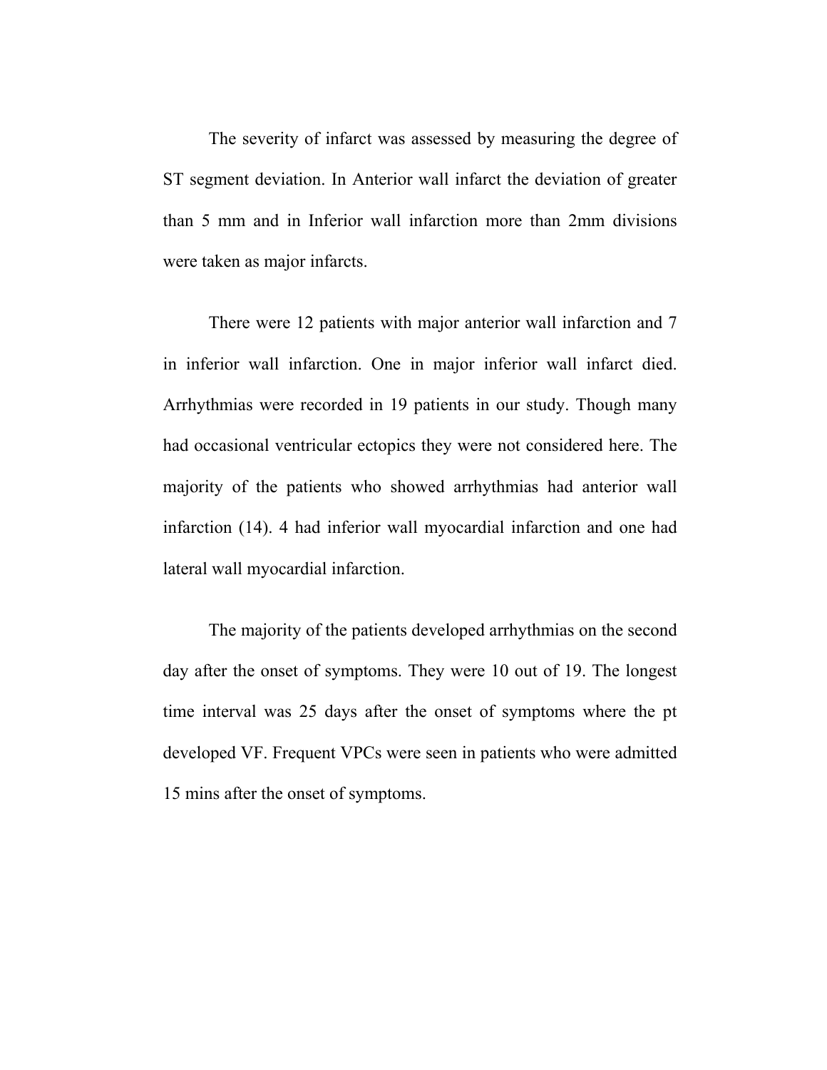The severity of infarct was assessed by measuring the degree of ST segment deviation. In Anterior wall infarct the deviation of greater than 5 mm and in Inferior wall infarction more than 2mm divisions were taken as major infarcts.

There were 12 patients with major anterior wall infarction and 7 in inferior wall infarction. One in major inferior wall infarct died. Arrhythmias were recorded in 19 patients in our study. Though many had occasional ventricular ectopics they were not considered here. The majority of the patients who showed arrhythmias had anterior wall infarction (14). 4 had inferior wall myocardial infarction and one had lateral wall myocardial infarction.

The majority of the patients developed arrhythmias on the second day after the onset of symptoms. They were 10 out of 19. The longest time interval was 25 days after the onset of symptoms where the pt developed VF. Frequent VPCs were seen in patients who were admitted 15 mins after the onset of symptoms.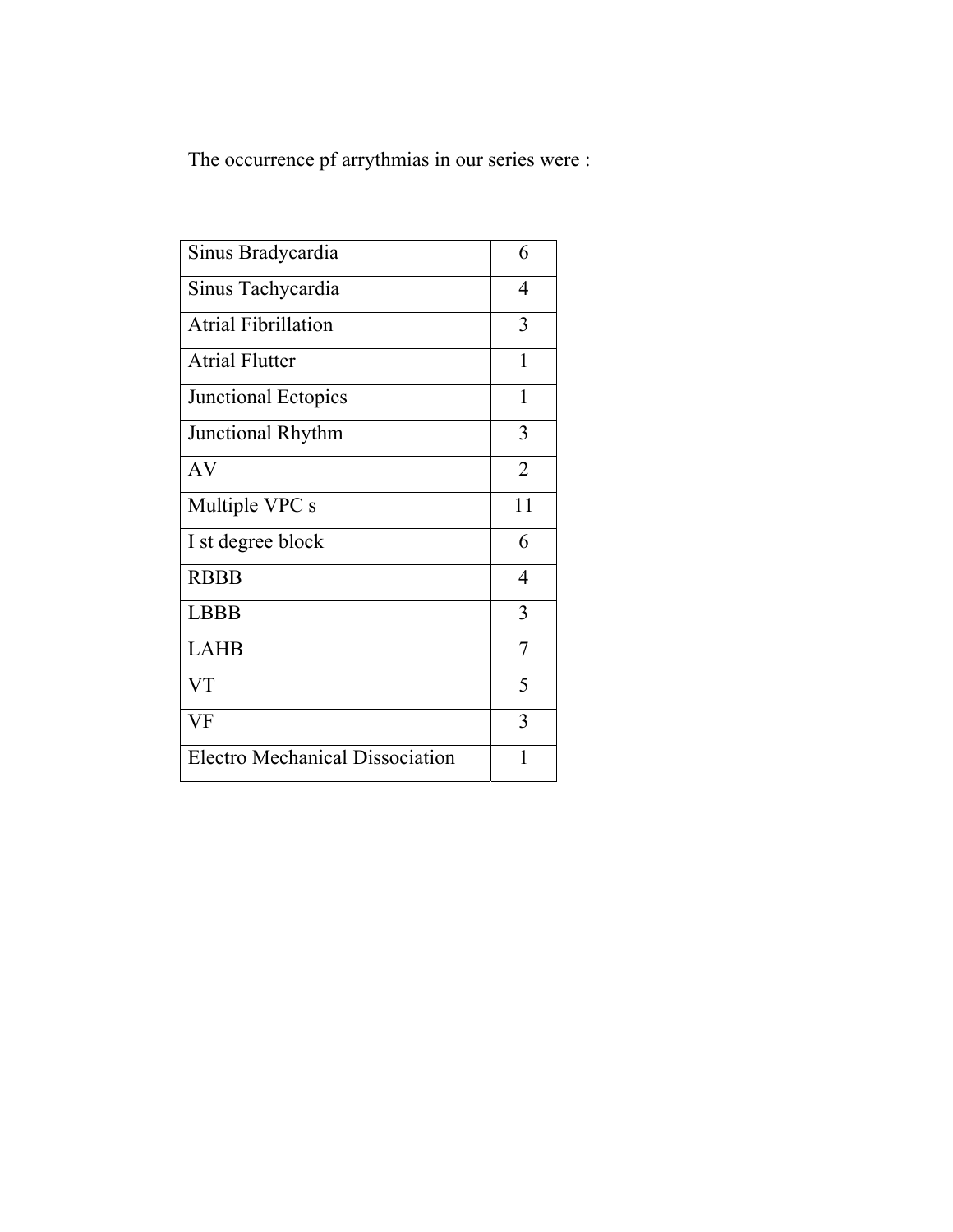The occurrence pf arrythmias in our series were :

| | |
|---|---|
| Sinus Bradycardia | 6 |
| Sinus Tachycardia | 4 |
| Atrial Fibrillation | 3 |
| Atrial Flutter | 1 |
| Junctional Ectopics | 1 |
| Junctional Rhythm | 3 |
| AV | 2 |
| Multiple VPC s | 11 |
| I st degree block | 6 |
| RBBB | 4 |
| LBBB | 3 |
| LAHB | 7 |
| VT | 5 |
| VF | 3 |
| Electro Mechanical Dissociation | 1 |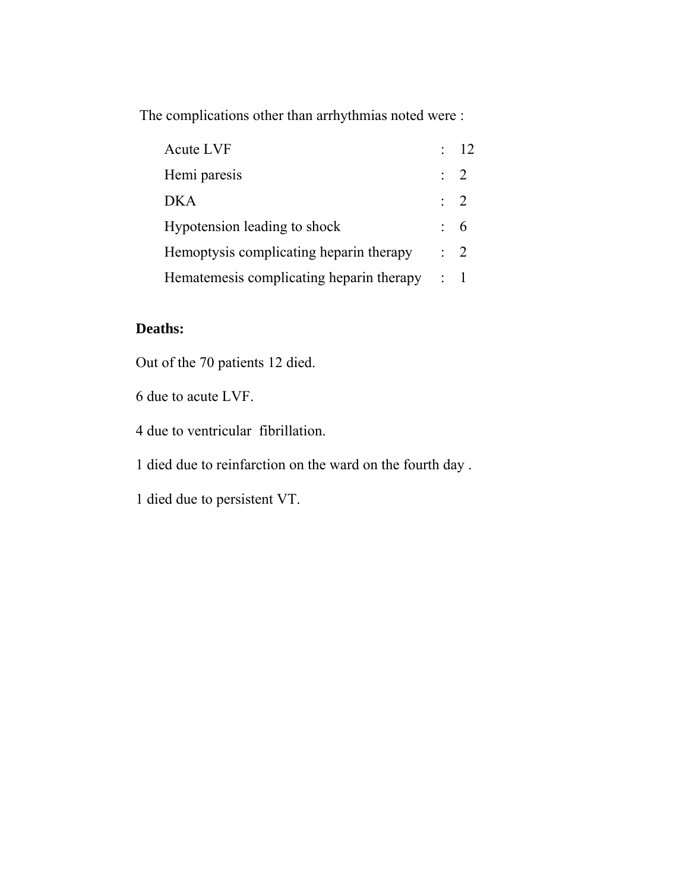The complications other than arrhythmias noted were :

| Complication | Number |
|---|---|
| Acute LVF | 12 |
| Hemi paresis | 2 |
| DKA | 2 |
| Hypotension leading to shock | 6 |
| Hemoptysis complicating heparin therapy | 2 |
| Hematemesis complicating heparin therapy | 1 |

**Deaths:**

Out of the 70 patients 12 died.

6 due to acute LVF.

4 due to ventricular fibrillation.

1 died due to reinfarction on the ward on the fourth day .

1 died due to persistent VT.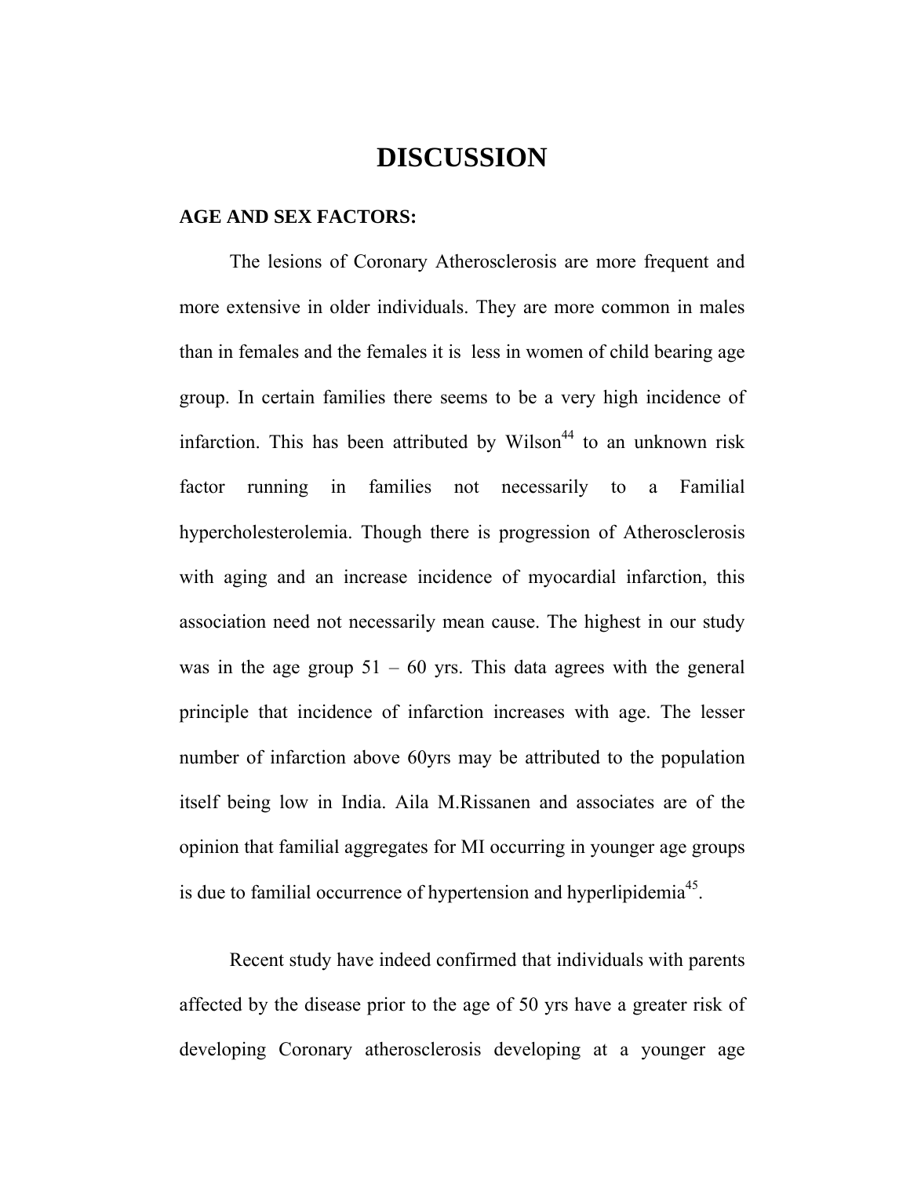# DISCUSSION

## AGE AND SEX FACTORS:

The lesions of Coronary Atherosclerosis are more frequent and more extensive in older individuals. They are more common in males than in females and the females it is less in women of child bearing age group. In certain families there seems to be a very high incidence of infarction. This has been attributed by Wilson[44] to an unknown risk factor running in families not necessarily to a Familial hypercholesterolemia. Though there is progression of Atherosclerosis with aging and an increase incidence of myocardial infarction, this association need not necessarily mean cause. The highest in our study was in the age group 51 – 60 yrs. This data agrees with the general principle that incidence of infarction increases with age. The lesser number of infarction above 60yrs may be attributed to the population itself being low in India. Aila M.Rissanen and associates are of the opinion that familial aggregates for MI occurring in younger age groups is due to familial occurrence of hypertension and hyperlipidemia[45].

Recent study have indeed confirmed that individuals with parents affected by the disease prior to the age of 50 yrs have a greater risk of developing Coronary atherosclerosis developing at a younger age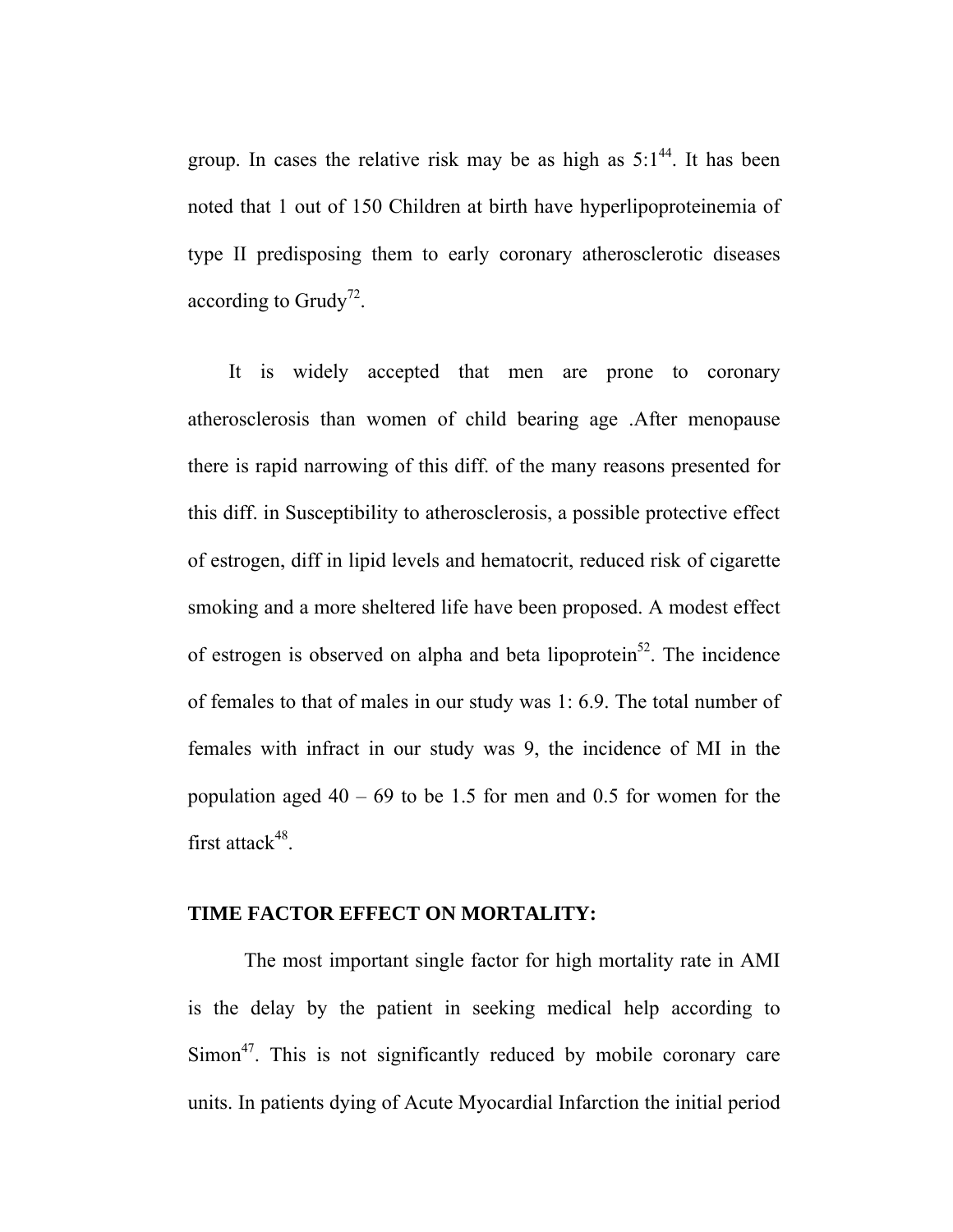group. In cases the relative risk may be as high as 5:1[44]. It has been noted that 1 out of 150 Children at birth have hyperlipoproteinemia of type II predisposing them to early coronary atherosclerotic diseases according to Grudy[72].

It is widely accepted that men are prone to coronary atherosclerosis than women of child bearing age .After menopause there is rapid narrowing of this diff. of the many reasons presented for this diff. in Susceptibility to atherosclerosis, a possible protective effect of estrogen, diff in lipid levels and hematocrit, reduced risk of cigarette smoking and a more sheltered life have been proposed. A modest effect of estrogen is observed on alpha and beta lipoprotein[52]. The incidence of females to that of males in our study was 1: 6.9. The total number of females with infract in our study was 9, the incidence of MI in the population aged 40 – 69 to be 1.5 for men and 0.5 for women for the first attack[48].

## TIME FACTOR EFFECT ON MORTALITY:

The most important single factor for high mortality rate in AMI is the delay by the patient in seeking medical help according to Simon[47]. This is not significantly reduced by mobile coronary care units. In patients dying of Acute Myocardial Infarction the initial period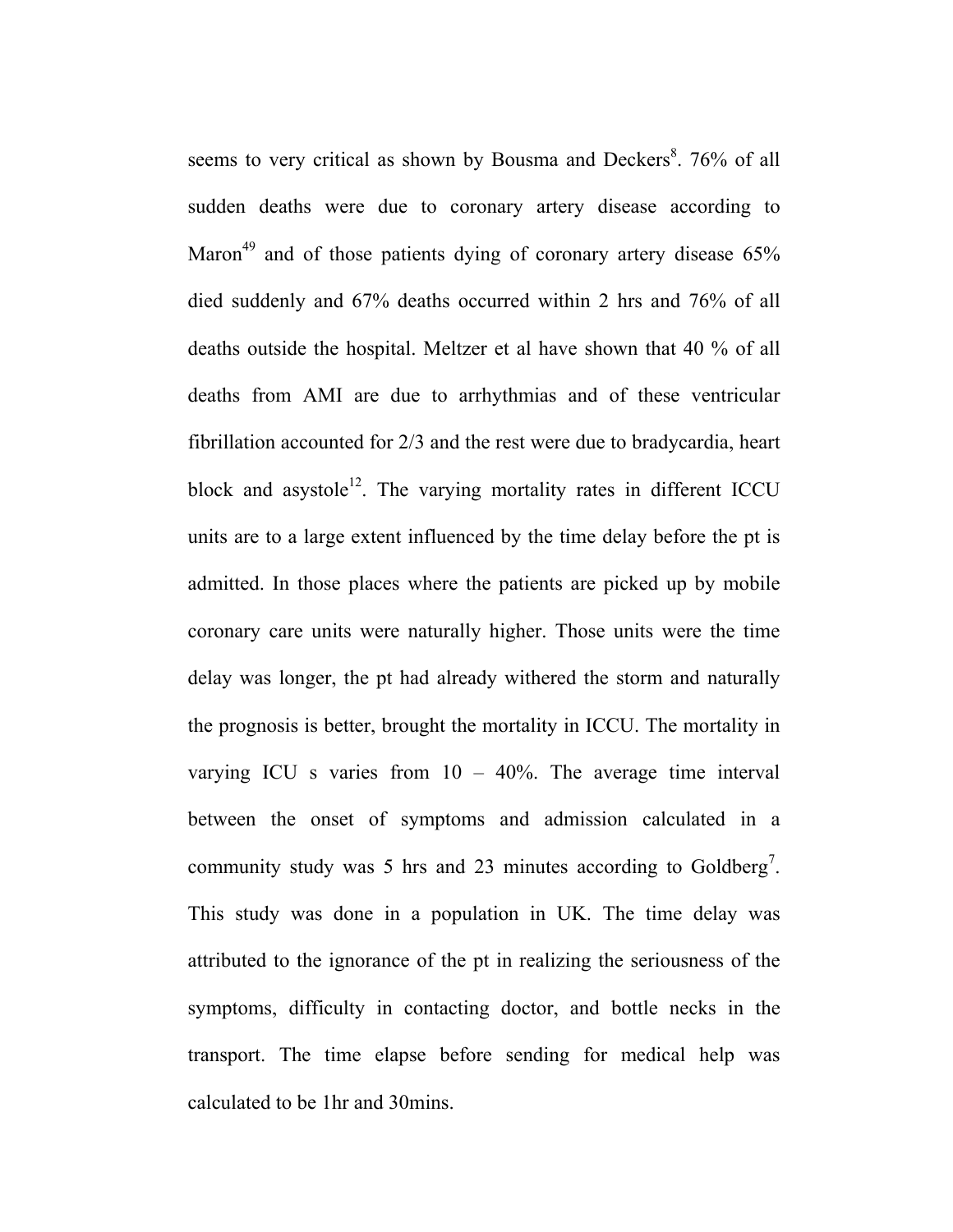seems to very critical as shown by Bousma and Deckers[8]. 76% of all sudden deaths were due to coronary artery disease according to Maron[49] and of those patients dying of coronary artery disease 65% died suddenly and 67% deaths occurred within 2 hrs and 76% of all deaths outside the hospital. Meltzer et al have shown that 40 % of all deaths from AMI are due to arrhythmias and of these ventricular fibrillation accounted for 2/3 and the rest were due to bradycardia, heart block and asystole[12]. The varying mortality rates in different ICCU units are to a large extent influenced by the time delay before the pt is admitted. In those places where the patients are picked up by mobile coronary care units were naturally higher. Those units were the time delay was longer, the pt had already withered the storm and naturally the prognosis is better, brought the mortality in ICCU. The mortality in varying ICU s varies from 10 – 40%. The average time interval between the onset of symptoms and admission calculated in a community study was 5 hrs and 23 minutes according to Goldberg[7]. This study was done in a population in UK. The time delay was attributed to the ignorance of the pt in realizing the seriousness of the symptoms, difficulty in contacting doctor, and bottle necks in the transport. The time elapse before sending for medical help was calculated to be 1hr and 30mins.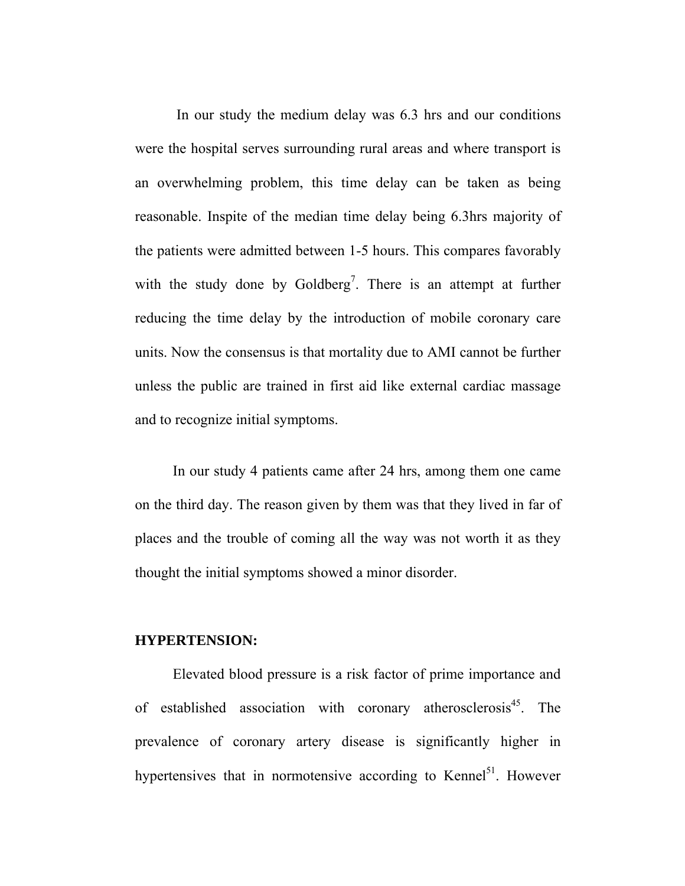In our study the medium delay was 6.3 hrs and our conditions were the hospital serves surrounding rural areas and where transport is an overwhelming problem, this time delay can be taken as being reasonable. Inspite of the median time delay being 6.3hrs majority of the patients were admitted between 1-5 hours. This compares favorably with the study done by Goldberg[7]. There is an attempt at further reducing the time delay by the introduction of mobile coronary care units. Now the consensus is that mortality due to AMI cannot be further unless the public are trained in first aid like external cardiac massage and to recognize initial symptoms.

In our study 4 patients came after 24 hrs, among them one came on the third day. The reason given by them was that they lived in far of places and the trouble of coming all the way was not worth it as they thought the initial symptoms showed a minor disorder.

**HYPERTENSION:**

Elevated blood pressure is a risk factor of prime importance and of established association with coronary atherosclerosis[45]. The prevalence of coronary artery disease is significantly higher in hypertensives that in normotensive according to Kennel[51]. However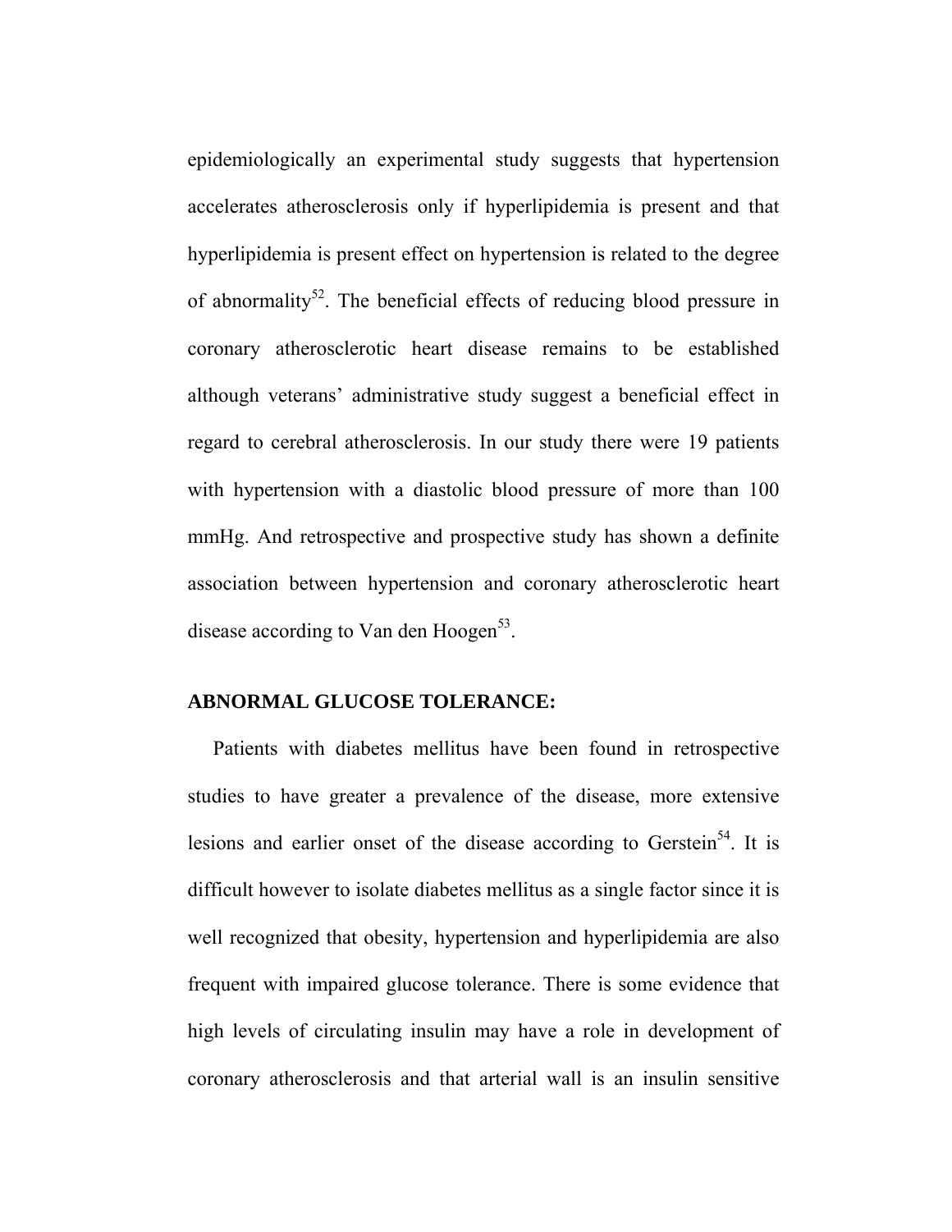epidemiologically an experimental study suggests that hypertension accelerates atherosclerosis only if hyperlipidemia is present and that hyperlipidemia is present effect on hypertension is related to the degree of abnormality[52]. The beneficial effects of reducing blood pressure in coronary atherosclerotic heart disease remains to be established although veterans' administrative study suggest a beneficial effect in regard to cerebral atherosclerosis. In our study there were 19 patients with hypertension with a diastolic blood pressure of more than 100 mmHg. And retrospective and prospective study has shown a definite association between hypertension and coronary atherosclerotic heart disease according to Van den Hoogen[53].

### ABNORMAL GLUCOSE TOLERANCE:

Patients with diabetes mellitus have been found in retrospective studies to have greater a prevalence of the disease, more extensive lesions and earlier onset of the disease according to Gerstein[54]. It is difficult however to isolate diabetes mellitus as a single factor since it is well recognized that obesity, hypertension and hyperlipidemia are also frequent with impaired glucose tolerance. There is some evidence that high levels of circulating insulin may have a role in development of coronary atherosclerosis and that arterial wall is an insulin sensitive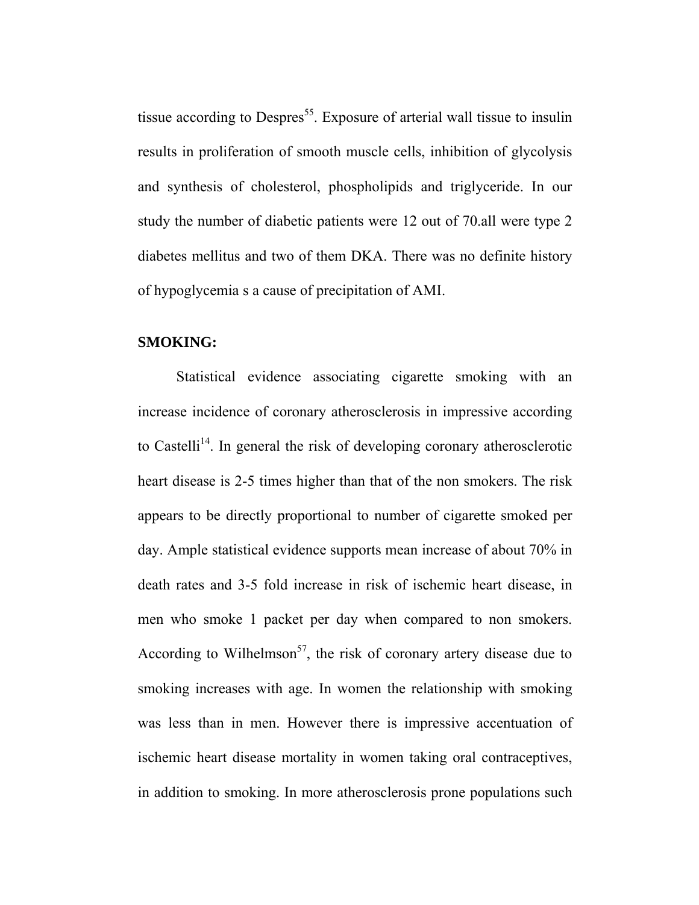tissue according to Despres[55]. Exposure of arterial wall tissue to insulin results in proliferation of smooth muscle cells, inhibition of glycolysis and synthesis of cholesterol, phospholipids and triglyceride. In our study the number of diabetic patients were 12 out of 70.all were type 2 diabetes mellitus and two of them DKA. There was no definite history of hypoglycemia s a cause of precipitation of AMI.

**SMOKING:**

Statistical evidence associating cigarette smoking with an increase incidence of coronary atherosclerosis in impressive according to Castelli[14]. In general the risk of developing coronary atherosclerotic heart disease is 2-5 times higher than that of the non smokers. The risk appears to be directly proportional to number of cigarette smoked per day. Ample statistical evidence supports mean increase of about 70% in death rates and 3-5 fold increase in risk of ischemic heart disease, in men who smoke 1 packet per day when compared to non smokers. According to Wilhelmson[57], the risk of coronary artery disease due to smoking increases with age. In women the relationship with smoking was less than in men. However there is impressive accentuation of ischemic heart disease mortality in women taking oral contraceptives, in addition to smoking. In more atherosclerosis prone populations such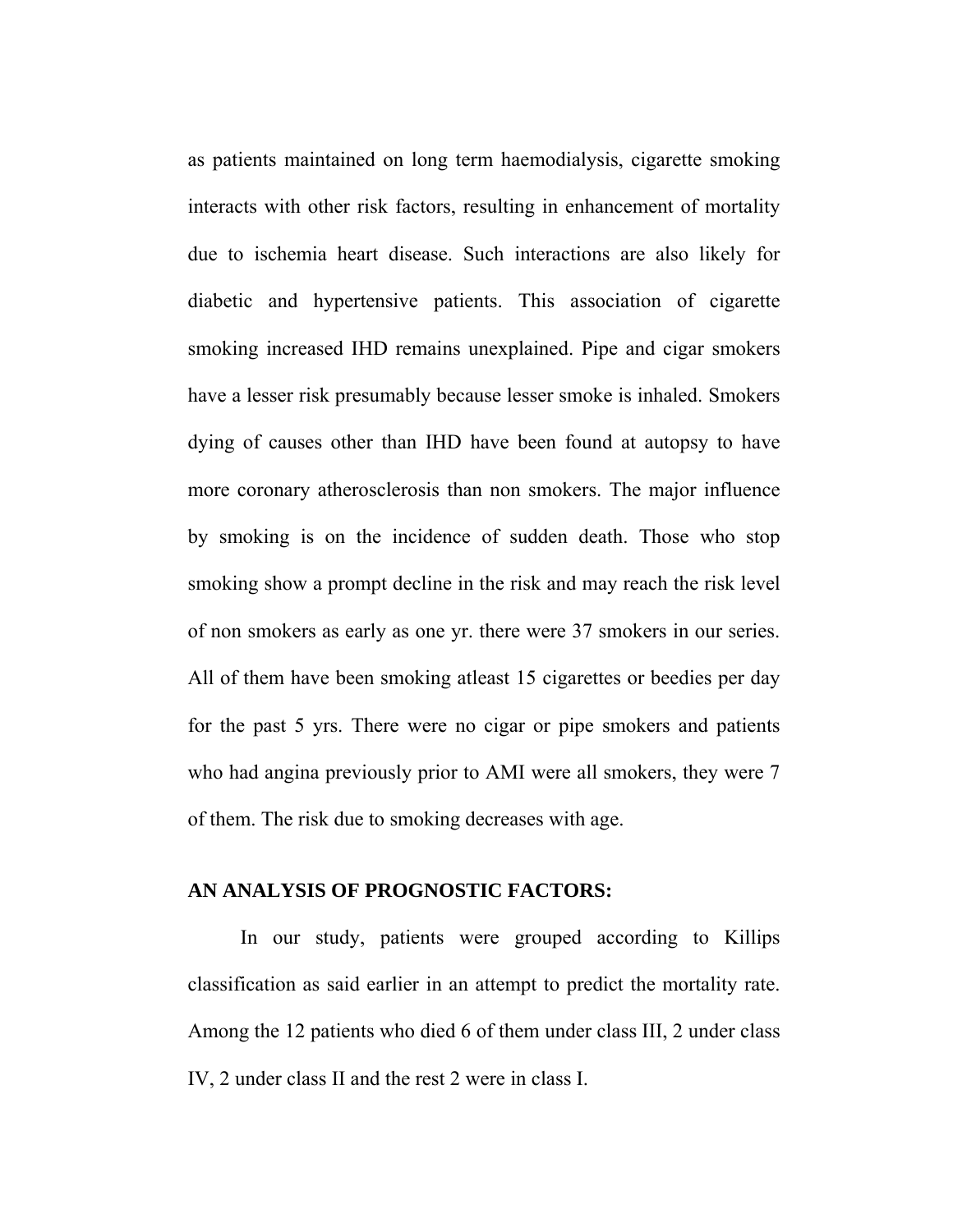as patients maintained on long term haemodialysis, cigarette smoking interacts with other risk factors, resulting in enhancement of mortality due to ischemia heart disease. Such interactions are also likely for diabetic and hypertensive patients. This association of cigarette smoking increased IHD remains unexplained. Pipe and cigar smokers have a lesser risk presumably because lesser smoke is inhaled. Smokers dying of causes other than IHD have been found at autopsy to have more coronary atherosclerosis than non smokers. The major influence by smoking is on the incidence of sudden death. Those who stop smoking show a prompt decline in the risk and may reach the risk level of non smokers as early as one yr. there were 37 smokers in our series. All of them have been smoking atleast 15 cigarettes or beedies per day for the past 5 yrs. There were no cigar or pipe smokers and patients who had angina previously prior to AMI were all smokers, they were 7 of them. The risk due to smoking decreases with age.

**AN ANALYSIS OF PROGNOSTIC FACTORS:**

In our study, patients were grouped according to Killips classification as said earlier in an attempt to predict the mortality rate. Among the 12 patients who died 6 of them under class III, 2 under class IV, 2 under class II and the rest 2 were in class I.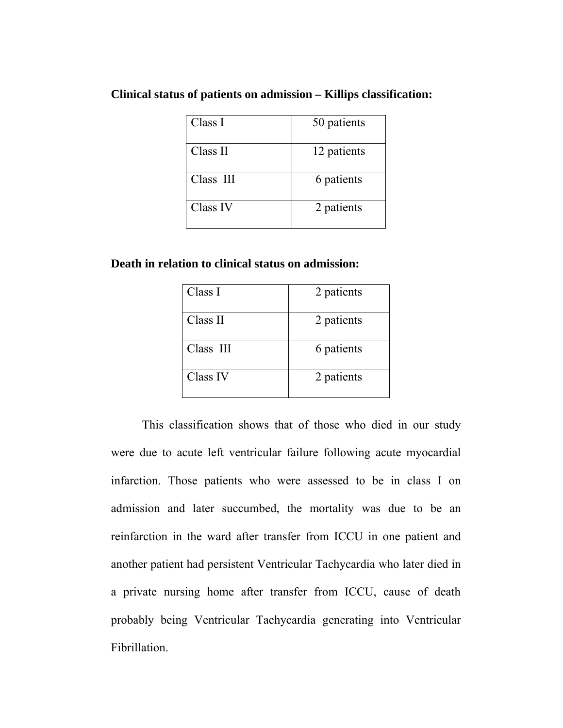**Clinical status of patients on admission – Killips classification:**

| | |
|---|---|
| Class I | 50 patients |
| Class II | 12 patients |
| Class III | 6 patients |
| Class IV | 2 patients |

**Death in relation to clinical status on admission:**

| | |
|---|---|
| Class I | 2 patients |
| Class II | 2 patients |
| Class III | 6 patients |
| Class IV | 2 patients |

This classification shows that of those who died in our study were due to acute left ventricular failure following acute myocardial infarction. Those patients who were assessed to be in class I on admission and later succumbed, the mortality was due to be an reinfarction in the ward after transfer from ICCU in one patient and another patient had persistent Ventricular Tachycardia who later died in a private nursing home after transfer from ICCU, cause of death probably being Ventricular Tachycardia generating into Ventricular Fibrillation.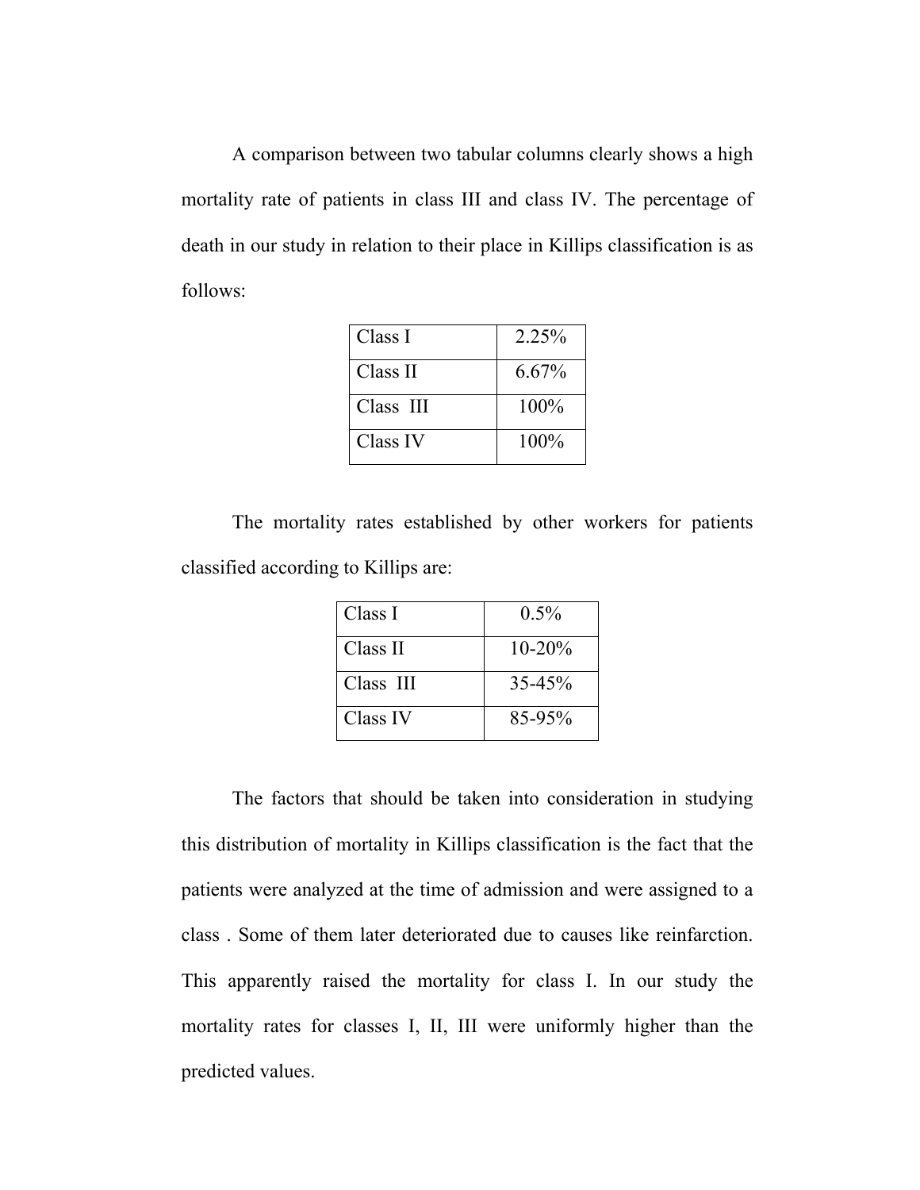A comparison between two tabular columns clearly shows a high mortality rate of patients in class III and class IV. The percentage of death in our study in relation to their place in Killips classification is as follows:

| Class I | 2.25% |
|---|---|
| Class II | 6.67% |
| Class III | 100% |
| Class IV | 100% |

The mortality rates established by other workers for patients classified according to Killips are:

| Class I | 0.5% |
|---|---|
| Class II | 10-20% |
| Class III | 35-45% |
| Class IV | 85-95% |

The factors that should be taken into consideration in studying this distribution of mortality in Killips classification is the fact that the patients were analyzed at the time of admission and were assigned to a class . Some of them later deteriorated due to causes like reinfarction. This apparently raised the mortality for class I. In our study the mortality rates for classes I, II, III were uniformly higher than the predicted values.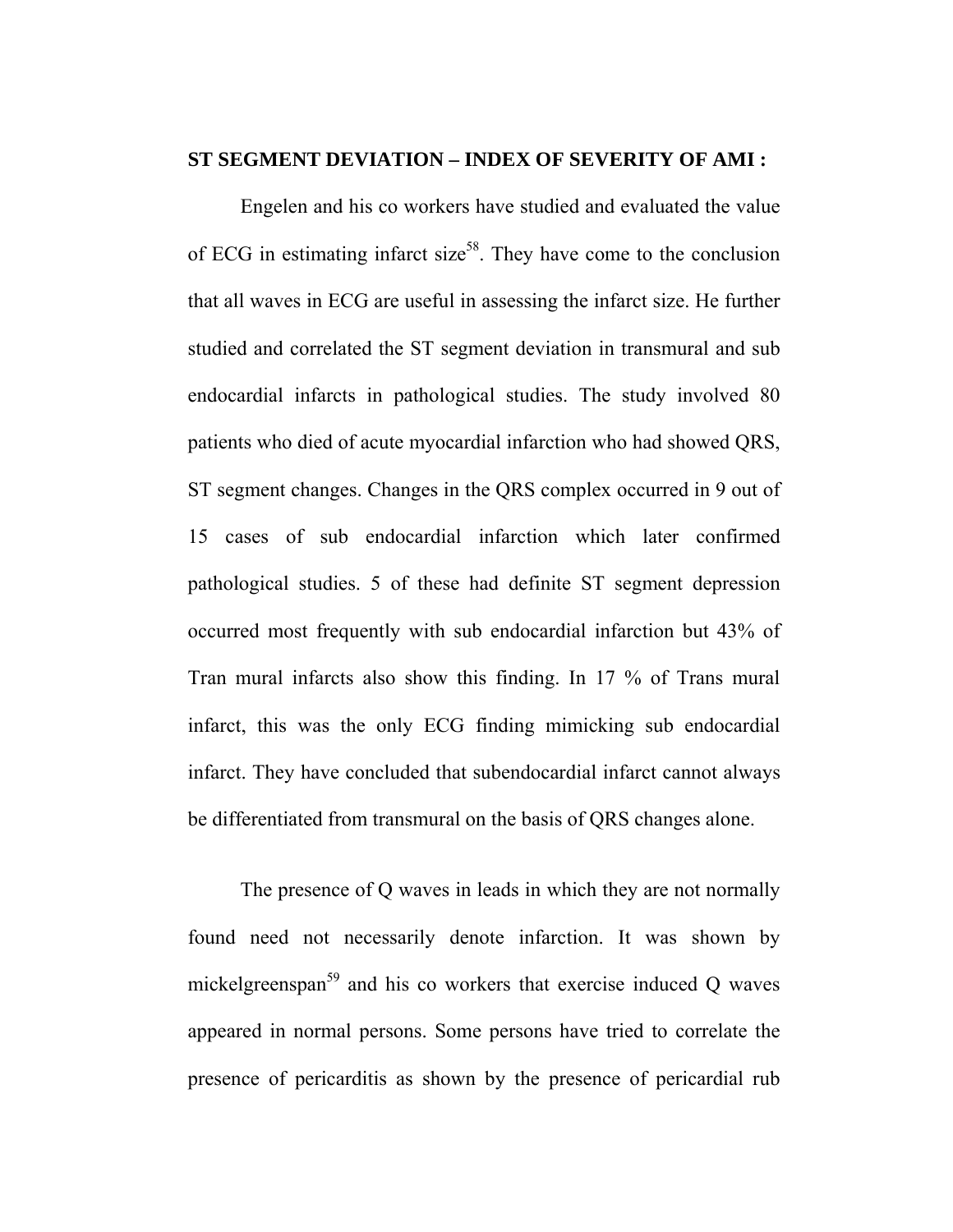**ST SEGMENT DEVIATION – INDEX OF SEVERITY OF AMI :**

Engelen and his co workers have studied and evaluated the value of ECG in estimating infarct size[58]. They have come to the conclusion that all waves in ECG are useful in assessing the infarct size. He further studied and correlated the ST segment deviation in transmural and sub endocardial infarcts in pathological studies. The study involved 80 patients who died of acute myocardial infarction who had showed QRS, ST segment changes. Changes in the QRS complex occurred in 9 out of 15 cases of sub endocardial infarction which later confirmed pathological studies. 5 of these had definite ST segment depression occurred most frequently with sub endocardial infarction but 43% of Tran mural infarcts also show this finding. In 17 % of Trans mural infarct, this was the only ECG finding mimicking sub endocardial infarct. They have concluded that subendocardial infarct cannot always be differentiated from transmural on the basis of QRS changes alone.

The presence of Q waves in leads in which they are not normally found need not necessarily denote infarction. It was shown by mickelgreenspan[59] and his co workers that exercise induced Q waves appeared in normal persons. Some persons have tried to correlate the presence of pericarditis as shown by the presence of pericardial rub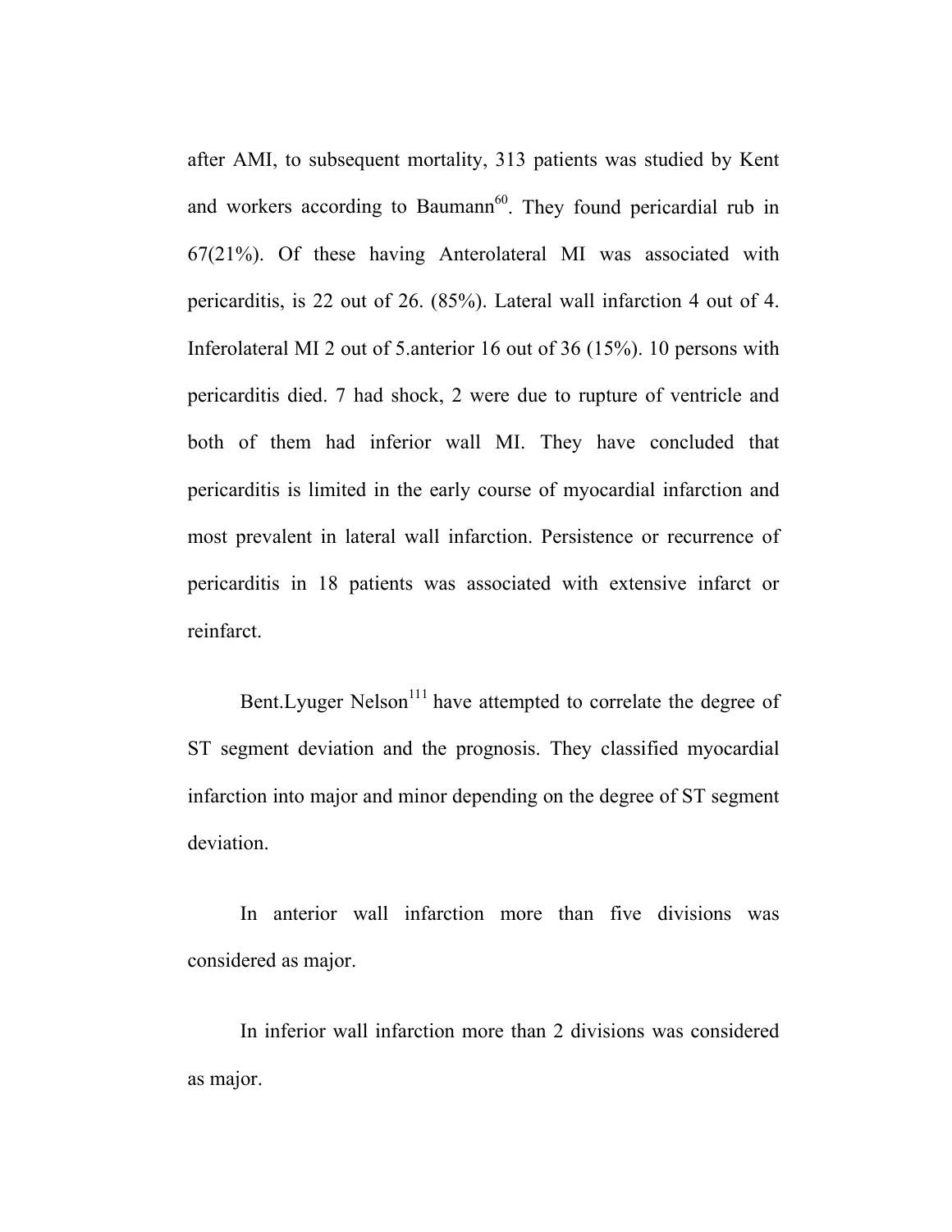after AMI, to subsequent mortality, 313 patients was studied by Kent and workers according to Baumann[60]. They found pericardial rub in 67(21%). Of these having Anterolateral MI was associated with pericarditis, is 22 out of 26. (85%). Lateral wall infarction 4 out of 4. Inferolateral MI 2 out of 5.anterior 16 out of 36 (15%). 10 persons with pericarditis died. 7 had shock, 2 were due to rupture of ventricle and both of them had inferior wall MI. They have concluded that pericarditis is limited in the early course of myocardial infarction and most prevalent in lateral wall infarction. Persistence or recurrence of pericarditis in 18 patients was associated with extensive infarct or reinfarct.

Bent.Lyuger Nelson[111] have attempted to correlate the degree of ST segment deviation and the prognosis. They classified myocardial infarction into major and minor depending on the degree of ST segment deviation.

In anterior wall infarction more than five divisions was considered as major.

In inferior wall infarction more than 2 divisions was considered as major.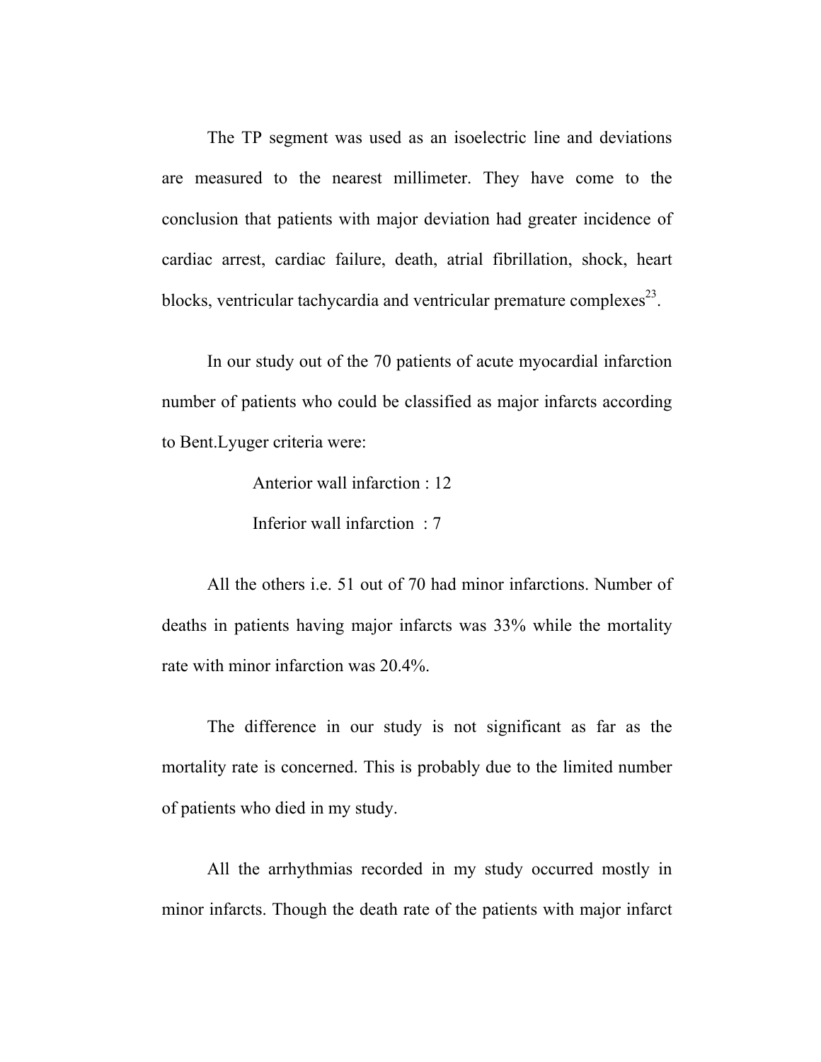The TP segment was used as an isoelectric line and deviations are measured to the nearest millimeter. They have come to the conclusion that patients with major deviation had greater incidence of cardiac arrest, cardiac failure, death, atrial fibrillation, shock, heart blocks, ventricular tachycardia and ventricular premature complexes[23].

In our study out of the 70 patients of acute myocardial infarction number of patients who could be classified as major infarcts according to Bent.Lyuger criteria were:

Anterior wall infarction : 12

Inferior wall infarction : 7

All the others i.e. 51 out of 70 had minor infarctions. Number of deaths in patients having major infarcts was 33% while the mortality rate with minor infarction was 20.4%.

The difference in our study is not significant as far as the mortality rate is concerned. This is probably due to the limited number of patients who died in my study.

All the arrhythmias recorded in my study occurred mostly in minor infarcts. Though the death rate of the patients with major infarct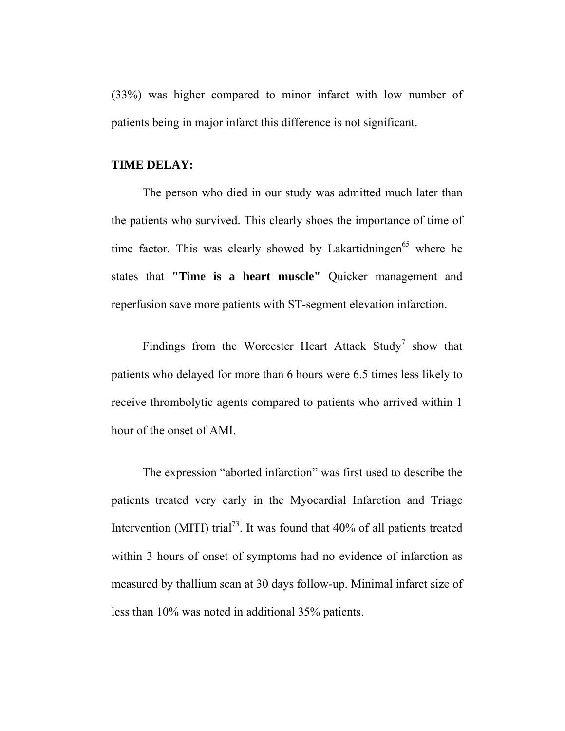(33%) was higher compared to minor infarct with low number of patients being in major infarct this difference is not significant.

**TIME DELAY:**

The person who died in our study was admitted much later than the patients who survived. This clearly shoes the importance of time of time factor. This was clearly showed by Lakartidningen[65] where he states that **"Time is a heart muscle"** Quicker management and reperfusion save more patients with ST-segment elevation infarction.

Findings from the Worcester Heart Attack Study[7] show that patients who delayed for more than 6 hours were 6.5 times less likely to receive thrombolytic agents compared to patients who arrived within 1 hour of the onset of AMI.

The expression "aborted infarction" was first used to describe the patients treated very early in the Myocardial Infarction and Triage Intervention (MITI) trial[73]. It was found that 40% of all patients treated within 3 hours of onset of symptoms had no evidence of infarction as measured by thallium scan at 30 days follow-up. Minimal infarct size of less than 10% was noted in additional 35% patients.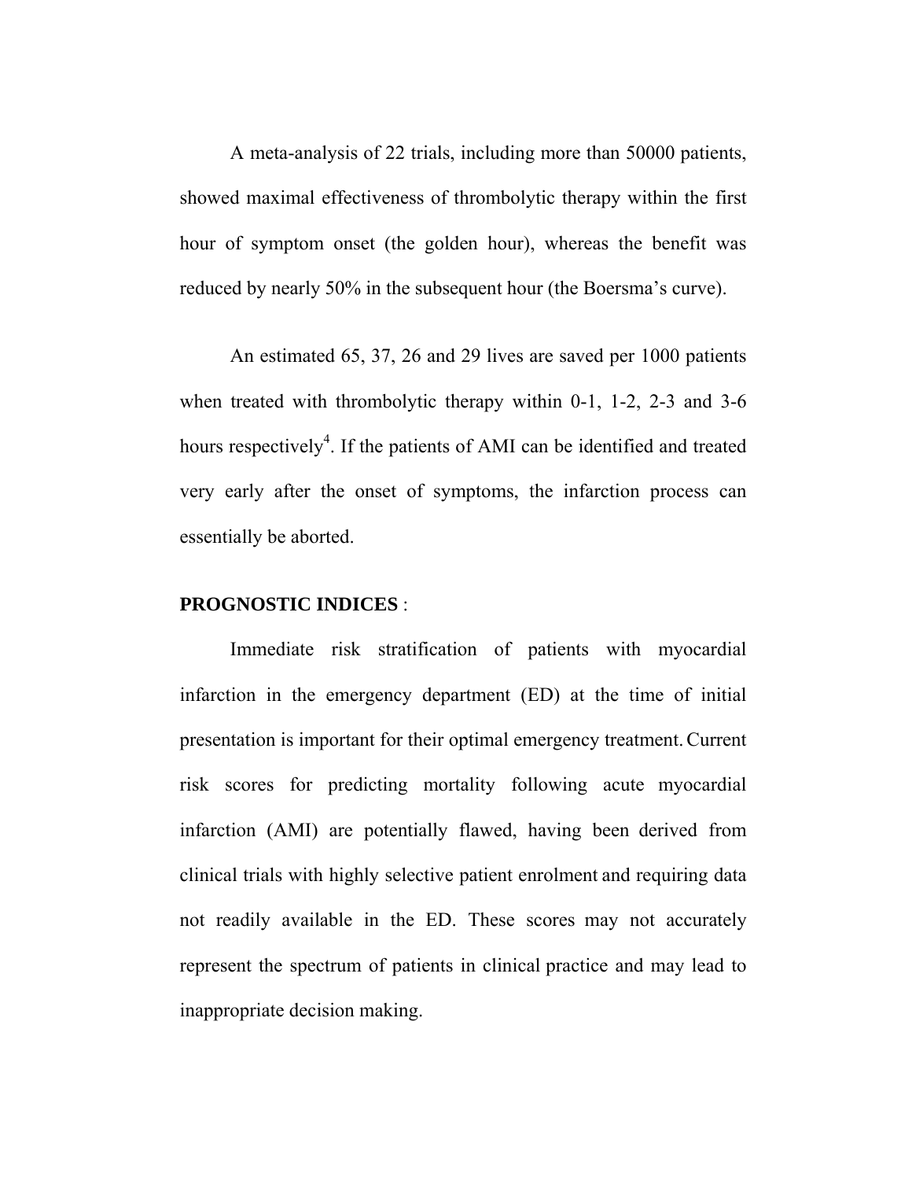A meta-analysis of 22 trials, including more than 50000 patients, showed maximal effectiveness of thrombolytic therapy within the first hour of symptom onset (the golden hour), whereas the benefit was reduced by nearly 50% in the subsequent hour (the Boersma's curve).

An estimated 65, 37, 26 and 29 lives are saved per 1000 patients when treated with thrombolytic therapy within 0-1, 1-2, 2-3 and 3-6 hours respectively[4]. If the patients of AMI can be identified and treated very early after the onset of symptoms, the infarction process can essentially be aborted.

**PROGNOSTIC INDICES** :

Immediate risk stratification of patients with myocardial infarction in the emergency department (ED) at the time of initial presentation is important for their optimal emergency treatment. Current risk scores for predicting mortality following acute myocardial infarction (AMI) are potentially flawed, having been derived from clinical trials with highly selective patient enrolment and requiring data not readily available in the ED. These scores may not accurately represent the spectrum of patients in clinical practice and may lead to inappropriate decision making.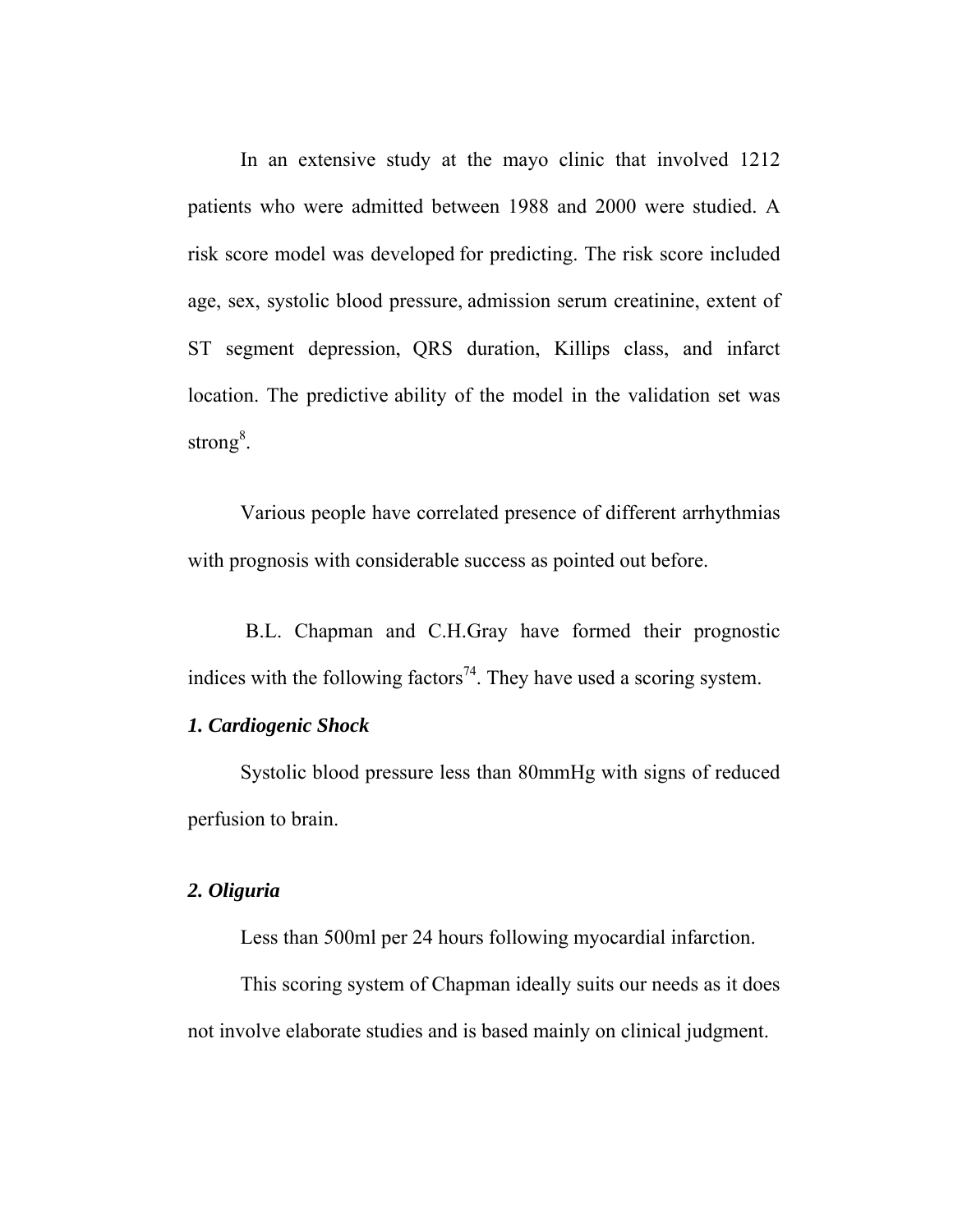In an extensive study at the mayo clinic that involved 1212 patients who were admitted between 1988 and 2000 were studied. A risk score model was developed for predicting. The risk score included age, sex, systolic blood pressure, admission serum creatinine, extent of ST segment depression, QRS duration, Killips class, and infarct location. The predictive ability of the model in the validation set was strong[8].

Various people have correlated presence of different arrhythmias with prognosis with considerable success as pointed out before.

B.L. Chapman and C.H.Gray have formed their prognostic indices with the following factors[74]. They have used a scoring system.

***1. Cardiogenic Shock***

Systolic blood pressure less than 80mmHg with signs of reduced perfusion to brain.

***2. Oliguria***

Less than 500ml per 24 hours following myocardial infarction.

This scoring system of Chapman ideally suits our needs as it does not involve elaborate studies and is based mainly on clinical judgment.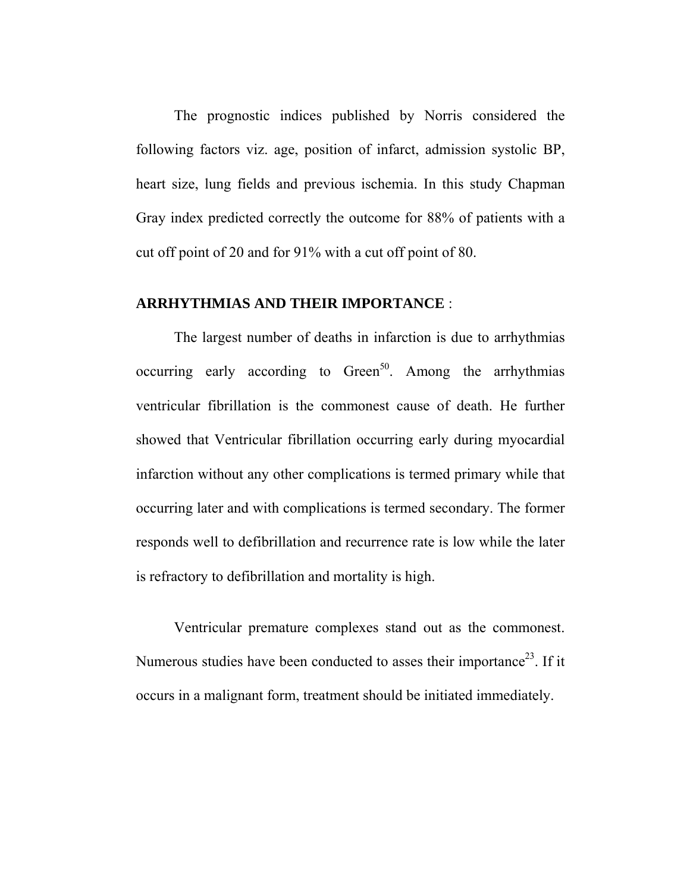The prognostic indices published by Norris considered the following factors viz. age, position of infarct, admission systolic BP, heart size, lung fields and previous ischemia. In this study Chapman Gray index predicted correctly the outcome for 88% of patients with a cut off point of 20 and for 91% with a cut off point of 80.

**ARRHYTHMIAS AND THEIR IMPORTANCE** :

The largest number of deaths in infarction is due to arrhythmias occurring early according to Green[50]. Among the arrhythmias ventricular fibrillation is the commonest cause of death. He further showed that Ventricular fibrillation occurring early during myocardial infarction without any other complications is termed primary while that occurring later and with complications is termed secondary. The former responds well to defibrillation and recurrence rate is low while the later is refractory to defibrillation and mortality is high.

Ventricular premature complexes stand out as the commonest. Numerous studies have been conducted to asses their importance[23]. If it occurs in a malignant form, treatment should be initiated immediately.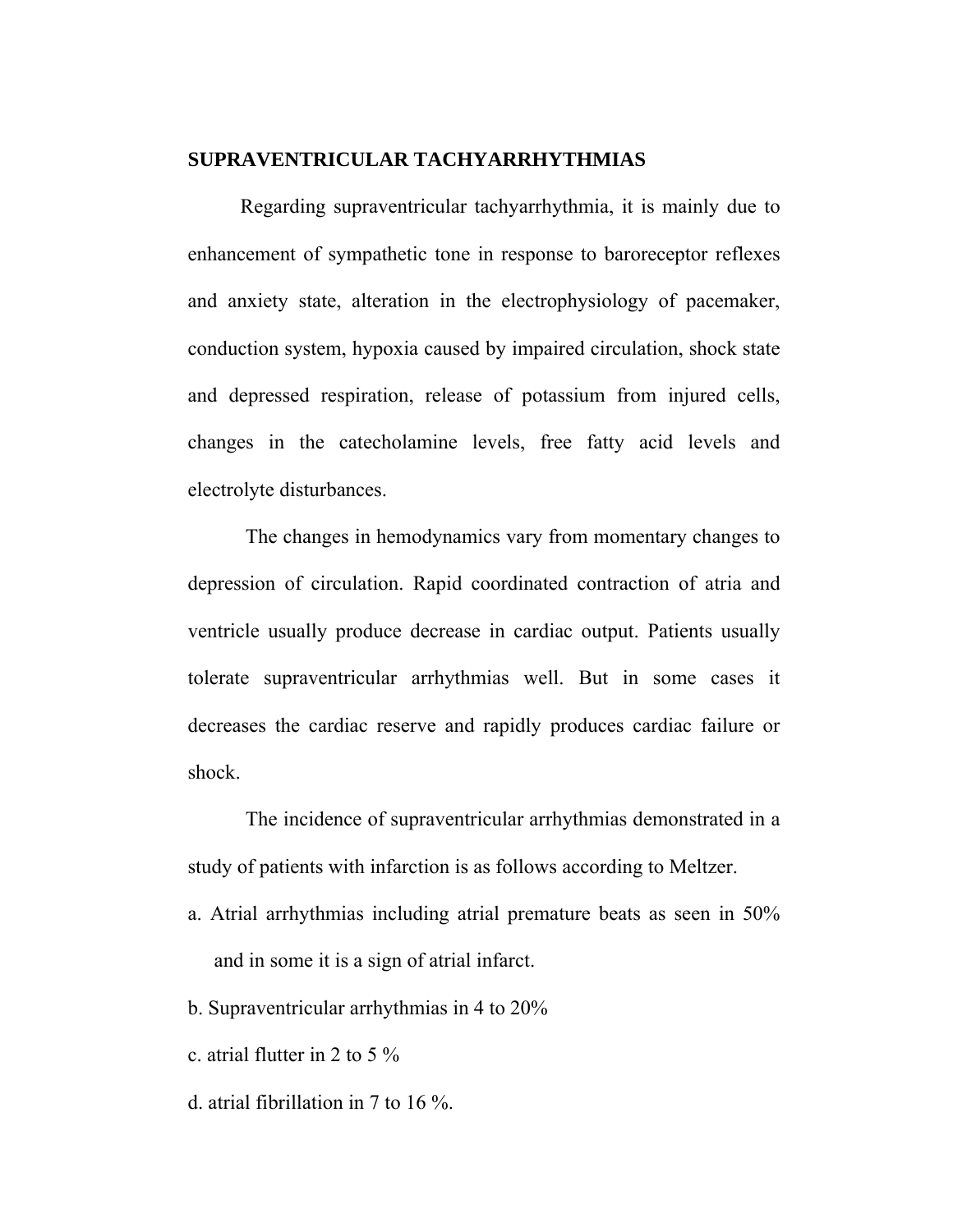## SUPRAVENTRICULAR TACHYARRHYTHMIAS

Regarding supraventricular tachyarrhythmia, it is mainly due to enhancement of sympathetic tone in response to baroreceptor reflexes and anxiety state, alteration in the electrophysiology of pacemaker, conduction system, hypoxia caused by impaired circulation, shock state and depressed respiration, release of potassium from injured cells, changes in the catecholamine levels, free fatty acid levels and electrolyte disturbances.

The changes in hemodynamics vary from momentary changes to depression of circulation. Rapid coordinated contraction of atria and ventricle usually produce decrease in cardiac output. Patients usually tolerate supraventricular arrhythmias well. But in some cases it decreases the cardiac reserve and rapidly produces cardiac failure or shock.

The incidence of supraventricular arrhythmias demonstrated in a study of patients with infarction is as follows according to Meltzer.

a. Atrial arrhythmias including atrial premature beats as seen in 50% and in some it is a sign of atrial infarct.

b. Supraventricular arrhythmias in 4 to 20%

c. atrial flutter in 2 to 5 %

d. atrial fibrillation in 7 to 16 %.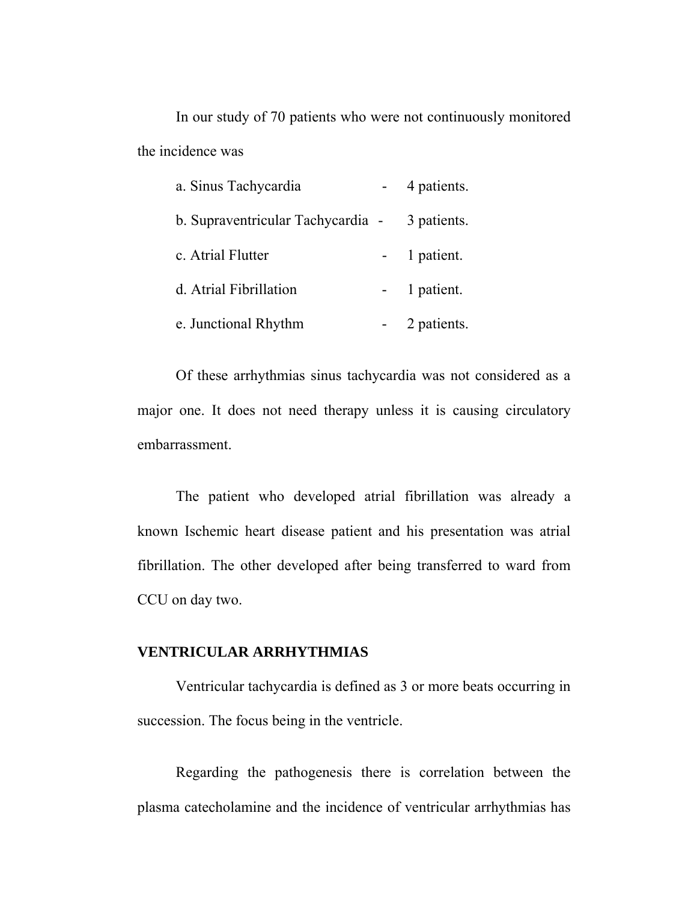In our study of 70 patients who were not continuously monitored the incidence was

a. Sinus Tachycardia - 4 patients.

b. Supraventricular Tachycardia - 3 patients.

c. Atrial Flutter - 1 patient.

d. Atrial Fibrillation - 1 patient.

e. Junctional Rhythm - 2 patients.

Of these arrhythmias sinus tachycardia was not considered as a major one. It does not need therapy unless it is causing circulatory embarrassment.

The patient who developed atrial fibrillation was already a known Ischemic heart disease patient and his presentation was atrial fibrillation. The other developed after being transferred to ward from CCU on day two.

**VENTRICULAR ARRHYTHMIAS**

Ventricular tachycardia is defined as 3 or more beats occurring in succession. The focus being in the ventricle.

Regarding the pathogenesis there is correlation between the plasma catecholamine and the incidence of ventricular arrhythmias has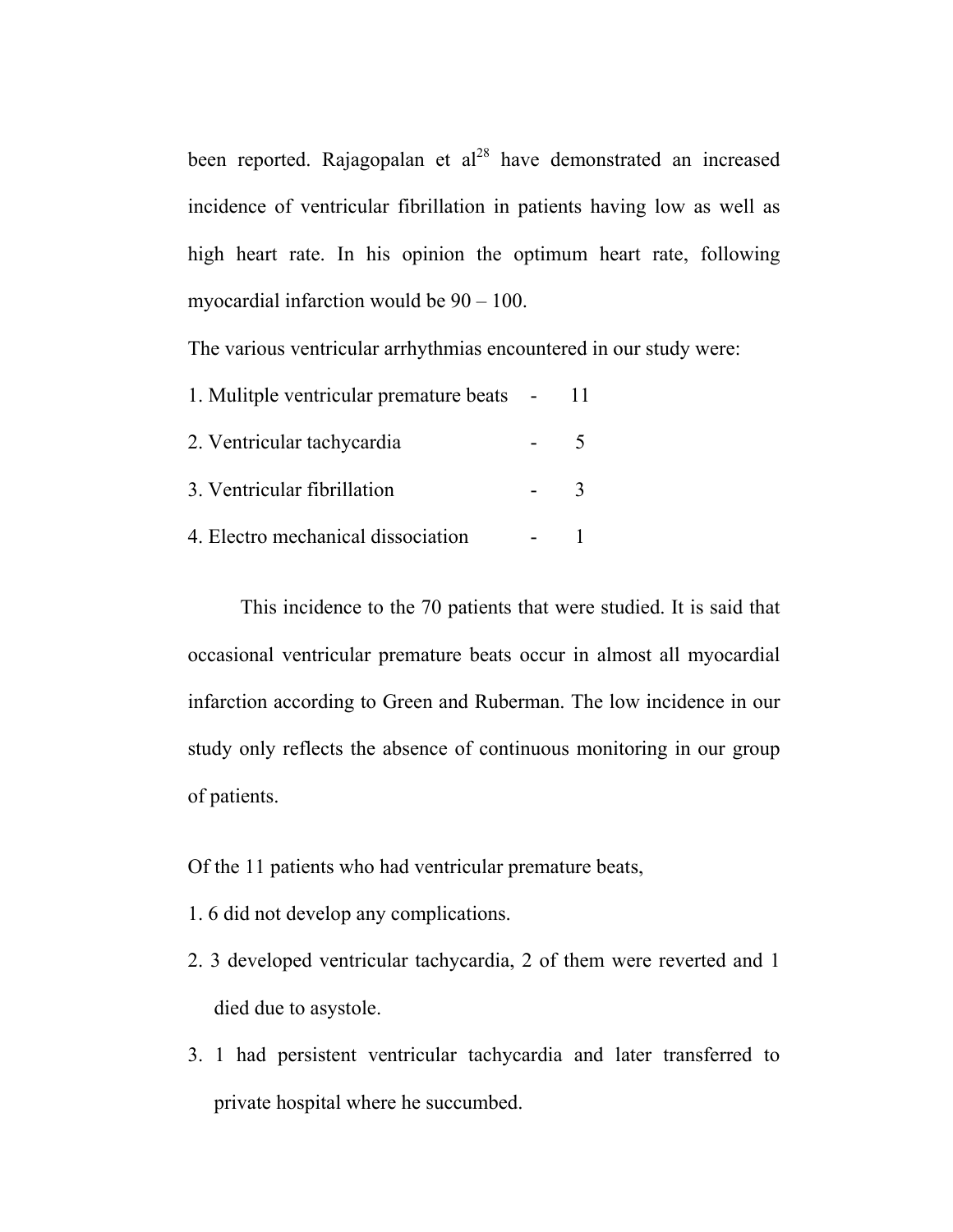been reported. Rajagopalan et al[28] have demonstrated an increased incidence of ventricular fibrillation in patients having low as well as high heart rate. In his opinion the optimum heart rate, following myocardial infarction would be 90 – 100.

The various ventricular arrhythmias encountered in our study were:

1. Mulitple ventricular premature beats - 11
2. Ventricular tachycardia - 5
3. Ventricular fibrillation - 3
4. Electro mechanical dissociation - 1

This incidence to the 70 patients that were studied. It is said that occasional ventricular premature beats occur in almost all myocardial infarction according to Green and Ruberman. The low incidence in our study only reflects the absence of continuous monitoring in our group of patients.

Of the 11 patients who had ventricular premature beats,

1. 6 did not develop any complications.
2. 3 developed ventricular tachycardia, 2 of them were reverted and 1 died due to asystole.
3. 1 had persistent ventricular tachycardia and later transferred to private hospital where he succumbed.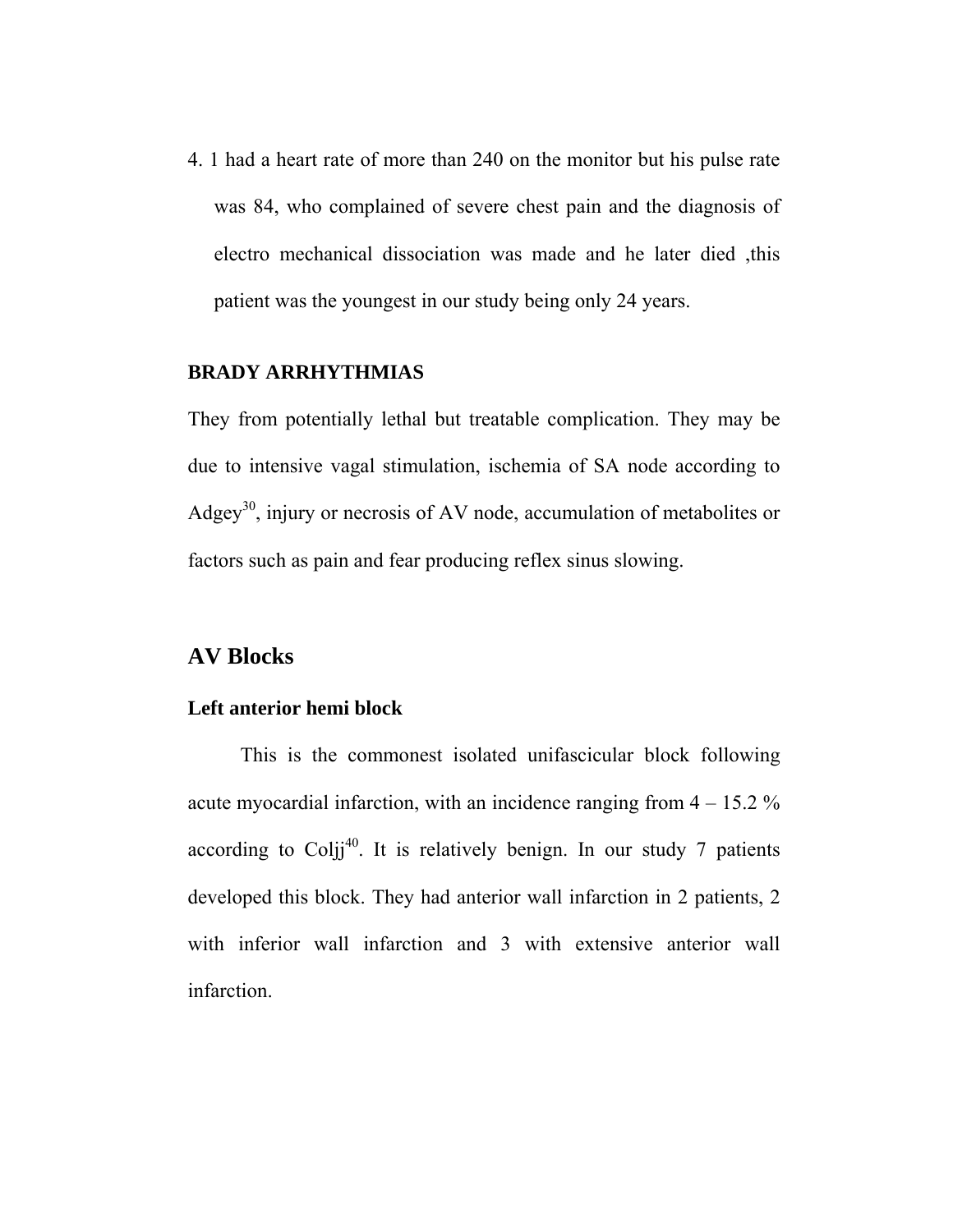4. 1 had a heart rate of more than 240 on the monitor but his pulse rate was 84, who complained of severe chest pain and the diagnosis of electro mechanical dissociation was made and he later died ,this patient was the youngest in our study being only 24 years.

### BRADY ARRHYTHMIAS

They from potentially lethal but treatable complication. They may be due to intensive vagal stimulation, ischemia of SA node according to Adgey[30], injury or necrosis of AV node, accumulation of metabolites or factors such as pain and fear producing reflex sinus slowing.

## AV Blocks

### Left anterior hemi block

This is the commonest isolated unifascicular block following acute myocardial infarction, with an incidence ranging from 4 – 15.2 % according to Coljj[40]. It is relatively benign. In our study 7 patients developed this block. They had anterior wall infarction in 2 patients, 2 with inferior wall infarction and 3 with extensive anterior wall infarction.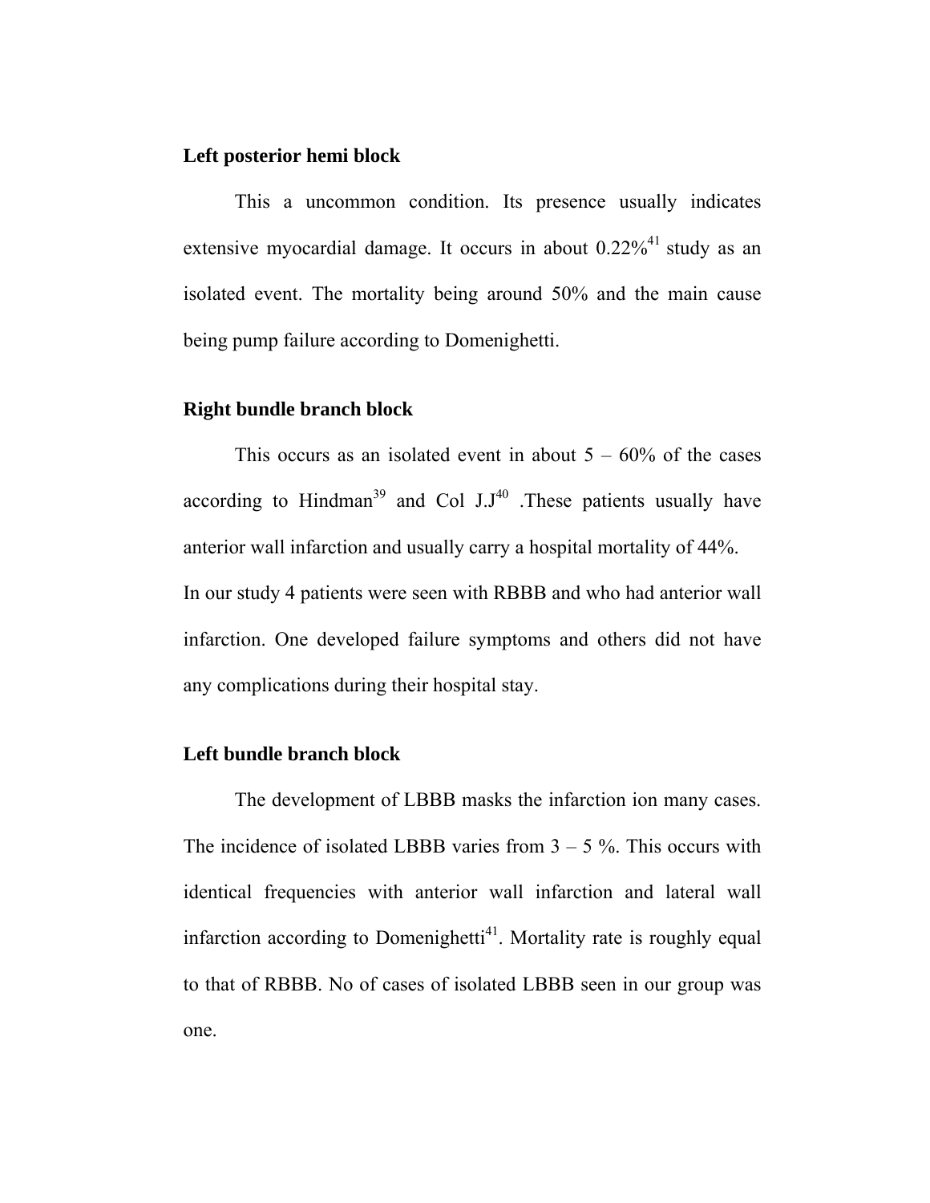**Left posterior hemi block**

This a uncommon condition. Its presence usually indicates extensive myocardial damage. It occurs in about 0.22%[41] study as an isolated event. The mortality being around 50% and the main cause being pump failure according to Domenighetti.

**Right bundle branch block**

This occurs as an isolated event in about 5 – 60% of the cases according to Hindman[39] and Col J.J[40] .These patients usually have anterior wall infarction and usually carry a hospital mortality of 44%.
In our study 4 patients were seen with RBBB and who had anterior wall infarction. One developed failure symptoms and others did not have any complications during their hospital stay.

**Left bundle branch block**

The development of LBBB masks the infarction ion many cases. The incidence of isolated LBBB varies from 3 – 5 %. This occurs with identical frequencies with anterior wall infarction and lateral wall infarction according to Domenighetti[41]. Mortality rate is roughly equal to that of RBBB. No of cases of isolated LBBB seen in our group was one.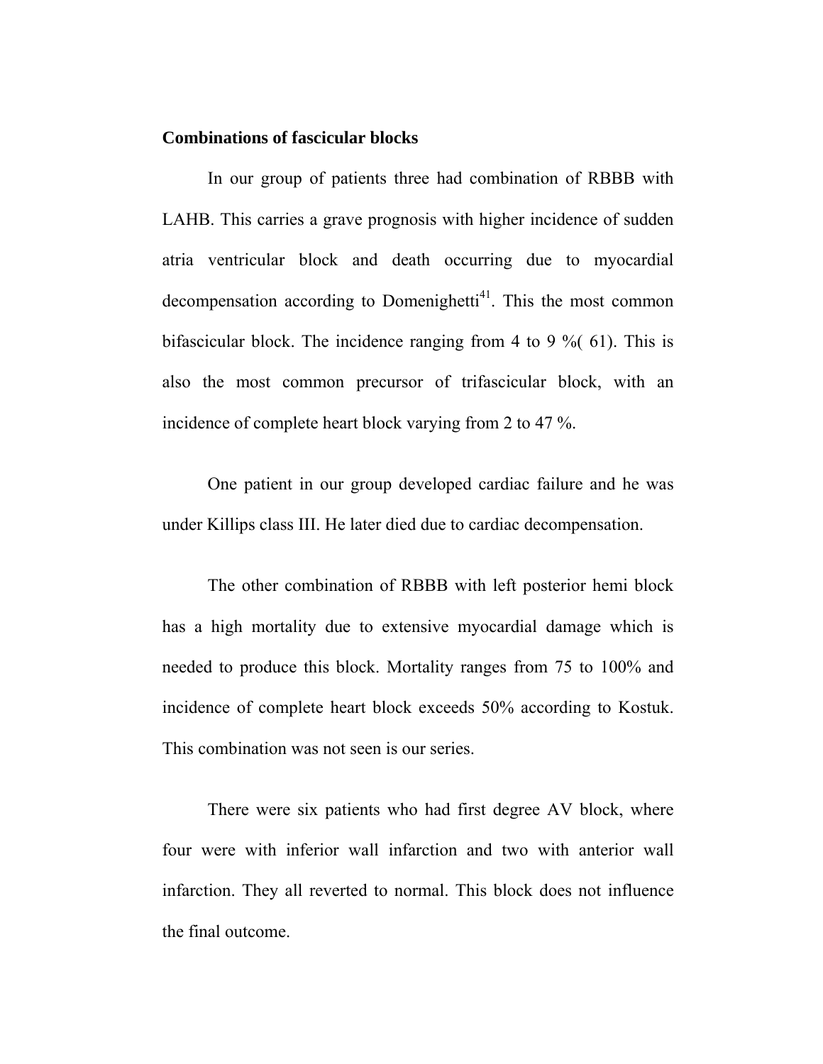**Combinations of fascicular blocks**

In our group of patients three had combination of RBBB with LAHB. This carries a grave prognosis with higher incidence of sudden atria ventricular block and death occurring due to myocardial decompensation according to Domenighetti[41]. This the most common bifascicular block. The incidence ranging from 4 to 9 %( 61). This is also the most common precursor of trifascicular block, with an incidence of complete heart block varying from 2 to 47 %.

One patient in our group developed cardiac failure and he was under Killips class III. He later died due to cardiac decompensation.

The other combination of RBBB with left posterior hemi block has a high mortality due to extensive myocardial damage which is needed to produce this block. Mortality ranges from 75 to 100% and incidence of complete heart block exceeds 50% according to Kostuk. This combination was not seen is our series.

There were six patients who had first degree AV block, where four were with inferior wall infarction and two with anterior wall infarction. They all reverted to normal. This block does not influence the final outcome.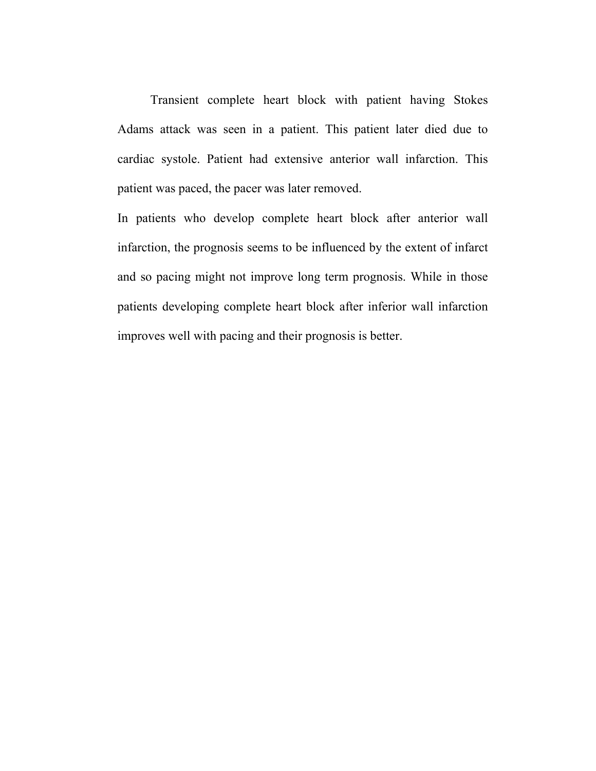Transient complete heart block with patient having Stokes Adams attack was seen in a patient. This patient later died due to cardiac systole. Patient had extensive anterior wall infarction. This patient was paced, the pacer was later removed.

In patients who develop complete heart block after anterior wall infarction, the prognosis seems to be influenced by the extent of infarct and so pacing might not improve long term prognosis. While in those patients developing complete heart block after inferior wall infarction improves well with pacing and their prognosis is better.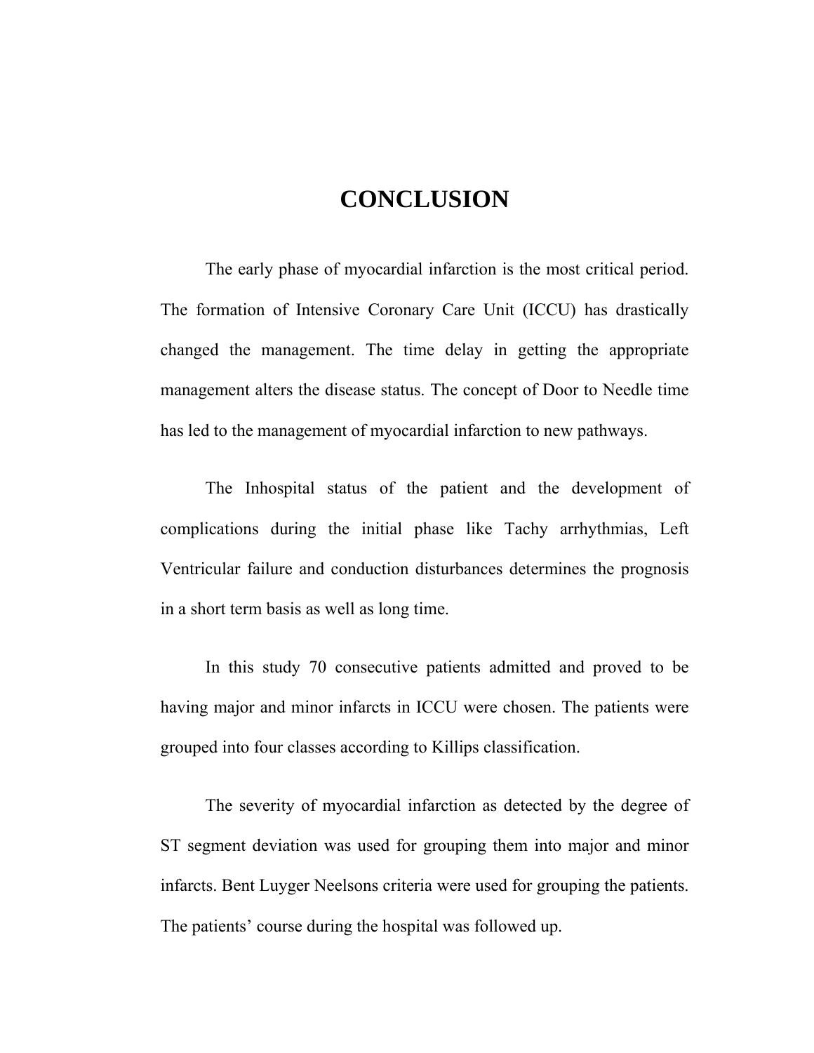# CONCLUSION

The early phase of myocardial infarction is the most critical period. The formation of Intensive Coronary Care Unit (ICCU) has drastically changed the management. The time delay in getting the appropriate management alters the disease status. The concept of Door to Needle time has led to the management of myocardial infarction to new pathways.

The Inhospital status of the patient and the development of complications during the initial phase like Tachy arrhythmias, Left Ventricular failure and conduction disturbances determines the prognosis in a short term basis as well as long time.

In this study 70 consecutive patients admitted and proved to be having major and minor infarcts in ICCU were chosen. The patients were grouped into four classes according to Killips classification.

The severity of myocardial infarction as detected by the degree of ST segment deviation was used for grouping them into major and minor infarcts. Bent Luyger Neelsons criteria were used for grouping the patients. The patients' course during the hospital was followed up.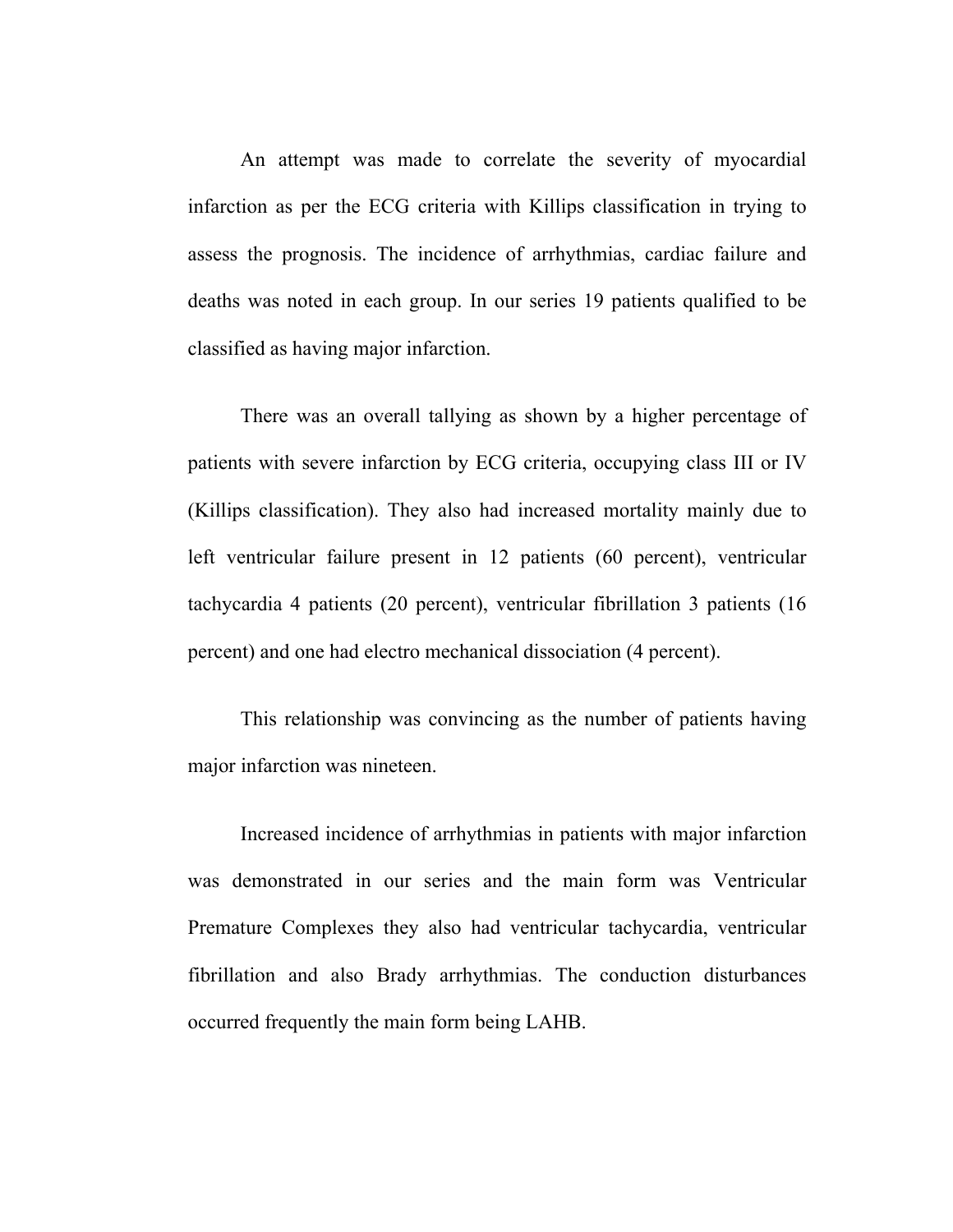An attempt was made to correlate the severity of myocardial infarction as per the ECG criteria with Killips classification in trying to assess the prognosis. The incidence of arrhythmias, cardiac failure and deaths was noted in each group. In our series 19 patients qualified to be classified as having major infarction.

There was an overall tallying as shown by a higher percentage of patients with severe infarction by ECG criteria, occupying class III or IV (Killips classification). They also had increased mortality mainly due to left ventricular failure present in 12 patients (60 percent), ventricular tachycardia 4 patients (20 percent), ventricular fibrillation 3 patients (16 percent) and one had electro mechanical dissociation (4 percent).

This relationship was convincing as the number of patients having major infarction was nineteen.

Increased incidence of arrhythmias in patients with major infarction was demonstrated in our series and the main form was Ventricular Premature Complexes they also had ventricular tachycardia, ventricular fibrillation and also Brady arrhythmias. The conduction disturbances occurred frequently the main form being LAHB.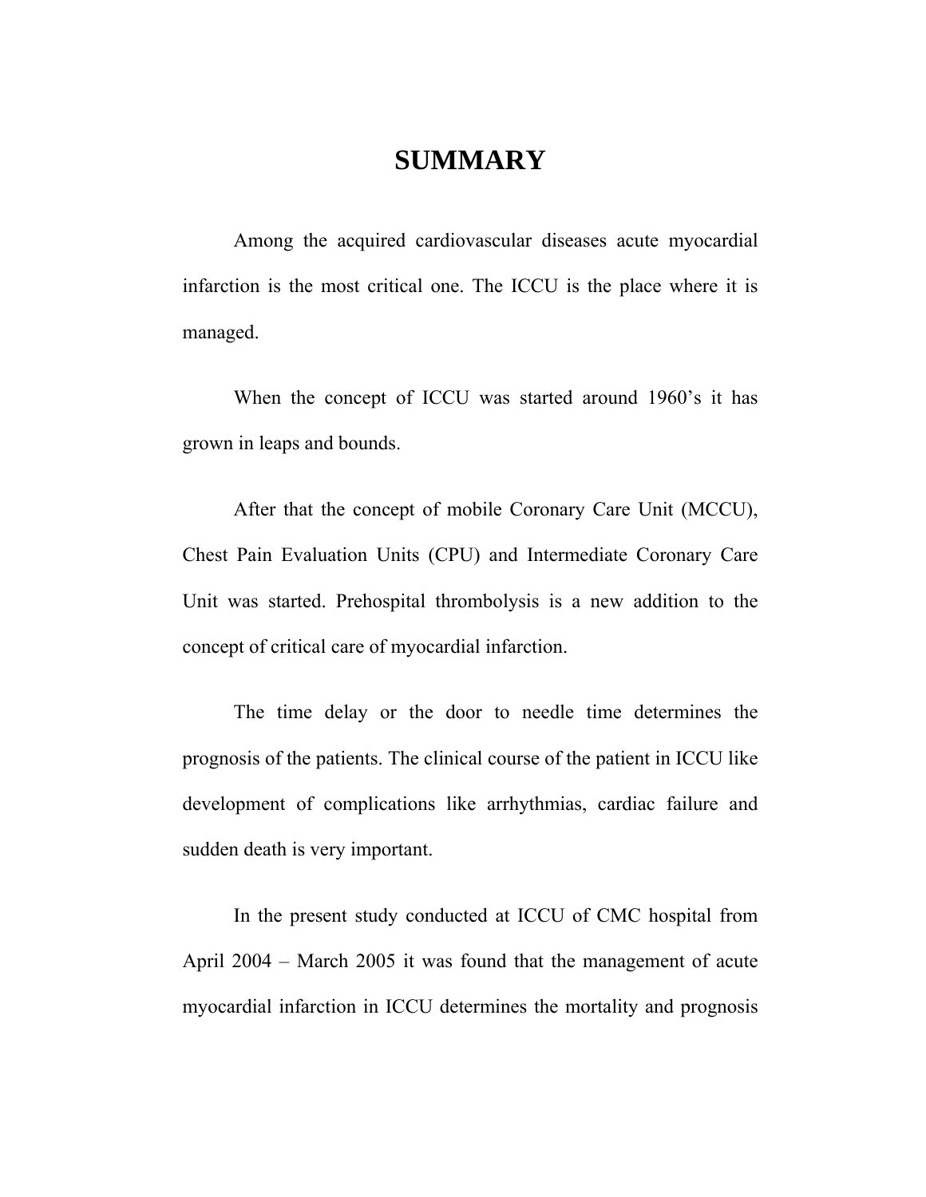# SUMMARY

Among the acquired cardiovascular diseases acute myocardial infarction is the most critical one. The ICCU is the place where it is managed.

When the concept of ICCU was started around 1960's it has grown in leaps and bounds.

After that the concept of mobile Coronary Care Unit (MCCU), Chest Pain Evaluation Units (CPU) and Intermediate Coronary Care Unit was started. Prehospital thrombolysis is a new addition to the concept of critical care of myocardial infarction.

The time delay or the door to needle time determines the prognosis of the patients. The clinical course of the patient in ICCU like development of complications like arrhythmias, cardiac failure and sudden death is very important.

In the present study conducted at ICCU of CMC hospital from April 2004 – March 2005 it was found that the management of acute myocardial infarction in ICCU determines the mortality and prognosis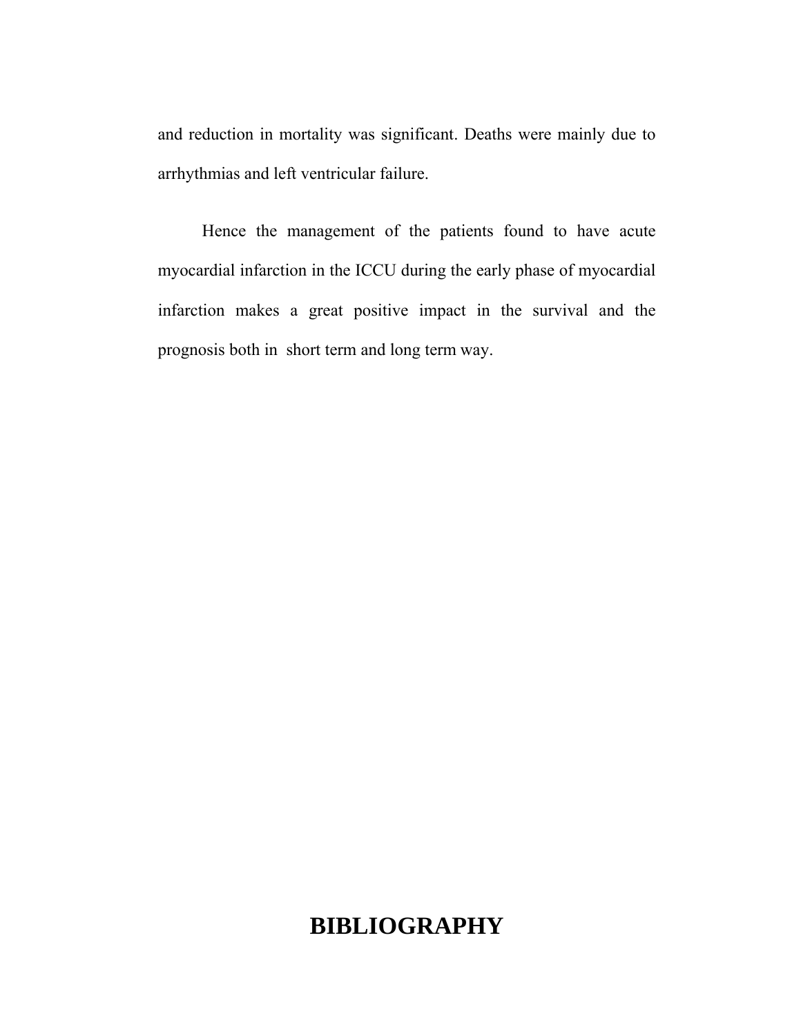and reduction in mortality was significant. Deaths were mainly due to arrhythmias and left ventricular failure.

Hence the management of the patients found to have acute myocardial infarction in the ICCU during the early phase of myocardial infarction makes a great positive impact in the survival and the prognosis both in short term and long term way.

# BIBLIOGRAPHY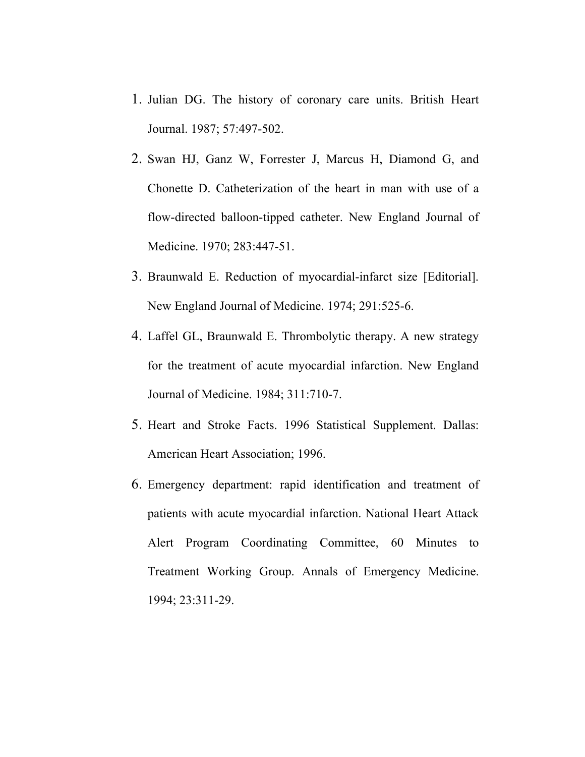1. Julian DG. The history of coronary care units. British Heart Journal. 1987; 57:497-502.
2. Swan HJ, Ganz W, Forrester J, Marcus H, Diamond G, and Chonette D. Catheterization of the heart in man with use of a flow-directed balloon-tipped catheter. New England Journal of Medicine. 1970; 283:447-51.
3. Braunwald E. Reduction of myocardial-infarct size [Editorial]. New England Journal of Medicine. 1974; 291:525-6.
4. Laffel GL, Braunwald E. Thrombolytic therapy. A new strategy for the treatment of acute myocardial infarction. New England Journal of Medicine. 1984; 311:710-7.
5. Heart and Stroke Facts. 1996 Statistical Supplement. Dallas: American Heart Association; 1996.
6. Emergency department: rapid identification and treatment of patients with acute myocardial infarction. National Heart Attack Alert Program Coordinating Committee, 60 Minutes to Treatment Working Group. Annals of Emergency Medicine. 1994; 23:311-29.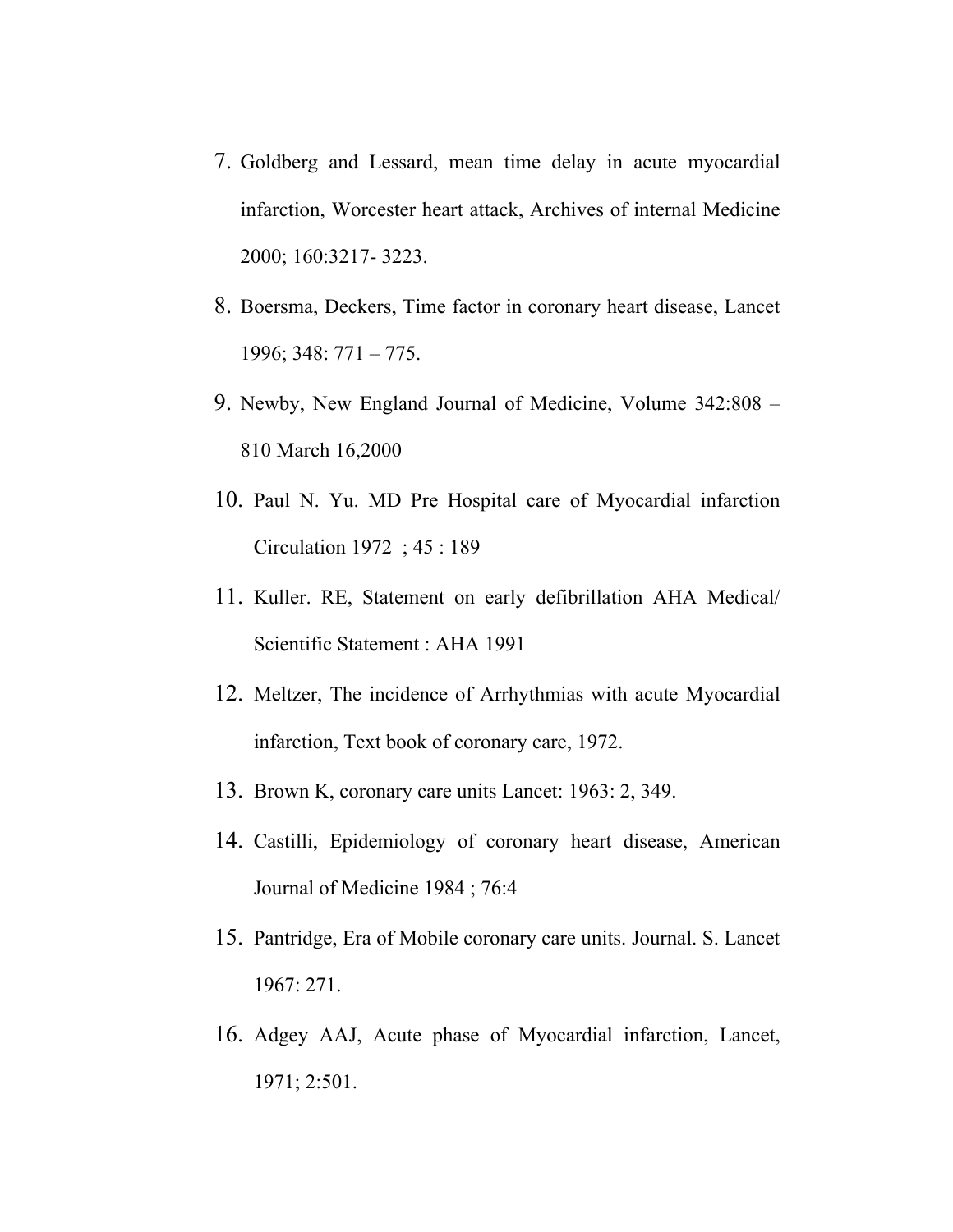7. Goldberg and Lessard, mean time delay in acute myocardial infarction, Worcester heart attack, Archives of internal Medicine 2000; 160:3217- 3223.
8. Boersma, Deckers, Time factor in coronary heart disease, Lancet 1996; 348: 771 – 775.
9. Newby, New England Journal of Medicine, Volume 342:808 – 810 March 16,2000
10. Paul N. Yu. MD Pre Hospital care of Myocardial infarction Circulation 1972 ; 45 : 189
11. Kuller. RE, Statement on early defibrillation AHA Medical/ Scientific Statement : AHA 1991
12. Meltzer, The incidence of Arrhythmias with acute Myocardial infarction, Text book of coronary care, 1972.
13. Brown K, coronary care units Lancet: 1963: 2, 349.
14. Castilli, Epidemiology of coronary heart disease, American Journal of Medicine 1984 ; 76:4
15. Pantridge, Era of Mobile coronary care units. Journal. S. Lancet 1967: 271.
16. Adgey AAJ, Acute phase of Myocardial infarction, Lancet, 1971; 2:501.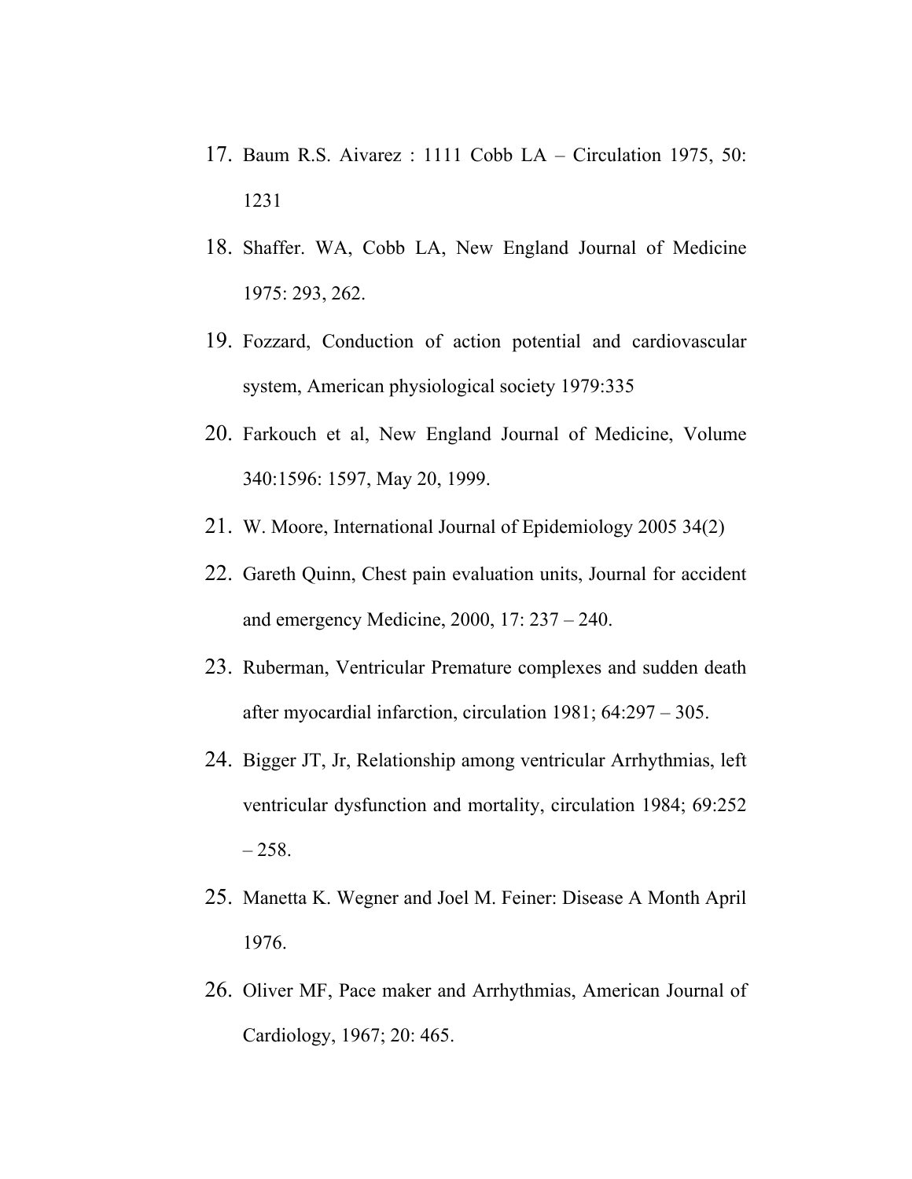17. Baum R.S. Aivarez : 1111 Cobb LA – Circulation 1975, 50: 1231
18. Shaffer. WA, Cobb LA, New England Journal of Medicine 1975: 293, 262.
19. Fozzard, Conduction of action potential and cardiovascular system, American physiological society 1979:335
20. Farkouch et al, New England Journal of Medicine, Volume 340:1596: 1597, May 20, 1999.
21. W. Moore, International Journal of Epidemiology 2005 34(2)
22. Gareth Quinn, Chest pain evaluation units, Journal for accident and emergency Medicine, 2000, 17: 237 – 240.
23. Ruberman, Ventricular Premature complexes and sudden death after myocardial infarction, circulation 1981; 64:297 – 305.
24. Bigger JT, Jr, Relationship among ventricular Arrhythmias, left ventricular dysfunction and mortality, circulation 1984; 69:252 – 258.
25. Manetta K. Wegner and Joel M. Feiner: Disease A Month April 1976.
26. Oliver MF, Pace maker and Arrhythmias, American Journal of Cardiology, 1967; 20: 465.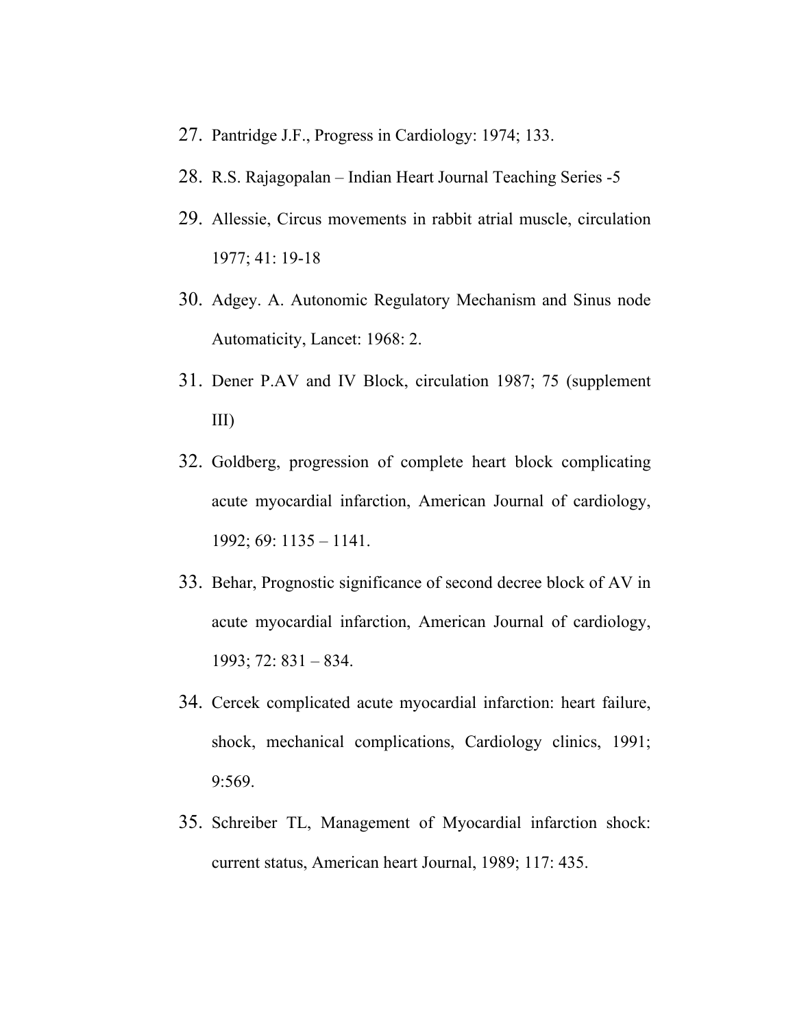27. Pantridge J.F., Progress in Cardiology: 1974; 133.
28. R.S. Rajagopalan – Indian Heart Journal Teaching Series -5
29. Allessie, Circus movements in rabbit atrial muscle, circulation 1977; 41: 19-18
30. Adgey. A. Autonomic Regulatory Mechanism and Sinus node Automaticity, Lancet: 1968: 2.
31. Dener P.AV and IV Block, circulation 1987; 75 (supplement III)
32. Goldberg, progression of complete heart block complicating acute myocardial infarction, American Journal of cardiology, 1992; 69: 1135 – 1141.
33. Behar, Prognostic significance of second decree block of AV in acute myocardial infarction, American Journal of cardiology, 1993; 72: 831 – 834.
34. Cercek complicated acute myocardial infarction: heart failure, shock, mechanical complications, Cardiology clinics, 1991; 9:569.
35. Schreiber TL, Management of Myocardial infarction shock: current status, American heart Journal, 1989; 117: 435.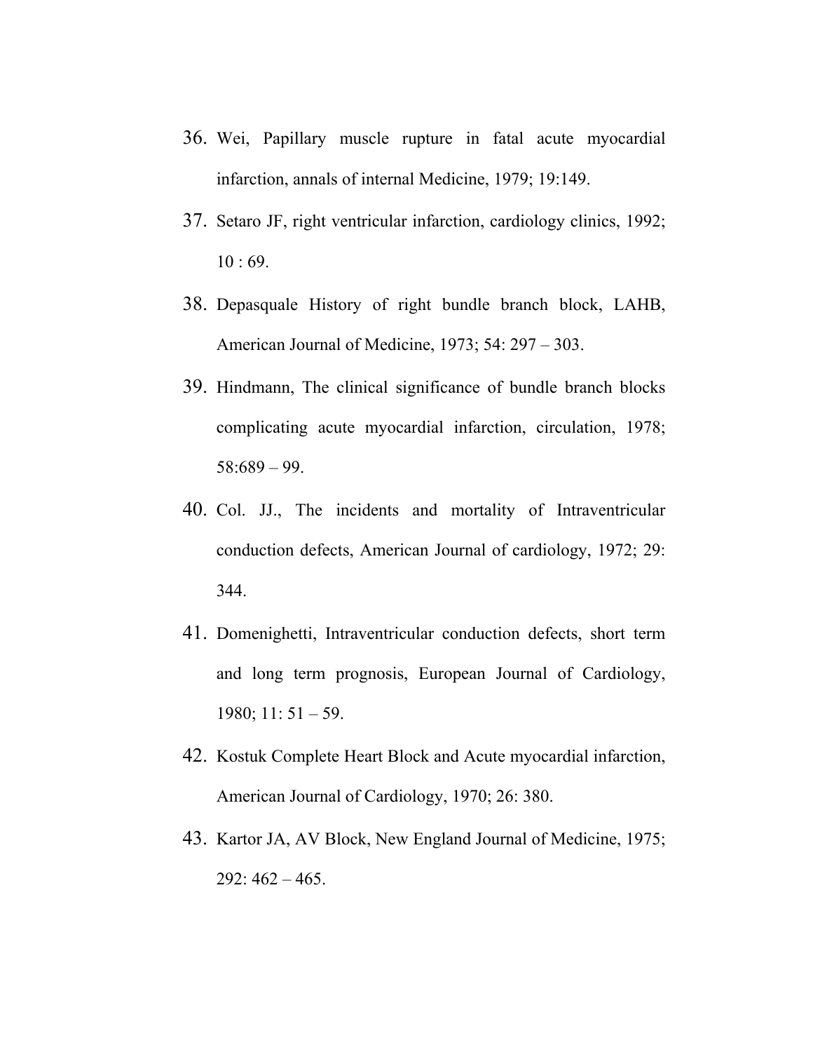36. Wei, Papillary muscle rupture in fatal acute myocardial infarction, annals of internal Medicine, 1979; 19:149.
37. Setaro JF, right ventricular infarction, cardiology clinics, 1992; 10 : 69.
38. Depasquale History of right bundle branch block, LAHB, American Journal of Medicine, 1973; 54: 297 – 303.
39. Hindmann, The clinical significance of bundle branch blocks complicating acute myocardial infarction, circulation, 1978; 58:689 – 99.
40. Col. JJ., The incidents and mortality of Intraventricular conduction defects, American Journal of cardiology, 1972; 29: 344.
41. Domenighetti, Intraventricular conduction defects, short term and long term prognosis, European Journal of Cardiology, 1980; 11: 51 – 59.
42. Kostuk Complete Heart Block and Acute myocardial infarction, American Journal of Cardiology, 1970; 26: 380.
43. Kartor JA, AV Block, New England Journal of Medicine, 1975; 292: 462 – 465.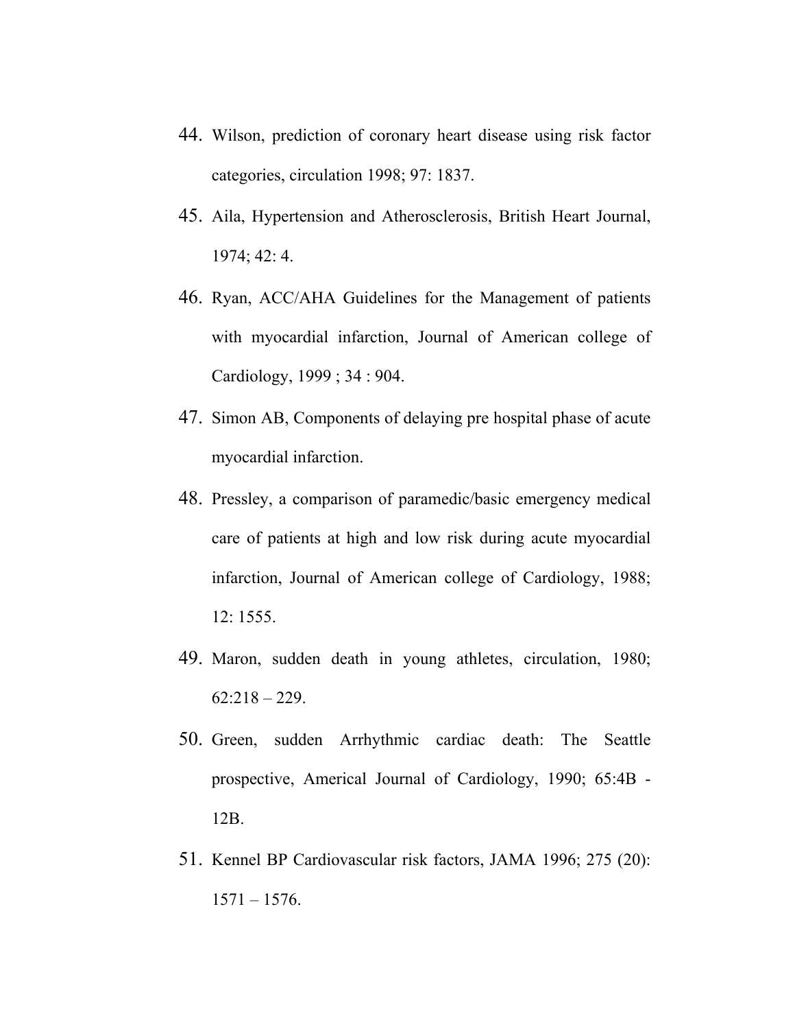44. Wilson, prediction of coronary heart disease using risk factor categories, circulation 1998; 97: 1837.
45. Aila, Hypertension and Atherosclerosis, British Heart Journal, 1974; 42: 4.
46. Ryan, ACC/AHA Guidelines for the Management of patients with myocardial infarction, Journal of American college of Cardiology, 1999 ; 34 : 904.
47. Simon AB, Components of delaying pre hospital phase of acute myocardial infarction.
48. Pressley, a comparison of paramedic/basic emergency medical care of patients at high and low risk during acute myocardial infarction, Journal of American college of Cardiology, 1988; 12: 1555.
49. Maron, sudden death in young athletes, circulation, 1980; 62:218 – 229.
50. Green, sudden Arrhythmic cardiac death: The Seattle prospective, Americal Journal of Cardiology, 1990; 65:4B - 12B.
51. Kennel BP Cardiovascular risk factors, JAMA 1996; 275 (20): 1571 – 1576.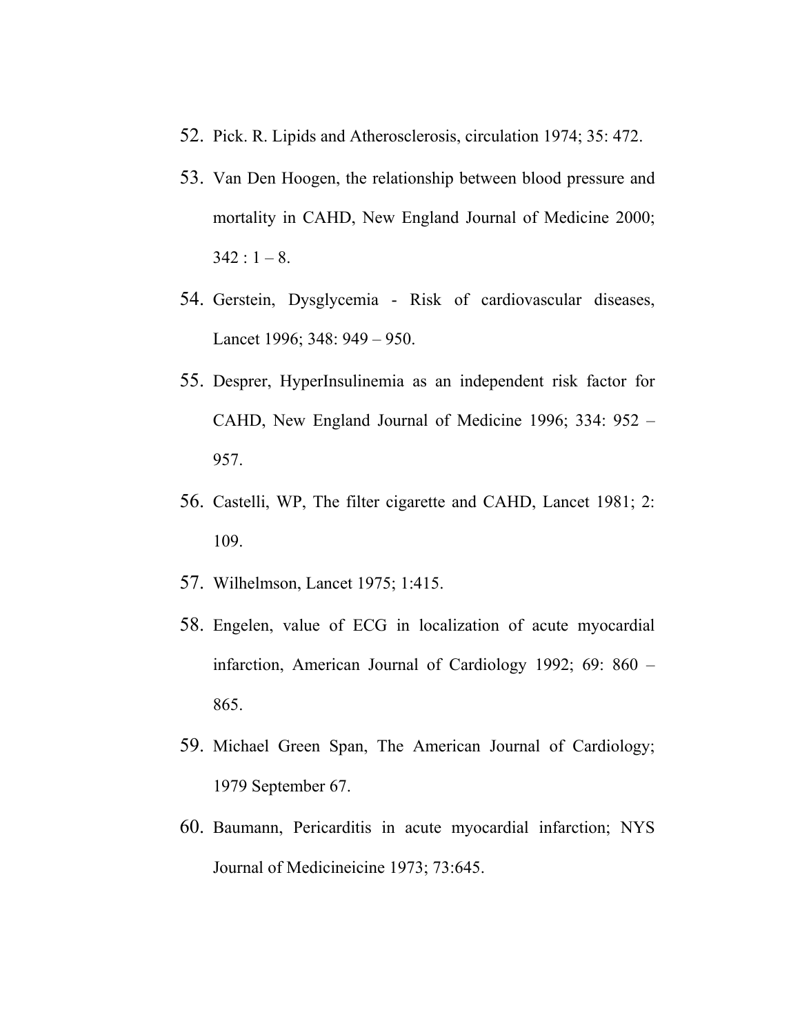52. Pick. R. Lipids and Atherosclerosis, circulation 1974; 35: 472.
53. Van Den Hoogen, the relationship between blood pressure and mortality in CAHD, New England Journal of Medicine 2000; 342 : 1 – 8.
54. Gerstein, Dysglycemia - Risk of cardiovascular diseases, Lancet 1996; 348: 949 – 950.
55. Desprer, HyperInsulinemia as an independent risk factor for CAHD, New England Journal of Medicine 1996; 334: 952 – 957.
56. Castelli, WP, The filter cigarette and CAHD, Lancet 1981; 2: 109.
57. Wilhelmson, Lancet 1975; 1:415.
58. Engelen, value of ECG in localization of acute myocardial infarction, American Journal of Cardiology 1992; 69: 860 – 865.
59. Michael Green Span, The American Journal of Cardiology; 1979 September 67.
60. Baumann, Pericarditis in acute myocardial infarction; NYS Journal of Medicineicine 1973; 73:645.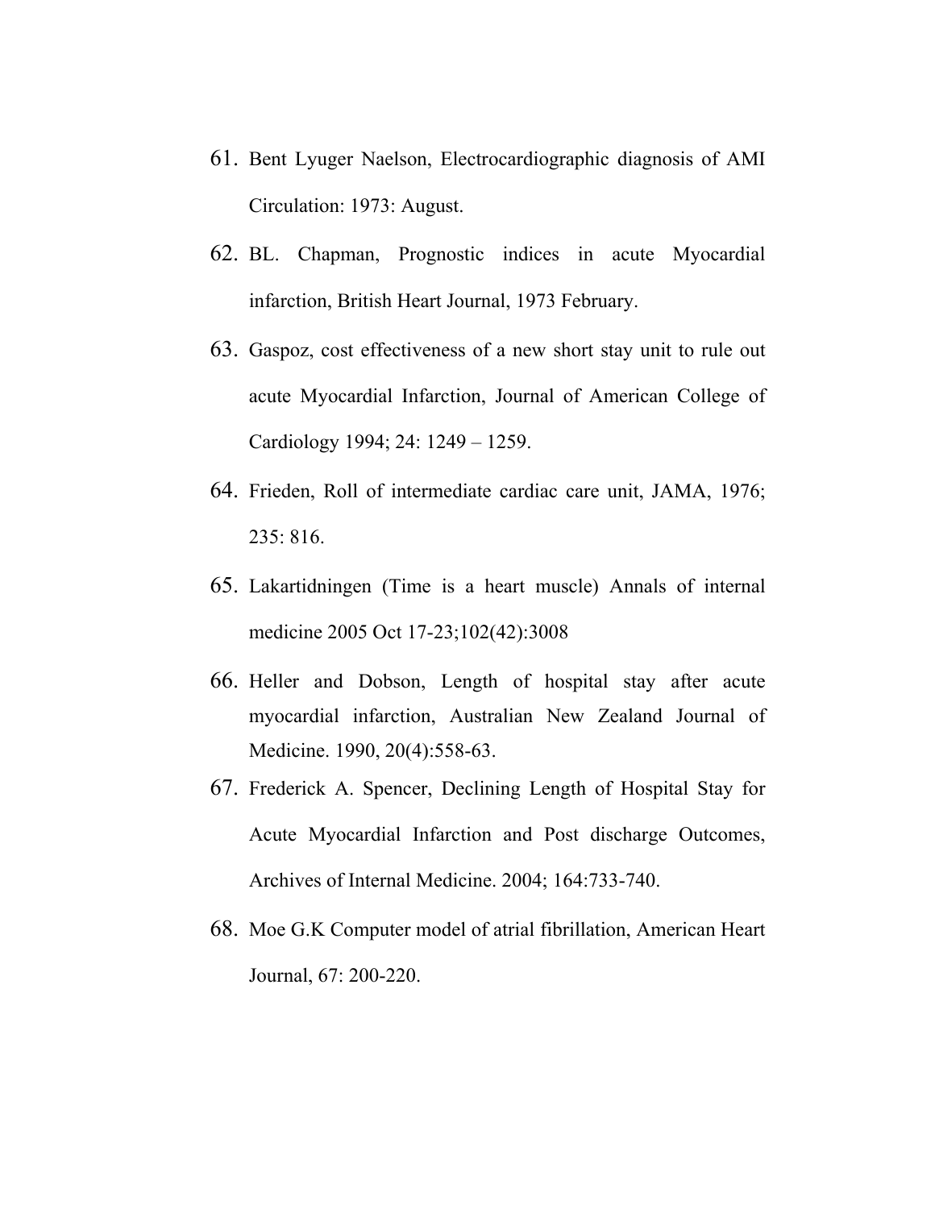61. Bent Lyuger Naelson, Electrocardiographic diagnosis of AMI Circulation: 1973: August.
62. BL. Chapman, Prognostic indices in acute Myocardial infarction, British Heart Journal, 1973 February.
63. Gaspoz, cost effectiveness of a new short stay unit to rule out acute Myocardial Infarction, Journal of American College of Cardiology 1994; 24: 1249 – 1259.
64. Frieden, Roll of intermediate cardiac care unit, JAMA, 1976; 235: 816.
65. Lakartidningen (Time is a heart muscle) Annals of internal medicine 2005 Oct 17-23;102(42):3008
66. Heller and Dobson, Length of hospital stay after acute myocardial infarction, Australian New Zealand Journal of Medicine. 1990, 20(4):558-63.
67. Frederick A. Spencer, Declining Length of Hospital Stay for Acute Myocardial Infarction and Post discharge Outcomes, Archives of Internal Medicine. 2004; 164:733-740.
68. Moe G.K Computer model of atrial fibrillation, American Heart Journal, 67: 200-220.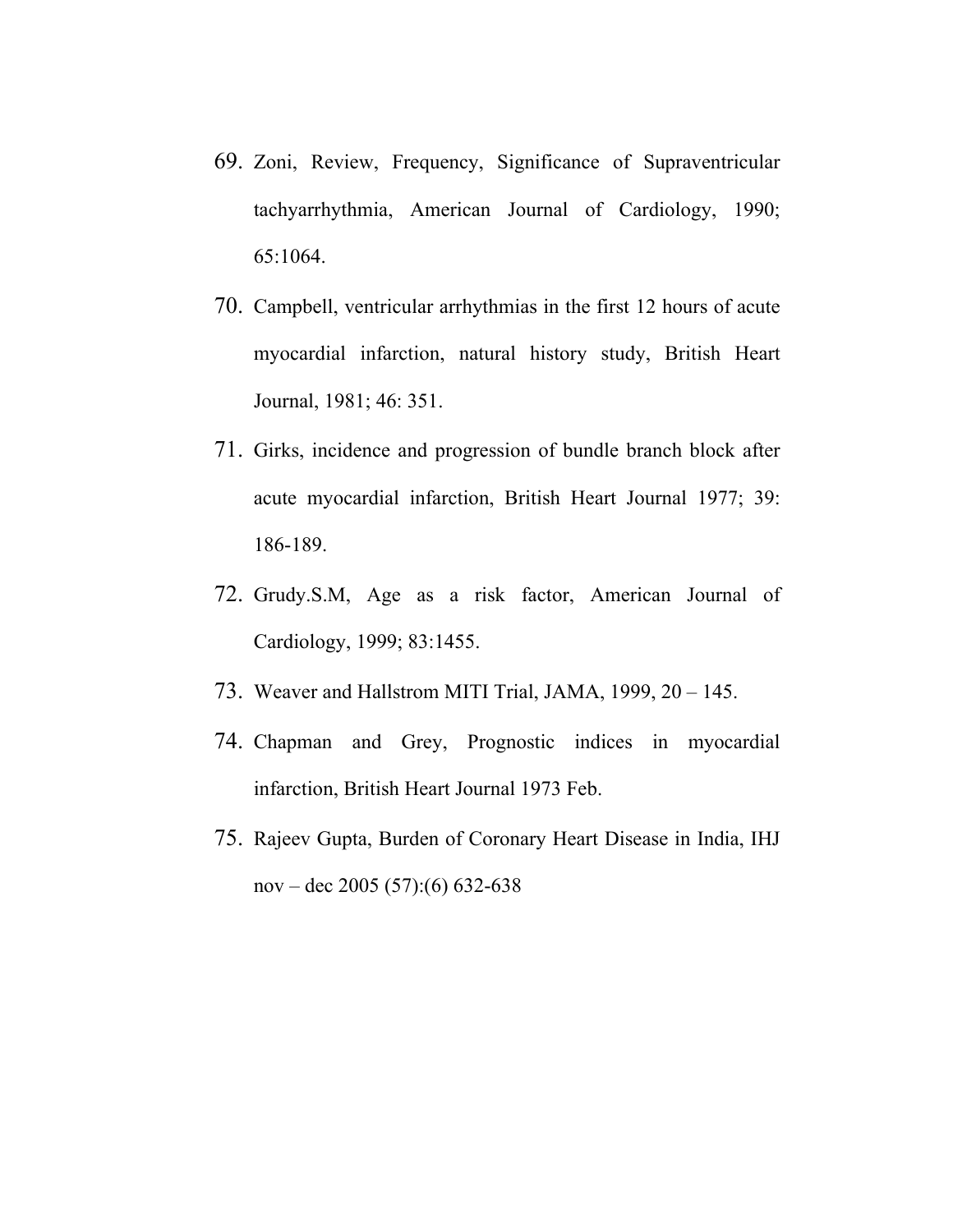69. Zoni, Review, Frequency, Significance of Supraventricular tachyarrhythmia, American Journal of Cardiology, 1990; 65:1064.
70. Campbell, ventricular arrhythmias in the first 12 hours of acute myocardial infarction, natural history study, British Heart Journal, 1981; 46: 351.
71. Girks, incidence and progression of bundle branch block after acute myocardial infarction, British Heart Journal 1977; 39: 186-189.
72. Grudy.S.M, Age as a risk factor, American Journal of Cardiology, 1999; 83:1455.
73. Weaver and Hallstrom MITI Trial, JAMA, 1999, 20 – 145.
74. Chapman and Grey, Prognostic indices in myocardial infarction, British Heart Journal 1973 Feb.
75. Rajeev Gupta, Burden of Coronary Heart Disease in India, IHJ nov – dec 2005 (57):(6) 632-638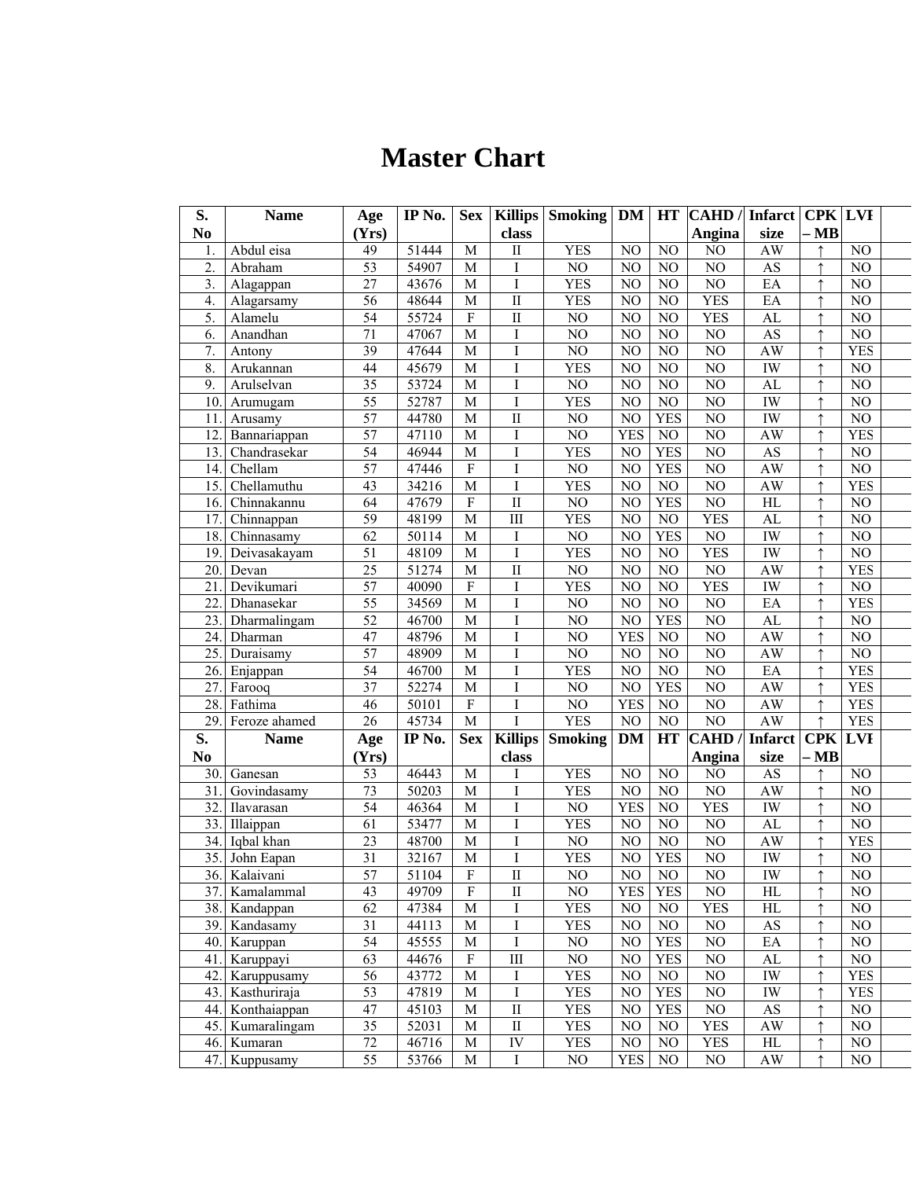# Master Chart

| S. No | Name | Age (Yrs) | IP No. | Sex | Killips class | Smoking | DM | HT | CAHD / Angina | Infarct size | CPK – MB | LVF | |
|---|---|---|---|---|---|---|---|---|---|---|---|---|---|
| 1. | Abdul eisa | 49 | 51444 | M | II | YES | NO | NO | NO | AW | ↑ | NO | |
| 2. | Abraham | 53 | 54907 | M | I | NO | NO | NO | NO | AS | ↑ | NO | |
| 3. | Alagappan | 27 | 43676 | M | I | YES | NO | NO | NO | EA | ↑ | NO | |
| 4. | Alagarsamy | 56 | 48644 | M | II | YES | NO | NO | YES | EA | ↑ | NO | |
| 5. | Alamelu | 54 | 55724 | F | II | NO | NO | NO | YES | AL | ↑ | NO | |
| 6. | Anandhan | 71 | 47067 | M | I | NO | NO | NO | NO | AS | ↑ | NO | |
| 7. | Antony | 39 | 47644 | M | I | NO | NO | NO | NO | AW | ↑ | YES | |
| 8. | Arukannan | 44 | 45679 | M | I | YES | NO | NO | NO | IW | ↑ | NO | |
| 9. | Arulselvan | 35 | 53724 | M | I | NO | NO | NO | NO | AL | ↑ | NO | |
| 10. | Arumugam | 55 | 52787 | M | I | YES | NO | NO | NO | IW | ↑ | NO | |
| 11. | Arusamy | 57 | 44780 | M | II | NO | NO | YES | NO | IW | ↑ | NO | |
| 12. | Bannariappan | 57 | 47110 | M | I | NO | YES | NO | NO | AW | ↑ | YES | |
| 13. | Chandrasekar | 54 | 46944 | M | I | YES | NO | YES | NO | AS | ↑ | NO | |
| 14. | Chellam | 57 | 47446 | F | I | NO | NO | YES | NO | AW | ↑ | NO | |
| 15. | Chellamuthu | 43 | 34216 | M | I | YES | NO | NO | NO | AW | ↑ | YES | |
| 16. | Chinnakannu | 64 | 47679 | F | II | NO | NO | YES | NO | HL | ↑ | NO | |
| 17. | Chinnappan | 59 | 48199 | M | III | YES | NO | NO | YES | AL | ↑ | NO | |
| 18. | Chinnasamy | 62 | 50114 | M | I | NO | NO | YES | NO | IW | ↑ | NO | |
| 19. | Deivasakayam | 51 | 48109 | M | I | YES | NO | NO | YES | IW | ↑ | NO | |
| 20. | Devan | 25 | 51274 | M | II | NO | NO | NO | NO | AW | ↑ | YES | |
| 21. | Devikumari | 57 | 40090 | F | I | YES | NO | NO | YES | IW | ↑ | NO | |
| 22. | Dhanasekar | 55 | 34569 | M | I | NO | NO | NO | NO | EA | ↑ | YES | |
| 23. | Dharmalingam | 52 | 46700 | M | I | NO | NO | YES | NO | AL | ↑ | NO | |
| 24. | Dharman | 47 | 48796 | M | I | NO | YES | NO | NO | AW | ↑ | NO | |
| 25. | Duraisamy | 57 | 48909 | M | I | NO | NO | NO | NO | AW | ↑ | NO | |
| 26. | Enjappan | 54 | 46700 | M | I | YES | NO | NO | NO | EA | ↑ | YES | |
| 27. | Farooq | 37 | 52274 | M | I | NO | NO | YES | NO | AW | ↑ | YES | |
| 28. | Fathima | 46 | 50101 | F | I | NO | YES | NO | NO | AW | ↑ | YES | |
| 29. | Feroze ahamed | 26 | 45734 | M | I | YES | NO | NO | NO | AW | ↑ | YES | |
| 30. | Ganesan | 53 | 46443 | M | I | YES | NO | NO | NO | AS | ↑ | NO | |
| 31. | Govindasamy | 73 | 50203 | M | I | YES | NO | NO | NO | AW | ↑ | NO | |
| 32. | Ilavarasan | 54 | 46364 | M | I | NO | YES | NO | YES | IW | ↑ | NO | |
| 33. | Illaippan | 61 | 53477 | M | I | YES | NO | NO | NO | AL | ↑ | NO | |
| 34. | Iqbal khan | 23 | 48700 | M | I | NO | NO | NO | NO | AW | ↑ | YES | |
| 35. | John Eapan | 31 | 32167 | M | I | YES | NO | YES | NO | IW | ↑ | NO | |
| 36. | Kalaivani | 57 | 51104 | F | II | NO | NO | NO | NO | IW | ↑ | NO | |
| 37. | Kamalammal | 43 | 49709 | F | II | NO | YES | YES | NO | HL | ↑ | NO | |
| 38. | Kandappan | 62 | 47384 | M | I | YES | NO | NO | YES | HL | ↑ | NO | |
| 39. | Kandasamy | 31 | 44113 | M | I | YES | NO | NO | NO | AS | ↑ | NO | |
| 40. | Karuppan | 54 | 45555 | M | I | NO | NO | YES | NO | EA | ↑ | NO | |
| 41. | Karuppayi | 63 | 44676 | F | III | NO | NO | YES | NO | AL | ↑ | NO | |
| 42. | Karuppusamy | 56 | 43772 | M | I | YES | NO | NO | NO | IW | ↑ | YES | |
| 43. | Kasthuriraja | 53 | 47819 | M | I | YES | NO | YES | NO | IW | ↑ | YES | |
| 44. | Konthaiappan | 47 | 45103 | M | II | YES | NO | YES | NO | AS | ↑ | NO | |
| 45. | Kumaralingam | 35 | 52031 | M | II | YES | NO | NO | YES | AW | ↑ | NO | |
| 46. | Kumaran | 72 | 46716 | M | IV | YES | NO | NO | YES | HL | ↑ | NO | |
| 47. | Kuppusamy | 55 | 53766 | M | I | NO | YES | NO | NO | AW | ↑ | NO | |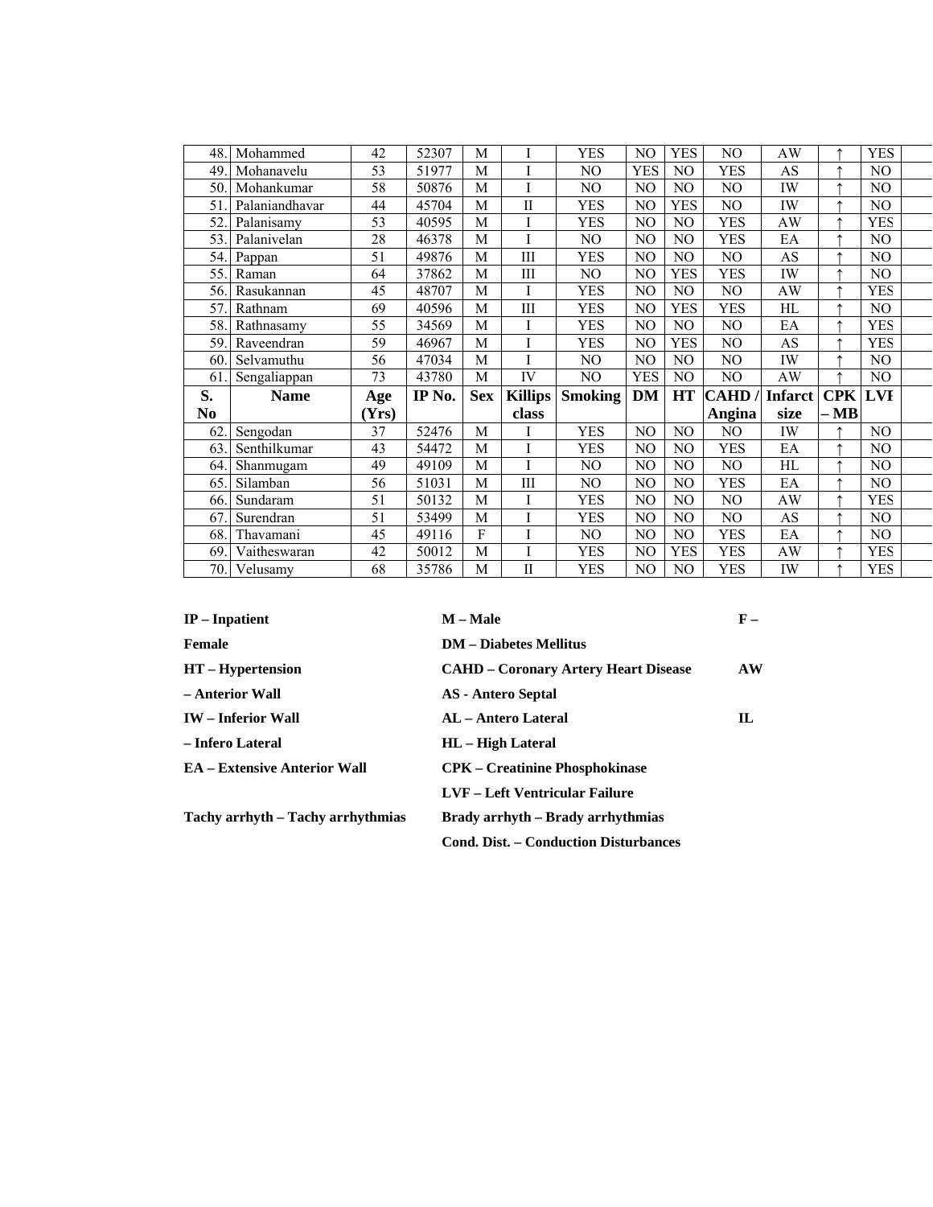| S. No | Name | Age (Yrs) | IP No. | Sex | Killips class | Smoking | DM | HT | CAHD / Angina | Infarct size | CPK – MB | LVF |
|---|---|---|---|---|---|---|---|---|---|---|---|---|
| 48. | Mohammed | 42 | 52307 | M | I | YES | NO | YES | NO | AW | ↑ | YES |
| 49. | Mohanavelu | 53 | 51977 | M | I | NO | YES | NO | YES | AS | ↑ | NO |
| 50. | Mohankumar | 58 | 50876 | M | I | NO | NO | NO | NO | IW | ↑ | NO |
| 51. | Palaniandhavar | 44 | 45704 | M | II | YES | NO | YES | NO | IW | ↑ | NO |
| 52. | Palanisamy | 53 | 40595 | M | I | YES | NO | NO | YES | AW | ↑ | YES |
| 53. | Palanivelan | 28 | 46378 | M | I | NO | NO | NO | YES | EA | ↑ | NO |
| 54. | Pappan | 51 | 49876 | M | III | YES | NO | NO | NO | AS | ↑ | NO |
| 55. | Raman | 64 | 37862 | M | III | NO | NO | YES | YES | IW | ↑ | NO |
| 56. | Rasukannan | 45 | 48707 | M | I | YES | NO | NO | NO | AW | ↑ | YES |
| 57. | Rathnam | 69 | 40596 | M | III | YES | NO | YES | YES | HL | ↑ | NO |
| 58. | Rathnasamy | 55 | 34569 | M | I | YES | NO | NO | NO | EA | ↑ | YES |
| 59. | Raveendran | 59 | 46967 | M | I | YES | NO | YES | NO | AS | ↑ | YES |
| 60. | Selvamuthu | 56 | 47034 | M | I | NO | NO | NO | NO | IW | ↑ | NO |
| 61. | Sengaliappan | 73 | 43780 | M | IV | NO | YES | NO | NO | AW | ↑ | NO |
| 62. | Sengodan | 37 | 52476 | M | I | YES | NO | NO | NO | IW | ↑ | NO |
| 63. | Senthilkumar | 43 | 54472 | M | I | YES | NO | NO | YES | EA | ↑ | NO |
| 64. | Shanmugam | 49 | 49109 | M | I | NO | NO | NO | NO | HL | ↑ | NO |
| 65. | Silamban | 56 | 51031 | M | III | NO | NO | NO | YES | EA | ↑ | NO |
| 66. | Sundaram | 51 | 50132 | M | I | YES | NO | NO | NO | AW | ↑ | YES |
| 67. | Surendran | 51 | 53499 | M | I | YES | NO | NO | NO | AS | ↑ | NO |
| 68. | Thavamani | 45 | 49116 | F | I | NO | NO | NO | YES | EA | ↑ | NO |
| 69. | Vaitheswaran | 42 | 50012 | M | I | YES | NO | YES | YES | AW | ↑ | YES |
| 70. | Velusamy | 68 | 35786 | M | II | YES | NO | NO | YES | IW | ↑ | YES |

**IP – Inpatient**

**M – Male**

**F – Female**

**DM – Diabetes Mellitus**

**HT – Hypertension**

**CAHD – Coronary Artery Heart Disease**

**AW – Anterior Wall**

**AS - Antero Septal**

**IW – Inferior Wall**

**AL – Antero Lateral**

**IL – Infero Lateral**

**HL – High Lateral**

**EA – Extensive Anterior Wall**

**CPK – Creatinine Phosphokinase**

**LVF – Left Ventricular Failure**

**Tachy arrhyth – Tachy arrhythmias**

**Brady arrhyth – Brady arrhythmias**

**Cond. Dist. – Conduction Disturbances**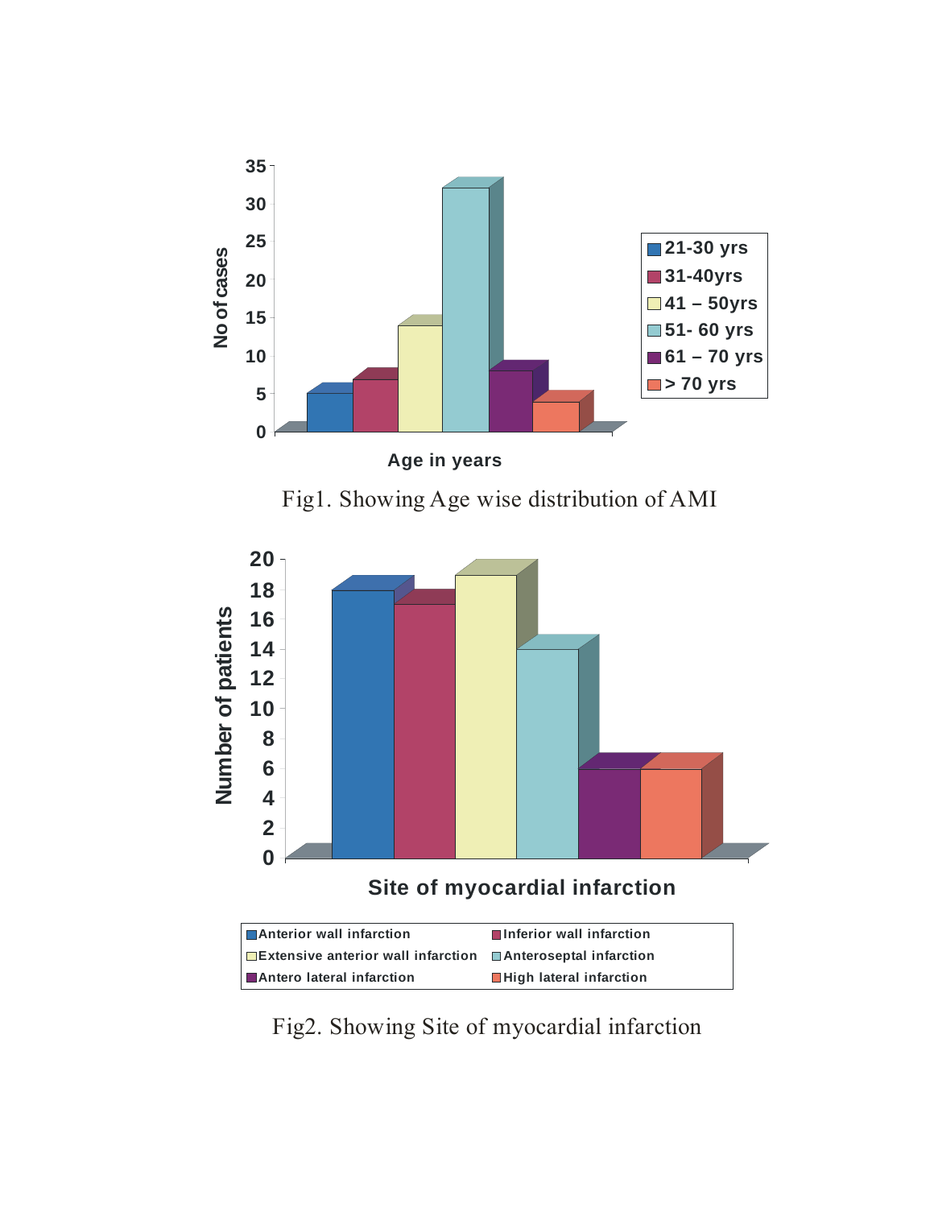Fig1. Showing Age wise distribution of AMI

Fig2. Showing Site of myocardial infarction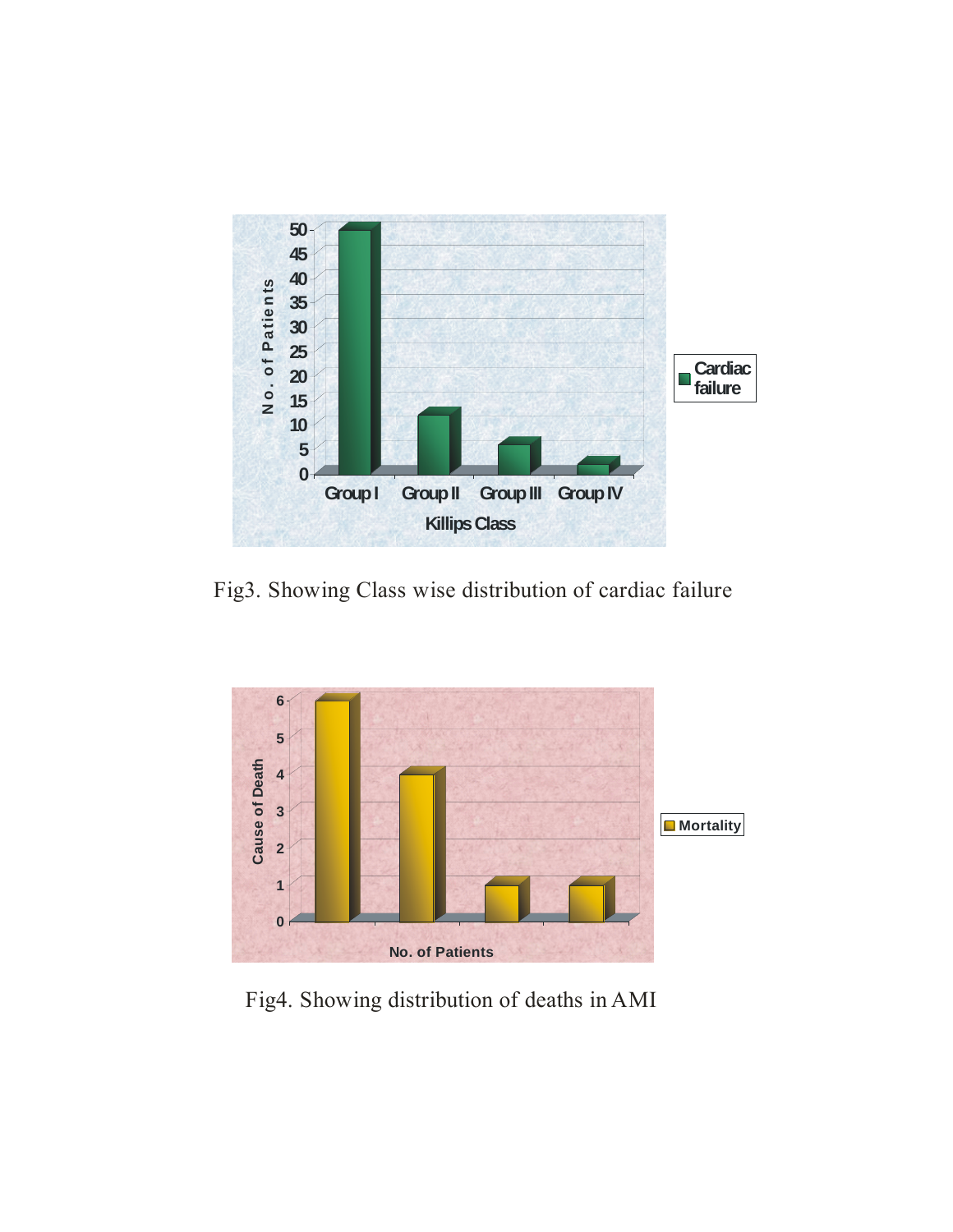Fig3. Showing Class wise distribution of cardiac failure

Fig4. Showing distribution of deaths in AMI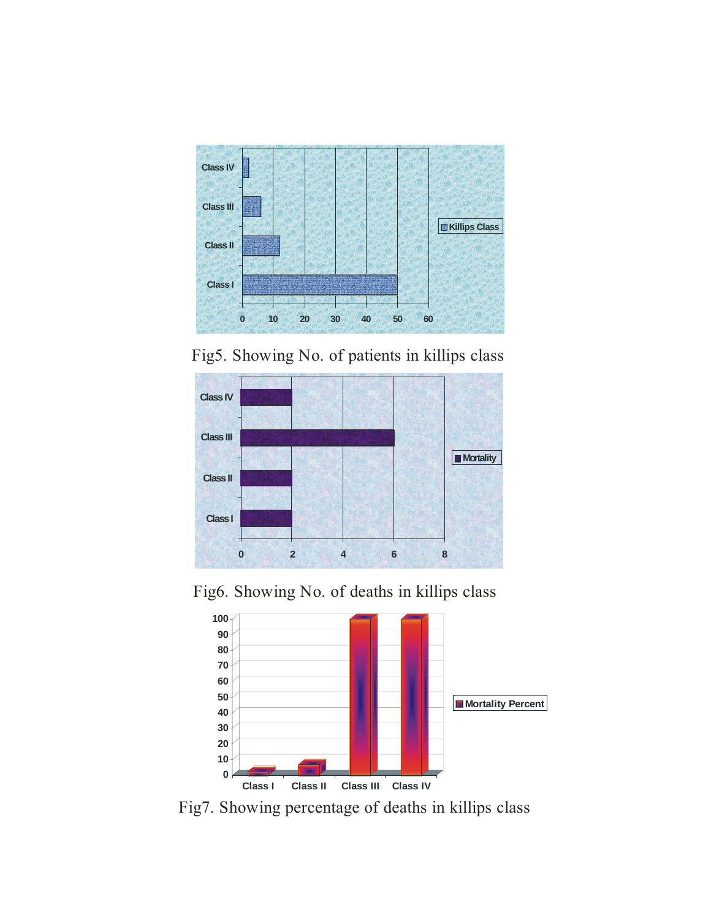Fig5. Showing No. of patients in killips class

Fig6. Showing No. of deaths in killips class

Fig7. Showing percentage of deaths in killips class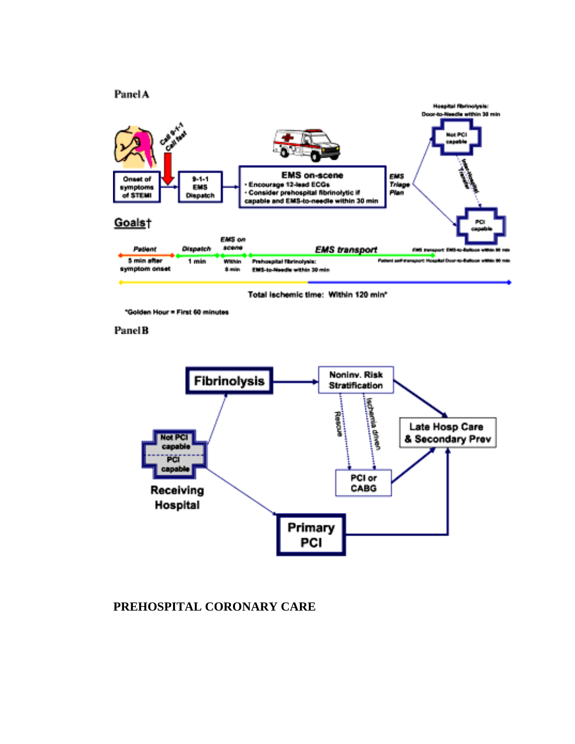Panel A

Hospital fibrinolysis: Door-to-Needle within 30 min

Call 9-1-1 Call fast

Onset of symptoms of STEMI

9-1-1 EMS Dispatch

**EMS on-scene**
- Encourage 12-lead ECGs
- Consider prehospital fibrinolytic if capable and EMS-to-needle within 30 min

EMS Triage Plan

Not PCI capable

Inter-Hospital Transfer

PCI capable

**Goals†**

| Patient | Dispatch | EMS on scene | EMS transport |
|---|---|---|---|
| 5 min after symptom onset | 1 min | Within 8 min | Prehospital fibrinolysis: EMS-to-Needle within 30 min |

EMS transport: EMS-to-Balloon within 90 min

Patient self-transport: Hospital Door-to-Balloon within 90 min

Total ischemic time: Within 120 min*

*Golden Hour = First 60 minutes

Panel B

Receiving Hospital: Not PCI capable / PCI capable

Fibrinolysis → Noninv. Risk Stratification

Rescue / Ischemia driven → PCI or CABG

Primary PCI

Late Hosp Care & Secondary Prev

**PREHOSPITAL CORONARY CARE**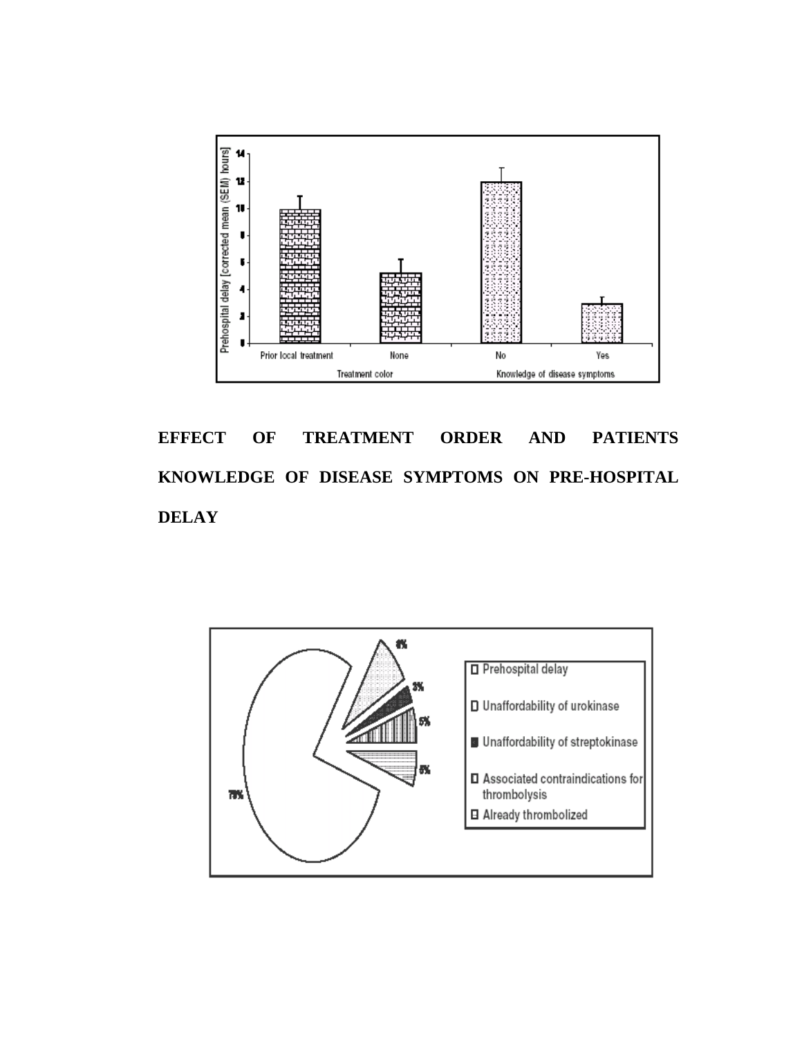**EFFECT OF TREATMENT ORDER AND PATIENTS KNOWLEDGE OF DISEASE SYMPTOMS ON PRE-HOSPITAL DELAY**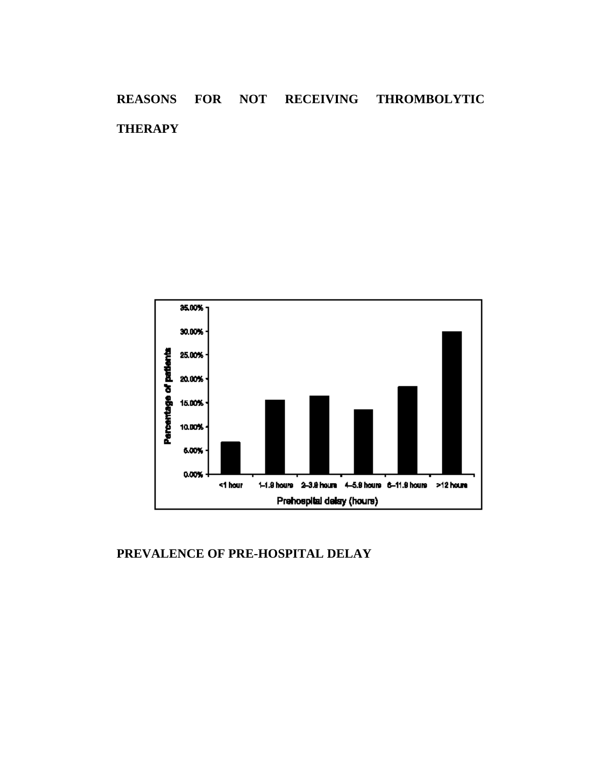**REASONS FOR NOT RECEIVING THROMBOLYTIC THERAPY**

**PREVALENCE OF PRE-HOSPITAL DELAY**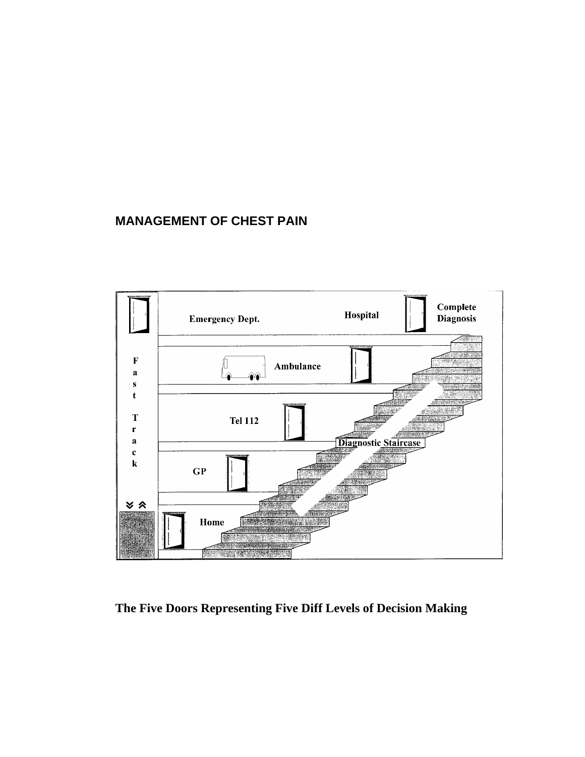## MANAGEMENT OF CHEST PAIN

**The Five Doors Representing Five Diff Levels of Decision Making**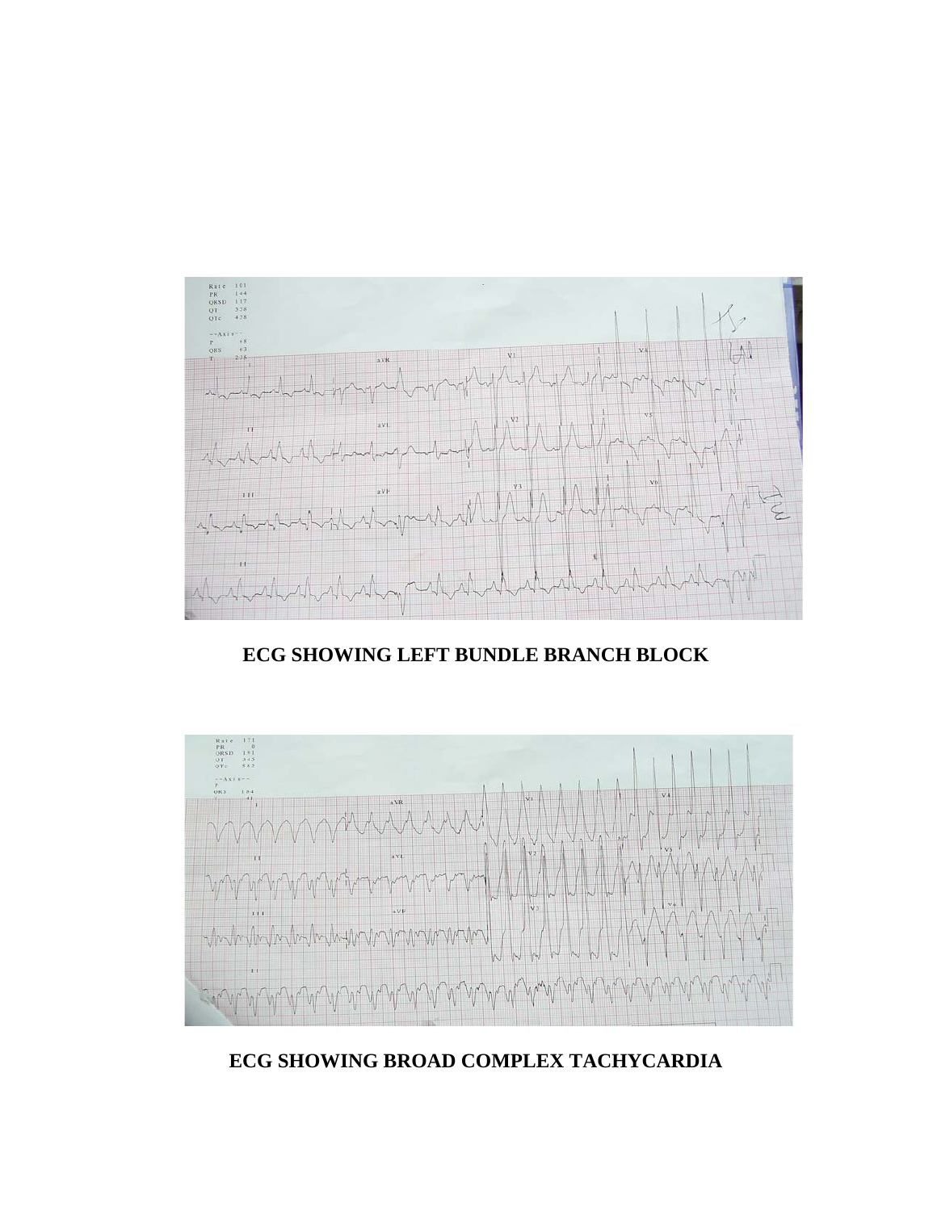**ECG SHOWING LEFT BUNDLE BRANCH BLOCK**

**ECG SHOWING BROAD COMPLEX TACHYCARDIA**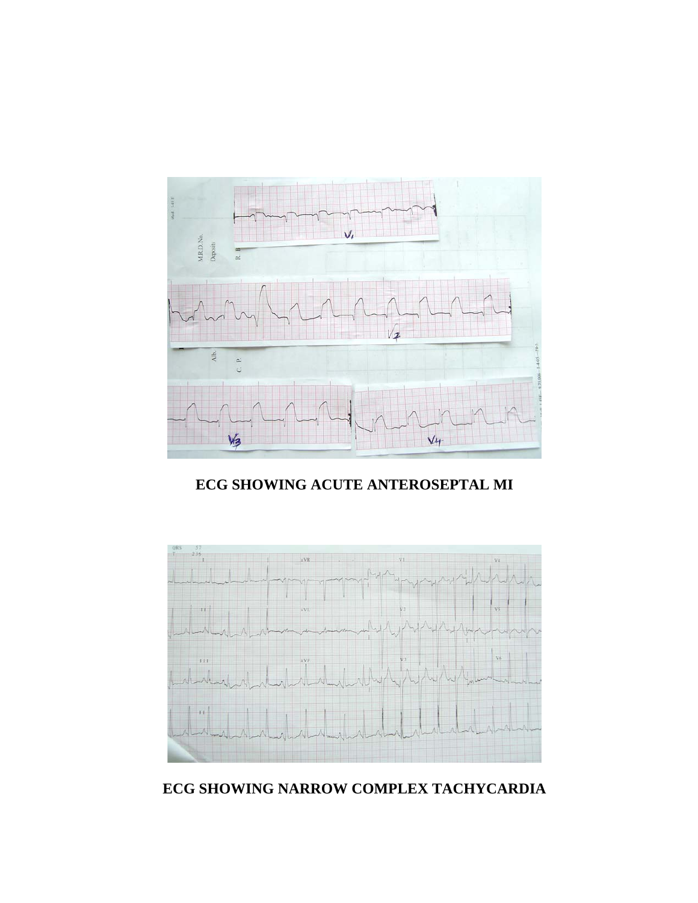**ECG SHOWING ACUTE ANTEROSEPTAL MI**

**ECG SHOWING NARROW COMPLEX TACHYCARDIA**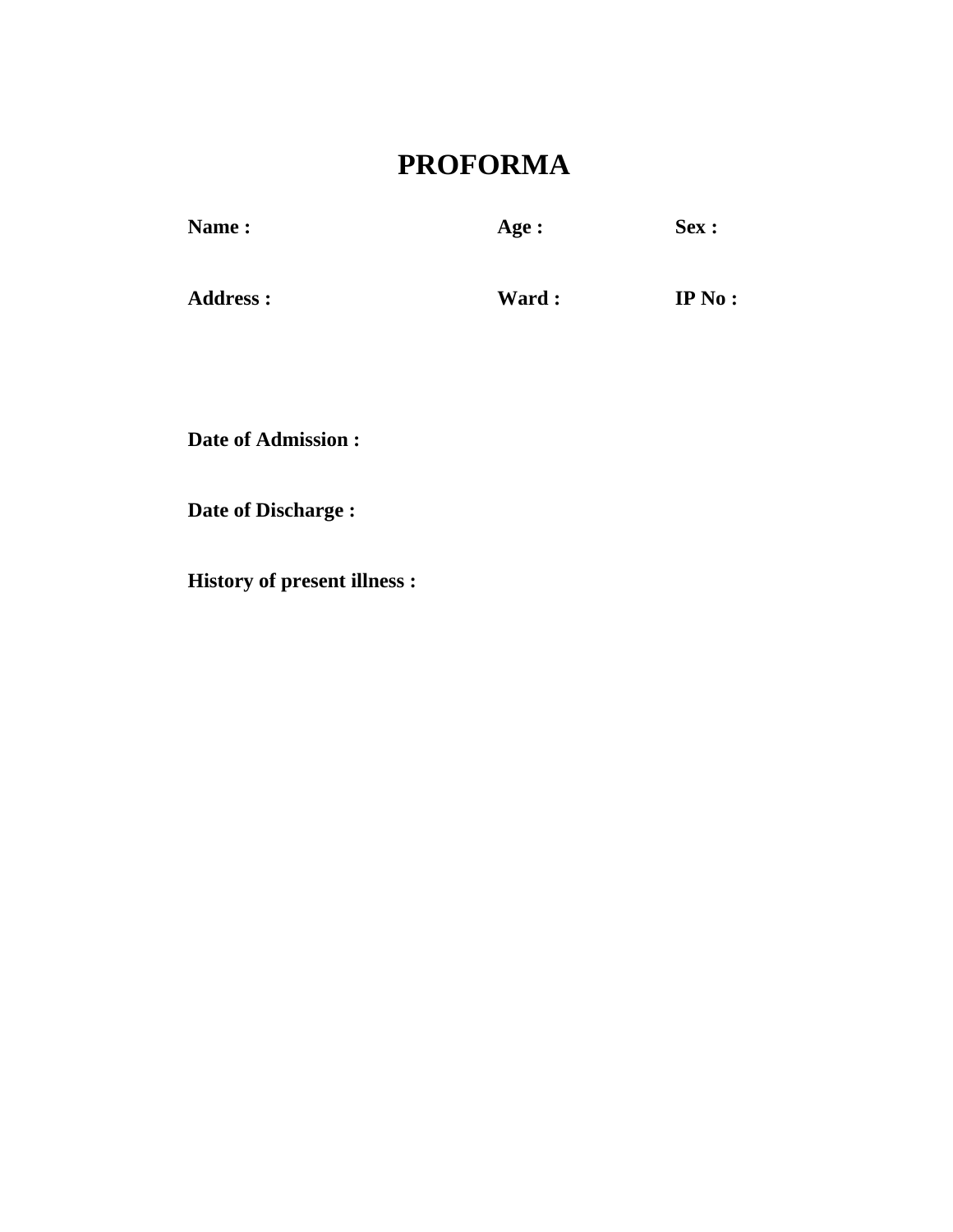# PROFORMA

**Name :** **Age :** **Sex :**

**Address :** **Ward :** **IP No :**

**Date of Admission :**

**Date of Discharge :**

**History of present illness :**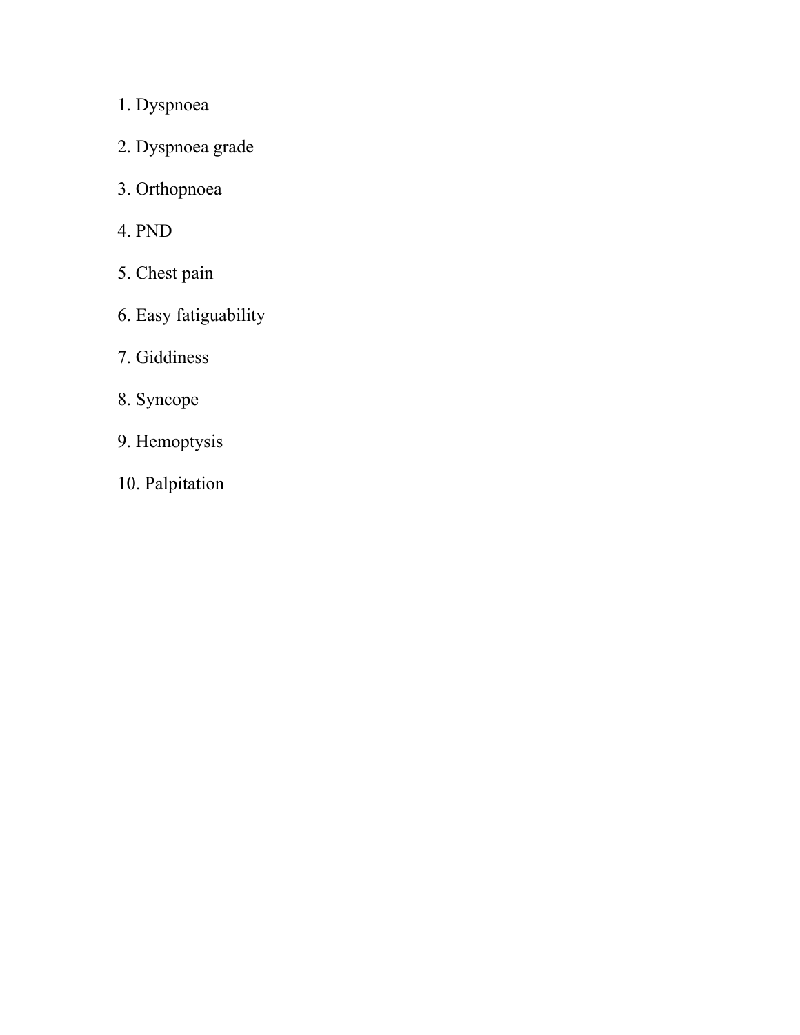1. Dyspnoea
2. Dyspnoea grade
3. Orthopnoea
4. PND
5. Chest pain
6. Easy fatiguability
7. Giddiness
8. Syncope
9. Hemoptysis
10. Palpitation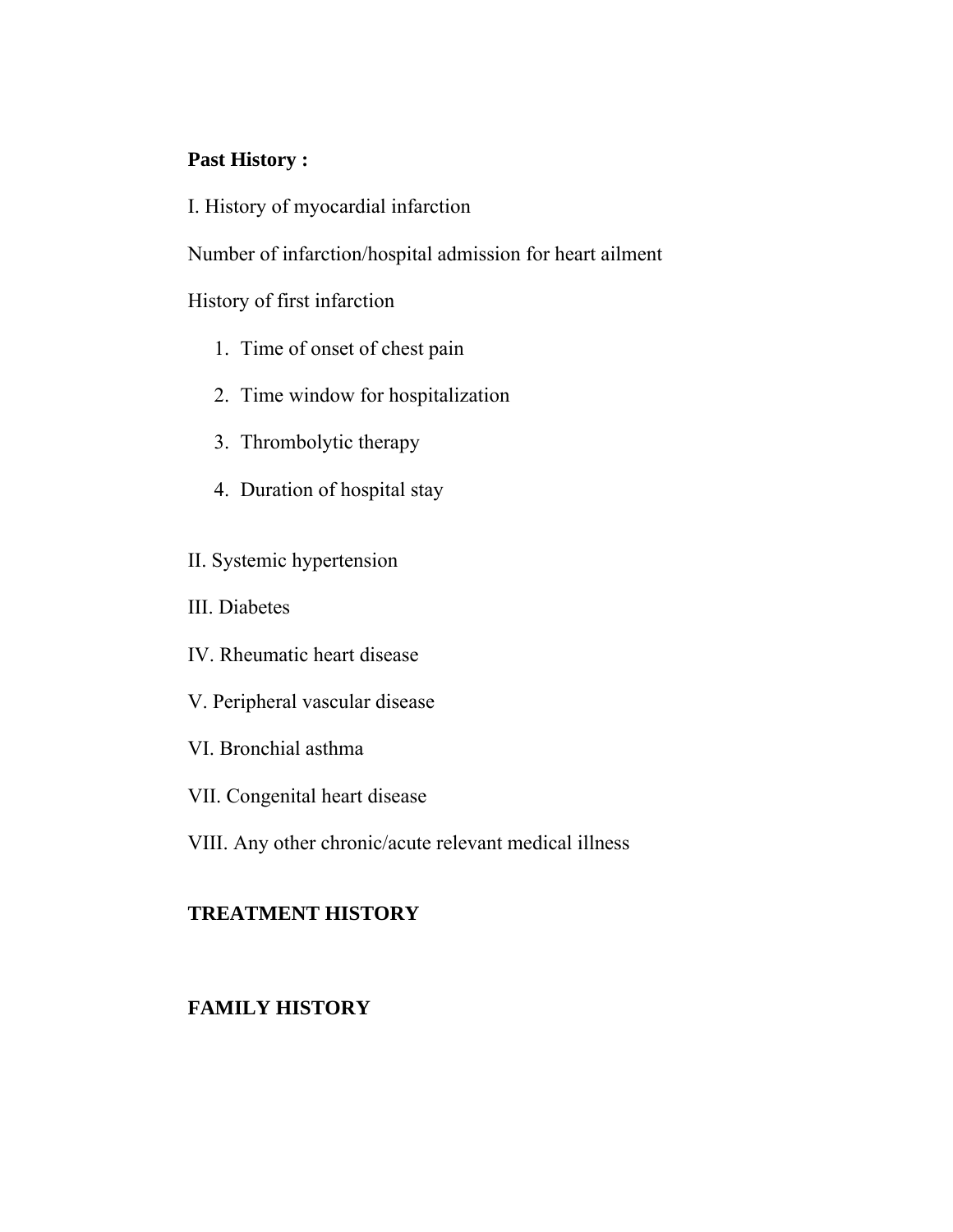**Past History :**

I. History of myocardial infarction

Number of infarction/hospital admission for heart ailment

History of first infarction

1. Time of onset of chest pain
2. Time window for hospitalization
3. Thrombolytic therapy
4. Duration of hospital stay

II. Systemic hypertension

III. Diabetes

IV. Rheumatic heart disease

V. Peripheral vascular disease

VI. Bronchial asthma

VII. Congenital heart disease

VIII. Any other chronic/acute relevant medical illness

**TREATMENT HISTORY**

**FAMILY HISTORY**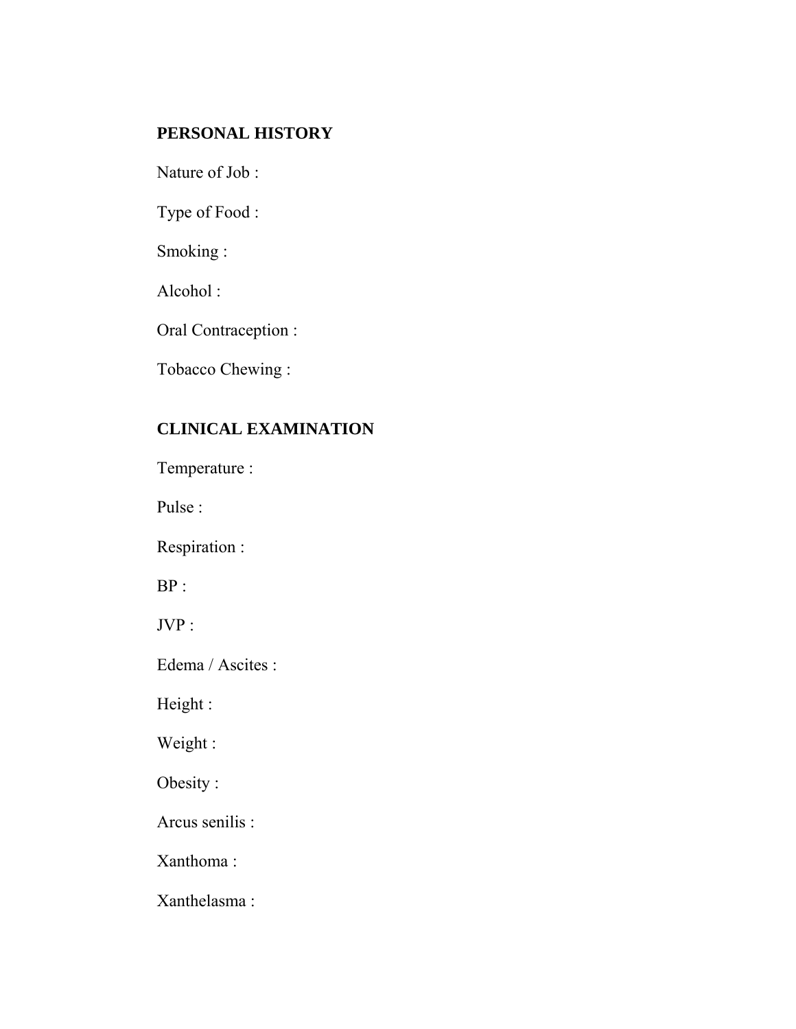**PERSONAL HISTORY**

Nature of Job :

Type of Food :

Smoking :

Alcohol :

Oral Contraception :

Tobacco Chewing :

**CLINICAL EXAMINATION**

Temperature :

Pulse :

Respiration :

BP :

JVP :

Edema / Ascites :

Height :

Weight :

Obesity :

Arcus senilis :

Xanthoma :

Xanthelasma :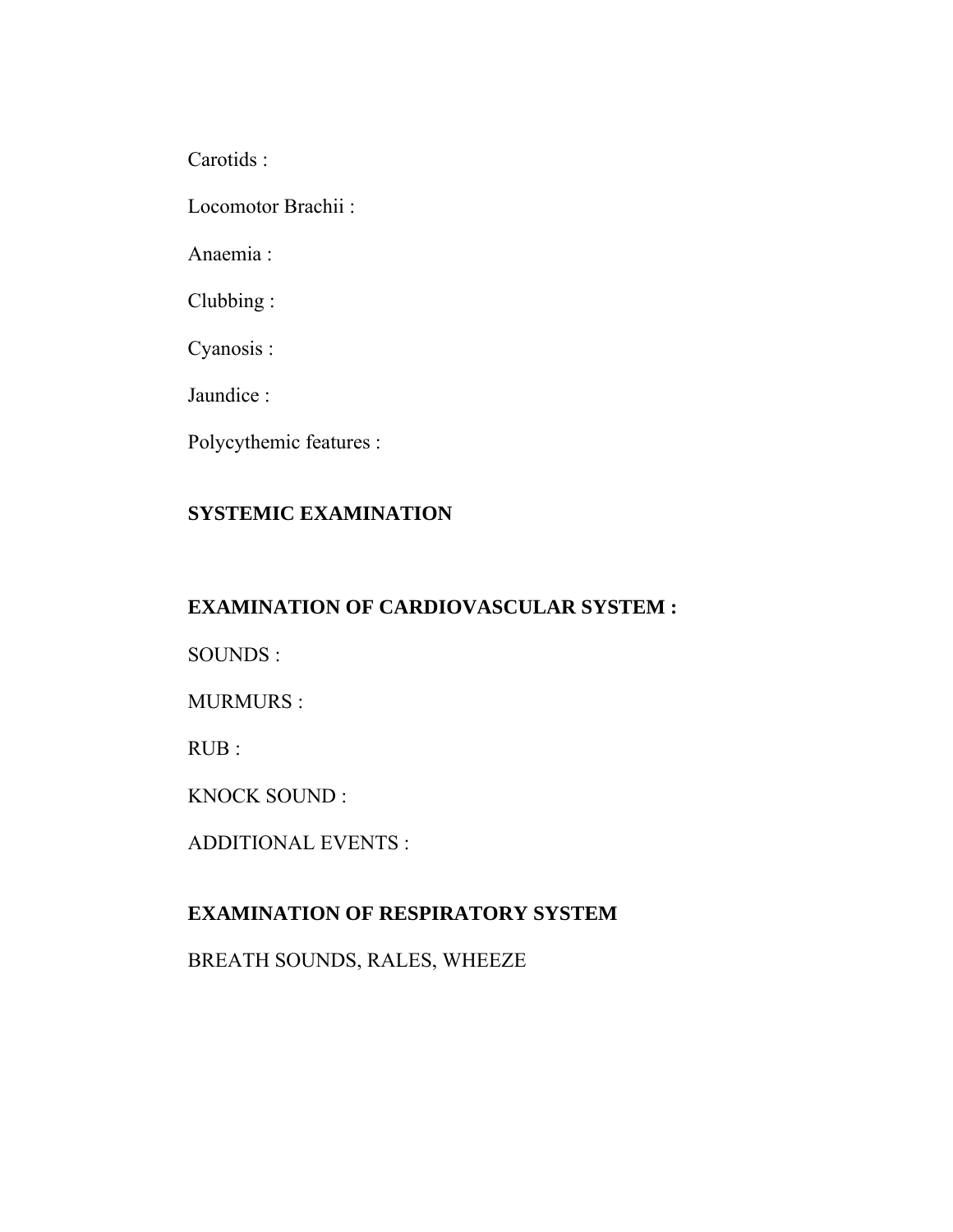Carotids :

Locomotor Brachii :

Anaemia :

Clubbing :

Cyanosis :

Jaundice :

Polycythemic features :

**SYSTEMIC EXAMINATION**

**EXAMINATION OF CARDIOVASCULAR SYSTEM :**

SOUNDS :

MURMURS :

RUB :

KNOCK SOUND :

ADDITIONAL EVENTS :

**EXAMINATION OF RESPIRATORY SYSTEM**

BREATH SOUNDS, RALES, WHEEZE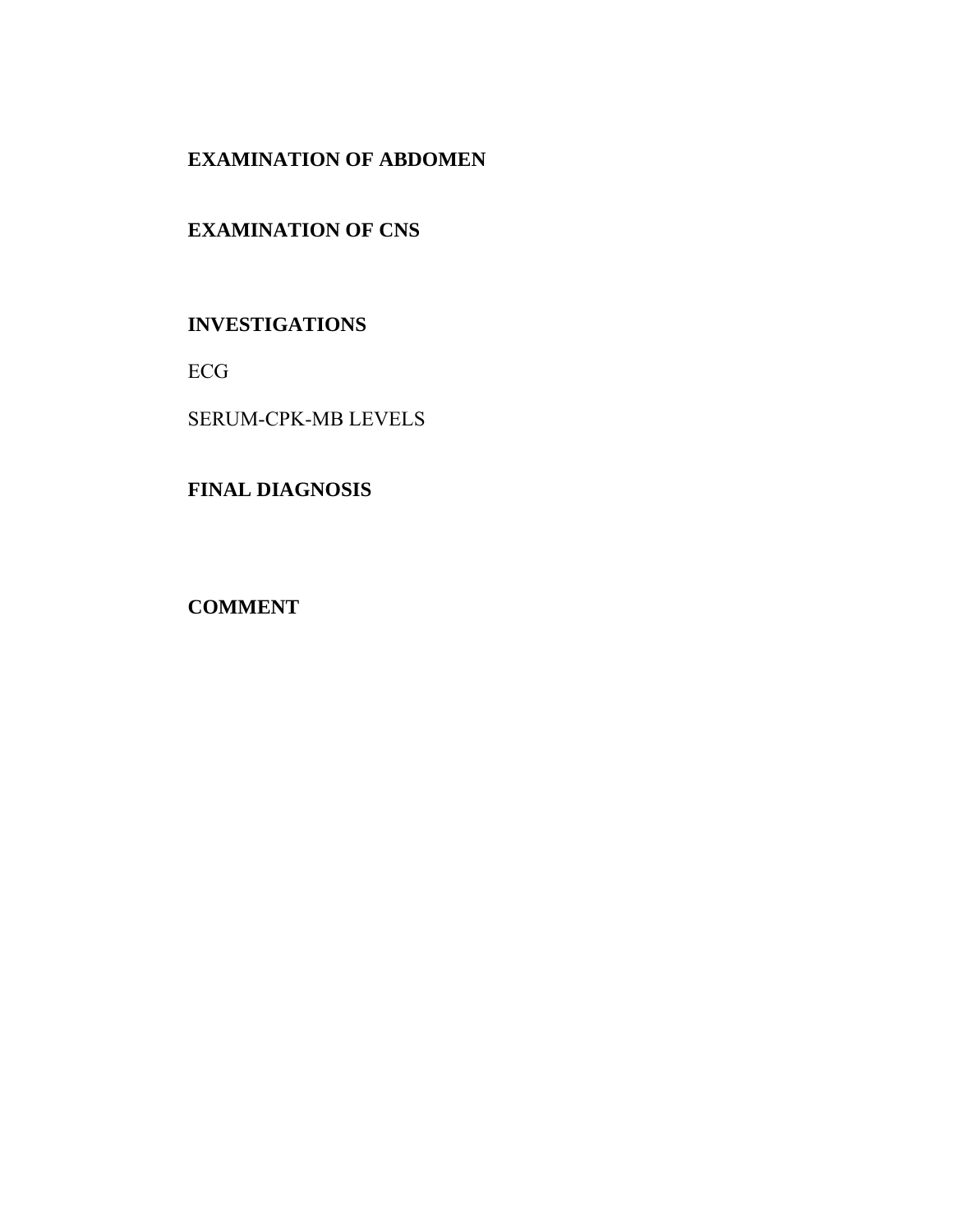**EXAMINATION OF ABDOMEN**

**EXAMINATION OF CNS**

**INVESTIGATIONS**

ECG

SERUM-CPK-MB LEVELS

**FINAL DIAGNOSIS**

**COMMENT**